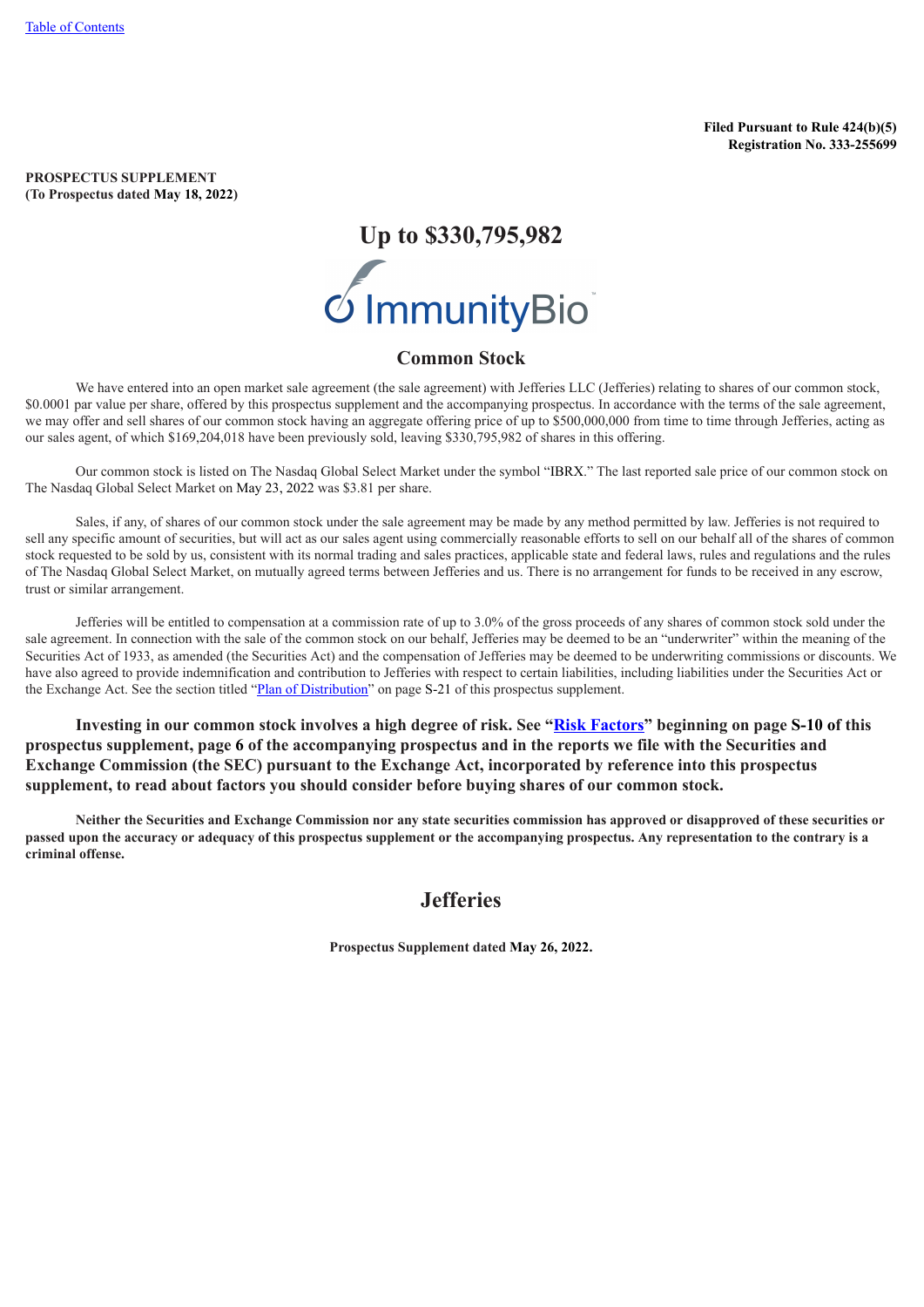**Filed Pursuant to Rule 424(b)(5)**
**Registration No. 333-255699**

**PROSPECTUS SUPPLEMENT**
**(To Prospectus dated May 18, 2022)**

# Up to $330,795,982

ImmunityBio

## Common Stock

We have entered into an open market sale agreement (the sale agreement) with Jefferies LLC (Jefferies) relating to shares of our common stock, $0.0001 par value per share, offered by this prospectus supplement and the accompanying prospectus. In accordance with the terms of the sale agreement, we may offer and sell shares of our common stock having an aggregate offering price of up to $500,000,000 from time to time through Jefferies, acting as our sales agent, of which $169,204,018 have been previously sold, leaving $330,795,982 of shares in this offering.

Our common stock is listed on The Nasdaq Global Select Market under the symbol "IBRX." The last reported sale price of our common stock on The Nasdaq Global Select Market on May 23, 2022 was $3.81 per share.

Sales, if any, of shares of our common stock under the sale agreement may be made by any method permitted by law. Jefferies is not required to sell any specific amount of securities, but will act as our sales agent using commercially reasonable efforts to sell on our behalf all of the shares of common stock requested to be sold by us, consistent with its normal trading and sales practices, applicable state and federal laws, rules and regulations and the rules of The Nasdaq Global Select Market, on mutually agreed terms between Jefferies and us. There is no arrangement for funds to be received in any escrow, trust or similar arrangement.

Jefferies will be entitled to compensation at a commission rate of up to 3.0% of the gross proceeds of any shares of common stock sold under the sale agreement. In connection with the sale of the common stock on our behalf, Jefferies may be deemed to be an "underwriter" within the meaning of the Securities Act of 1933, as amended (the Securities Act) and the compensation of Jefferies may be deemed to be underwriting commissions or discounts. We have also agreed to provide indemnification and contribution to Jefferies with respect to certain liabilities, including liabilities under the Securities Act or the Exchange Act. See the section titled "Plan of Distribution" on page S-21 of this prospectus supplement.

**Investing in our common stock involves a high degree of risk. See "Risk Factors" beginning on page S-10 of this prospectus supplement, page 6 of the accompanying prospectus and in the reports we file with the Securities and Exchange Commission (the SEC) pursuant to the Exchange Act, incorporated by reference into this prospectus supplement, to read about factors you should consider before buying shares of our common stock.**

**Neither the Securities and Exchange Commission nor any state securities commission has approved or disapproved of these securities or passed upon the accuracy or adequacy of this prospectus supplement or the accompanying prospectus. Any representation to the contrary is a criminal offense.**

## Jefferies

**Prospectus Supplement dated May 26, 2022.**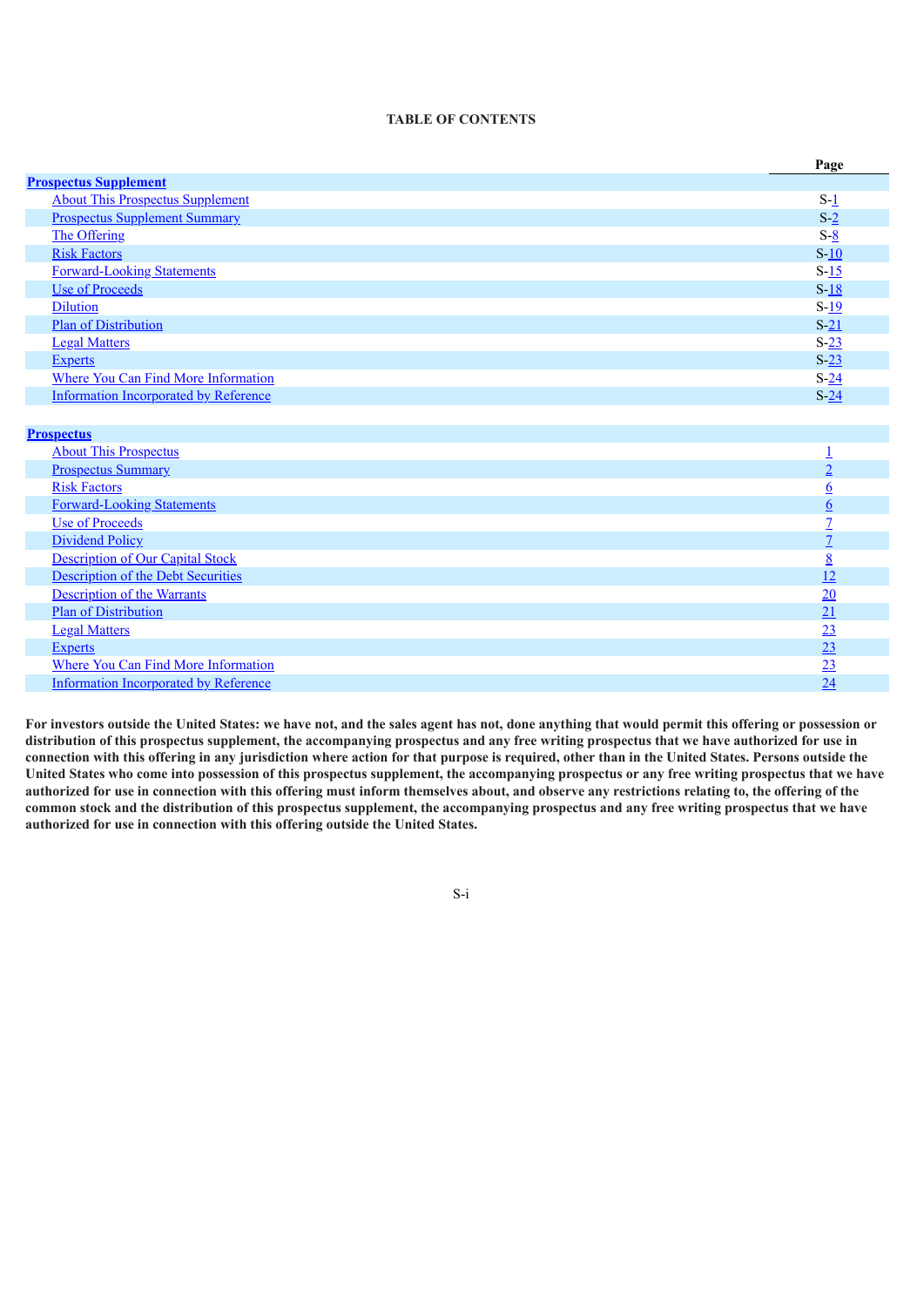**TABLE OF CONTENTS**

| | Page |
|---|---|
| **Prospectus Supplement** | |
| About This Prospectus Supplement | S-1 |
| Prospectus Supplement Summary | S-2 |
| The Offering | S-8 |
| Risk Factors | S-10 |
| Forward-Looking Statements | S-15 |
| Use of Proceeds | S-18 |
| Dilution | S-19 |
| Plan of Distribution | S-21 |
| Legal Matters | S-23 |
| Experts | S-23 |
| Where You Can Find More Information | S-24 |
| Information Incorporated by Reference | S-24 |
| | |
| **Prospectus** | |
| About This Prospectus | 1 |
| Prospectus Summary | 2 |
| Risk Factors | 6 |
| Forward-Looking Statements | 6 |
| Use of Proceeds | 7 |
| Dividend Policy | 7 |
| Description of Our Capital Stock | 8 |
| Description of the Debt Securities | 12 |
| Description of the Warrants | 20 |
| Plan of Distribution | 21 |
| Legal Matters | 23 |
| Experts | 23 |
| Where You Can Find More Information | 23 |
| Information Incorporated by Reference | 24 |

**For investors outside the United States: we have not, and the sales agent has not, done anything that would permit this offering or possession or distribution of this prospectus supplement, the accompanying prospectus and any free writing prospectus that we have authorized for use in connection with this offering in any jurisdiction where action for that purpose is required, other than in the United States. Persons outside the United States who come into possession of this prospectus supplement, the accompanying prospectus or any free writing prospectus that we have authorized for use in connection with this offering must inform themselves about, and observe any restrictions relating to, the offering of the common stock and the distribution of this prospectus supplement, the accompanying prospectus and any free writing prospectus that we have authorized for use in connection with this offering outside the United States.**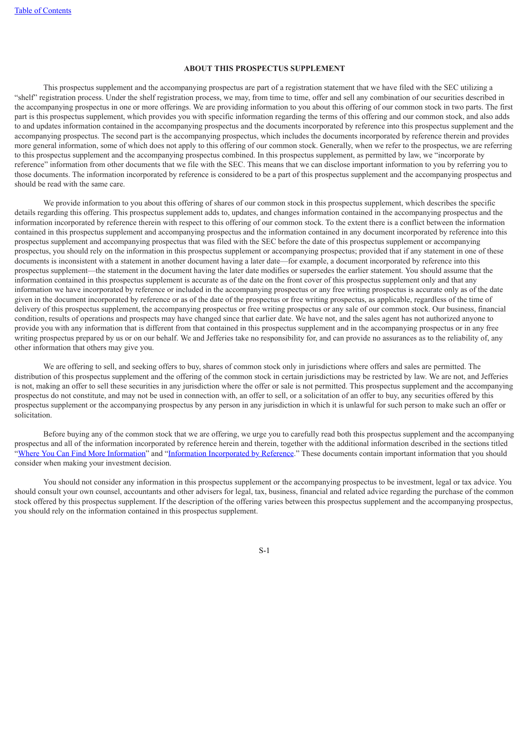## ABOUT THIS PROSPECTUS SUPPLEMENT

This prospectus supplement and the accompanying prospectus are part of a registration statement that we have filed with the SEC utilizing a "shelf" registration process. Under the shelf registration process, we may, from time to time, offer and sell any combination of our securities described in the accompanying prospectus in one or more offerings. We are providing information to you about this offering of our common stock in two parts. The first part is this prospectus supplement, which provides you with specific information regarding the terms of this offering and our common stock, and also adds to and updates information contained in the accompanying prospectus and the documents incorporated by reference into this prospectus supplement and the accompanying prospectus. The second part is the accompanying prospectus, which includes the documents incorporated by reference therein and provides more general information, some of which does not apply to this offering of our common stock. Generally, when we refer to the prospectus, we are referring to this prospectus supplement and the accompanying prospectus combined. In this prospectus supplement, as permitted by law, we "incorporate by reference" information from other documents that we file with the SEC. This means that we can disclose important information to you by referring you to those documents. The information incorporated by reference is considered to be a part of this prospectus supplement and the accompanying prospectus and should be read with the same care.

We provide information to you about this offering of shares of our common stock in this prospectus supplement, which describes the specific details regarding this offering. This prospectus supplement adds to, updates, and changes information contained in the accompanying prospectus and the information incorporated by reference therein with respect to this offering of our common stock. To the extent there is a conflict between the information contained in this prospectus supplement and accompanying prospectus and the information contained in any document incorporated by reference into this prospectus supplement and accompanying prospectus that was filed with the SEC before the date of this prospectus supplement or accompanying prospectus, you should rely on the information in this prospectus supplement or accompanying prospectus; provided that if any statement in one of these documents is inconsistent with a statement in another document having a later date—for example, a document incorporated by reference into this prospectus supplement—the statement in the document having the later date modifies or supersedes the earlier statement. You should assume that the information contained in this prospectus supplement is accurate as of the date on the front cover of this prospectus supplement only and that any information we have incorporated by reference or included in the accompanying prospectus or any free writing prospectus is accurate only as of the date given in the document incorporated by reference or as of the date of the prospectus or free writing prospectus, as applicable, regardless of the time of delivery of this prospectus supplement, the accompanying prospectus or free writing prospectus or any sale of our common stock. Our business, financial condition, results of operations and prospects may have changed since that earlier date. We have not, and the sales agent has not authorized anyone to provide you with any information that is different from that contained in this prospectus supplement and in the accompanying prospectus or in any free writing prospectus prepared by us or on our behalf. We and Jefferies take no responsibility for, and can provide no assurances as to the reliability of, any other information that others may give you.

We are offering to sell, and seeking offers to buy, shares of common stock only in jurisdictions where offers and sales are permitted. The distribution of this prospectus supplement and the offering of the common stock in certain jurisdictions may be restricted by law. We are not, and Jefferies is not, making an offer to sell these securities in any jurisdiction where the offer or sale is not permitted. This prospectus supplement and the accompanying prospectus do not constitute, and may not be used in connection with, an offer to sell, or a solicitation of an offer to buy, any securities offered by this prospectus supplement or the accompanying prospectus by any person in any jurisdiction in which it is unlawful for such person to make such an offer or solicitation.

Before buying any of the common stock that we are offering, we urge you to carefully read both this prospectus supplement and the accompanying prospectus and all of the information incorporated by reference herein and therein, together with the additional information described in the sections titled "Where You Can Find More Information" and "Information Incorporated by Reference." These documents contain important information that you should consider when making your investment decision.

You should not consider any information in this prospectus supplement or the accompanying prospectus to be investment, legal or tax advice. You should consult your own counsel, accountants and other advisers for legal, tax, business, financial and related advice regarding the purchase of the common stock offered by this prospectus supplement. If the description of the offering varies between this prospectus supplement and the accompanying prospectus, you should rely on the information contained in this prospectus supplement.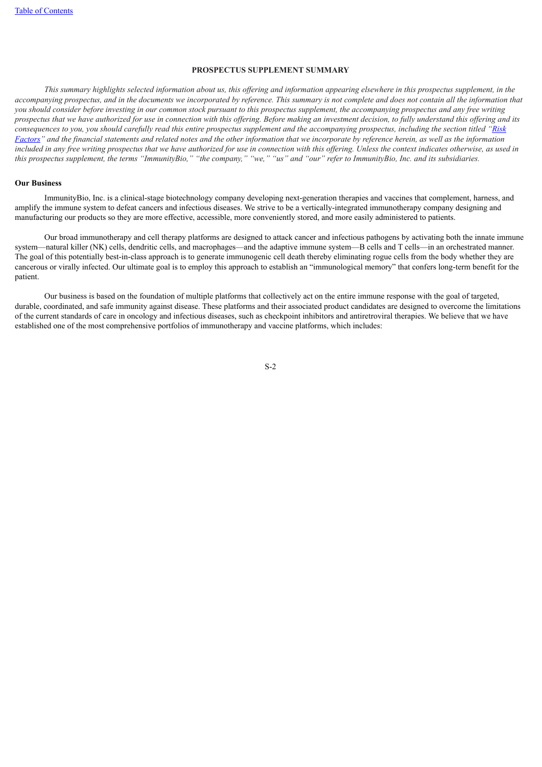## PROSPECTUS SUPPLEMENT SUMMARY

*This summary highlights selected information about us, this offering and information appearing elsewhere in this prospectus supplement, in the accompanying prospectus, and in the documents we incorporated by reference. This summary is not complete and does not contain all the information that you should consider before investing in our common stock pursuant to this prospectus supplement, the accompanying prospectus and any free writing prospectus that we have authorized for use in connection with this offering. Before making an investment decision, to fully understand this offering and its consequences to you, you should carefully read this entire prospectus supplement and the accompanying prospectus, including the section titled "Risk Factors" and the financial statements and related notes and the other information that we incorporate by reference herein, as well as the information included in any free writing prospectus that we have authorized for use in connection with this offering. Unless the context indicates otherwise, as used in this prospectus supplement, the terms "ImmunityBio," "the company," "we," "us" and "our" refer to ImmunityBio, Inc. and its subsidiaries.*

### Our Business

ImmunityBio, Inc. is a clinical-stage biotechnology company developing next-generation therapies and vaccines that complement, harness, and amplify the immune system to defeat cancers and infectious diseases. We strive to be a vertically-integrated immunotherapy company designing and manufacturing our products so they are more effective, accessible, more conveniently stored, and more easily administered to patients.

Our broad immunotherapy and cell therapy platforms are designed to attack cancer and infectious pathogens by activating both the innate immune system—natural killer (NK) cells, dendritic cells, and macrophages—and the adaptive immune system—B cells and T cells—in an orchestrated manner. The goal of this potentially best-in-class approach is to generate immunogenic cell death thereby eliminating rogue cells from the body whether they are cancerous or virally infected. Our ultimate goal is to employ this approach to establish an "immunological memory" that confers long-term benefit for the patient.

Our business is based on the foundation of multiple platforms that collectively act on the entire immune response with the goal of targeted, durable, coordinated, and safe immunity against disease. These platforms and their associated product candidates are designed to overcome the limitations of the current standards of care in oncology and infectious diseases, such as checkpoint inhibitors and antiretroviral therapies. We believe that we have established one of the most comprehensive portfolios of immunotherapy and vaccine platforms, which includes: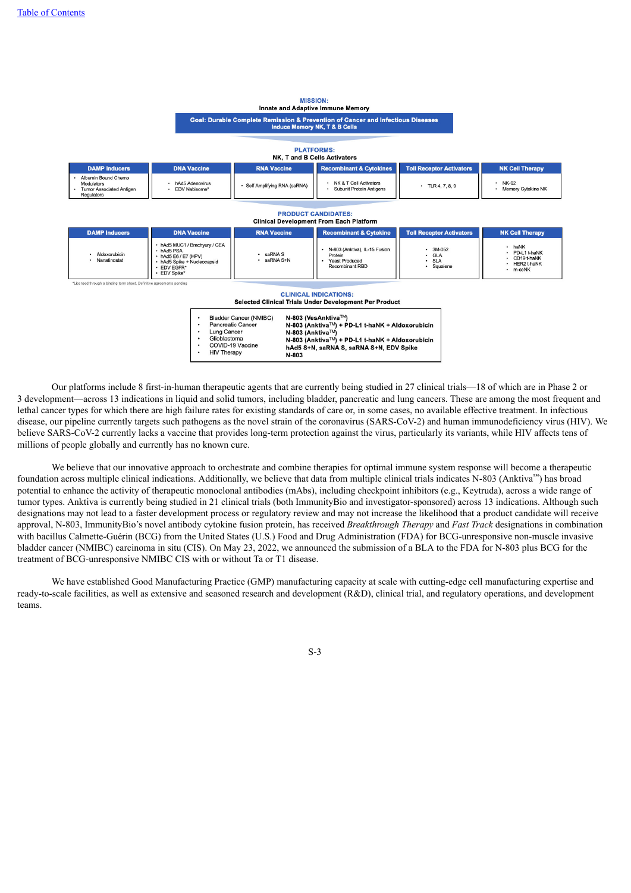**MISSION:**
Innate and Adaptive Immune Memory

**Goal: Durable Complete Remission & Prevention of Cancer and Infectious Diseases**
**Induce Memory NK, T & B Cells**

**PLATFORMS:**
**NK, T and B Cells Activators**

| DAMP Inducers | DNA Vaccine | RNA Vaccine | Recombinant & Cytokines | Toll Receptor Activators | NK Cell Therapy |
|---|---|---|---|---|---|
| • Albumin Bound Chemo Modulators<br>• Tumor Associated Antigen Regulators | • hAd5 Adenovirus<br>• EDV Nabisome* | • Self Amplifying RNA (saRNA) | • NK & T Cell Activators<br>• Subunit Protein Antigens | • TLR 4, 7, 8, 9 | • NK-92<br>• Memory Cytokine NK |

**PRODUCT CANDIDATES:**
**Clinical Development From Each Platform**

| DAMP Inducers | DNA Vaccine | RNA Vaccine | Recombinant & Cytokine | Toll Receptor Activators | NK Cell Therapy |
|---|---|---|---|---|---|
| • Aldoxorubicin<br>• Nanatinostat | • hAd5 MUC1 / Brachyury / CEA<br>• hAd5 PSA<br>• hAd5 E6 / E7 (HPV)<br>• hAd5 Spike + Nucleocapsid<br>• EDV EGFR*<br>• EDV Spike* | • saRNA S<br>• saRNA S+N | • N-803 (Anktiva), IL-15 Fusion Protein<br>• Yeast Produced Recombinant RBD | • 3M-052<br>• GLA<br>• SLA<br>• Squalene | • haNK<br>• PD-L1 t-haNK<br>• CD19 t-haNK<br>• HER2 t-haNK<br>• m-ceNK |

*Licensed through a binding term sheet. Definitive agreements pending

**CLINICAL INDICATIONS:**
**Selected Clinical Trials Under Development Per Product**

| Indication | Product |
|---|---|
| • Bladder Cancer (NMIBC) | **N-803 (VesAnktiva™)** |
| • Pancreatic Cancer | **N-803 (Anktiva™) + PD-L1 t-haNK + Aldoxorubicin** |
| • Lung Cancer | **N-803 (Anktiva™)** |
| • Glioblastoma | **N-803 (Anktiva™) + PD-L1 t-haNK + Aldoxorubicin** |
| • COVID-19 Vaccine | **hAd5 S+N, saRNA S, saRNA S+N, EDV Spike** |
| • HIV Therapy | **N-803** |

Our platforms include 8 first-in-human therapeutic agents that are currently being studied in 27 clinical trials—18 of which are in Phase 2 or 3 development—across 13 indications in liquid and solid tumors, including bladder, pancreatic and lung cancers. These are among the most frequent and lethal cancer types for which there are high failure rates for existing standards of care or, in some cases, no available effective treatment. In infectious disease, our pipeline currently targets such pathogens as the novel strain of the coronavirus (SARS-CoV-2) and human immunodeficiency virus (HIV). We believe SARS-CoV-2 currently lacks a vaccine that provides long-term protection against the virus, particularly its variants, while HIV affects tens of millions of people globally and currently has no known cure.

We believe that our innovative approach to orchestrate and combine therapies for optimal immune system response will become a therapeutic foundation across multiple clinical indications. Additionally, we believe that data from multiple clinical trials indicates N-803 (Anktiva™) has broad potential to enhance the activity of therapeutic monoclonal antibodies (mAbs), including checkpoint inhibitors (e.g., Keytruda), across a wide range of tumor types. Anktiva is currently being studied in 21 clinical trials (both ImmunityBio and investigator-sponsored) across 13 indications. Although such designations may not lead to a faster development process or regulatory review and may not increase the likelihood that a product candidate will receive approval, N-803, ImmunityBio's novel antibody cytokine fusion protein, has received *Breakthrough Therapy* and *Fast Track* designations in combination with bacillus Calmette-Guérin (BCG) from the United States (U.S.) Food and Drug Administration (FDA) for BCG-unresponsive non-muscle invasive bladder cancer (NMIBC) carcinoma in situ (CIS). On May 23, 2022, we announced the submission of a BLA to the FDA for N-803 plus BCG for the treatment of BCG-unresponsive NMIBC CIS with or without Ta or T1 disease.

We have established Good Manufacturing Practice (GMP) manufacturing capacity at scale with cutting-edge cell manufacturing expertise and ready-to-scale facilities, as well as extensive and seasoned research and development (R&D), clinical trial, and regulatory operations, and development teams.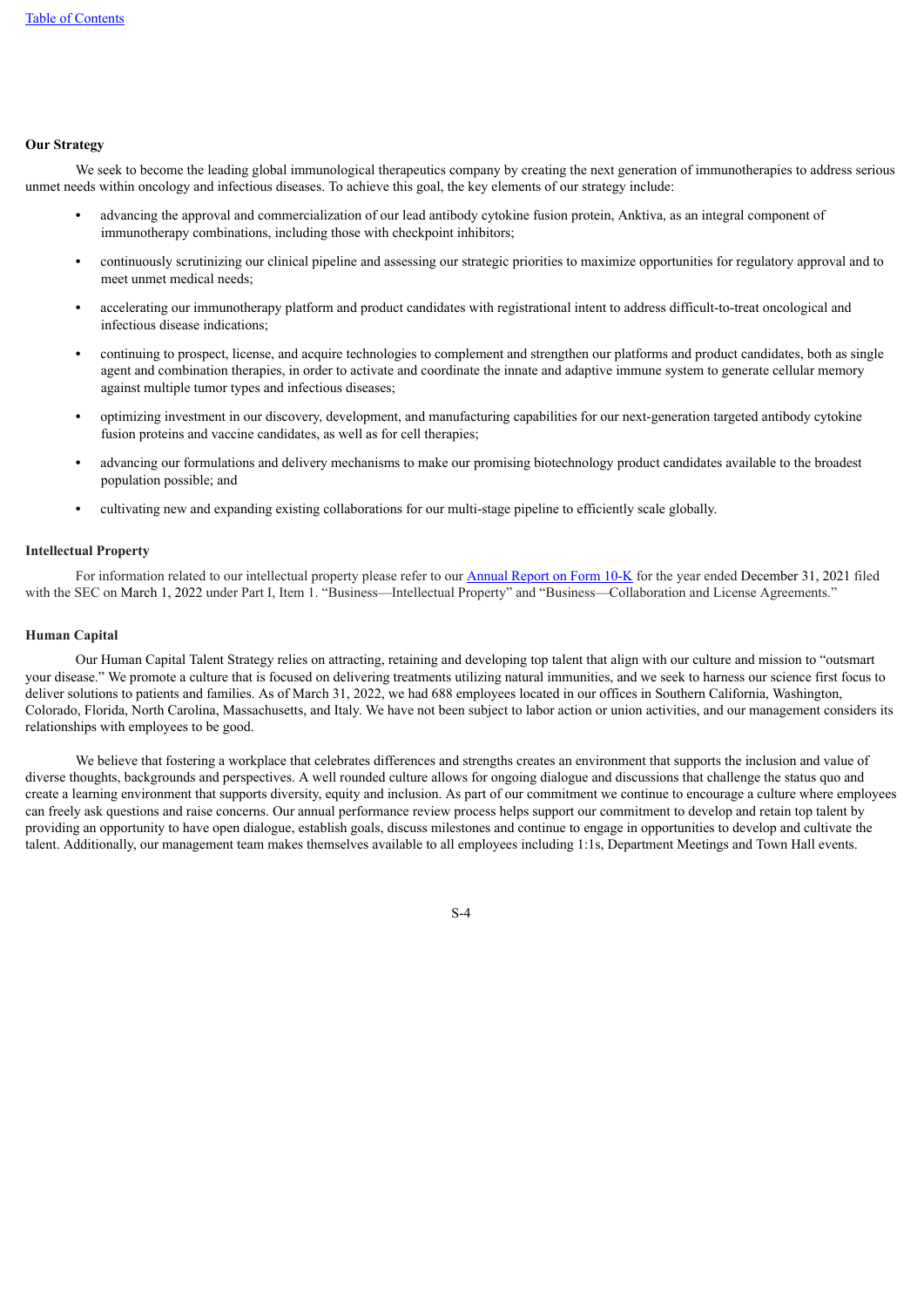### Our Strategy

We seek to become the leading global immunological therapeutics company by creating the next generation of immunotherapies to address serious unmet needs within oncology and infectious diseases. To achieve this goal, the key elements of our strategy include:

- advancing the approval and commercialization of our lead antibody cytokine fusion protein, Anktiva, as an integral component of immunotherapy combinations, including those with checkpoint inhibitors;
- continuously scrutinizing our clinical pipeline and assessing our strategic priorities to maximize opportunities for regulatory approval and to meet unmet medical needs;
- accelerating our immunotherapy platform and product candidates with registrational intent to address difficult-to-treat oncological and infectious disease indications;
- continuing to prospect, license, and acquire technologies to complement and strengthen our platforms and product candidates, both as single agent and combination therapies, in order to activate and coordinate the innate and adaptive immune system to generate cellular memory against multiple tumor types and infectious diseases;
- optimizing investment in our discovery, development, and manufacturing capabilities for our next-generation targeted antibody cytokine fusion proteins and vaccine candidates, as well as for cell therapies;
- advancing our formulations and delivery mechanisms to make our promising biotechnology product candidates available to the broadest population possible; and
- cultivating new and expanding existing collaborations for our multi-stage pipeline to efficiently scale globally.

### Intellectual Property

For information related to our intellectual property please refer to our Annual Report on Form 10-K for the year ended December 31, 2021 filed with the SEC on March 1, 2022 under Part I, Item 1. "Business—Intellectual Property" and "Business—Collaboration and License Agreements."

### Human Capital

Our Human Capital Talent Strategy relies on attracting, retaining and developing top talent that align with our culture and mission to "outsmart your disease." We promote a culture that is focused on delivering treatments utilizing natural immunities, and we seek to harness our science first focus to deliver solutions to patients and families. As of March 31, 2022, we had 688 employees located in our offices in Southern California, Washington, Colorado, Florida, North Carolina, Massachusetts, and Italy. We have not been subject to labor action or union activities, and our management considers its relationships with employees to be good.

We believe that fostering a workplace that celebrates differences and strengths creates an environment that supports the inclusion and value of diverse thoughts, backgrounds and perspectives. A well rounded culture allows for ongoing dialogue and discussions that challenge the status quo and create a learning environment that supports diversity, equity and inclusion. As part of our commitment we continue to encourage a culture where employees can freely ask questions and raise concerns. Our annual performance review process helps support our commitment to develop and retain top talent by providing an opportunity to have open dialogue, establish goals, discuss milestones and continue to engage in opportunities to develop and cultivate the talent. Additionally, our management team makes themselves available to all employees including 1:1s, Department Meetings and Town Hall events.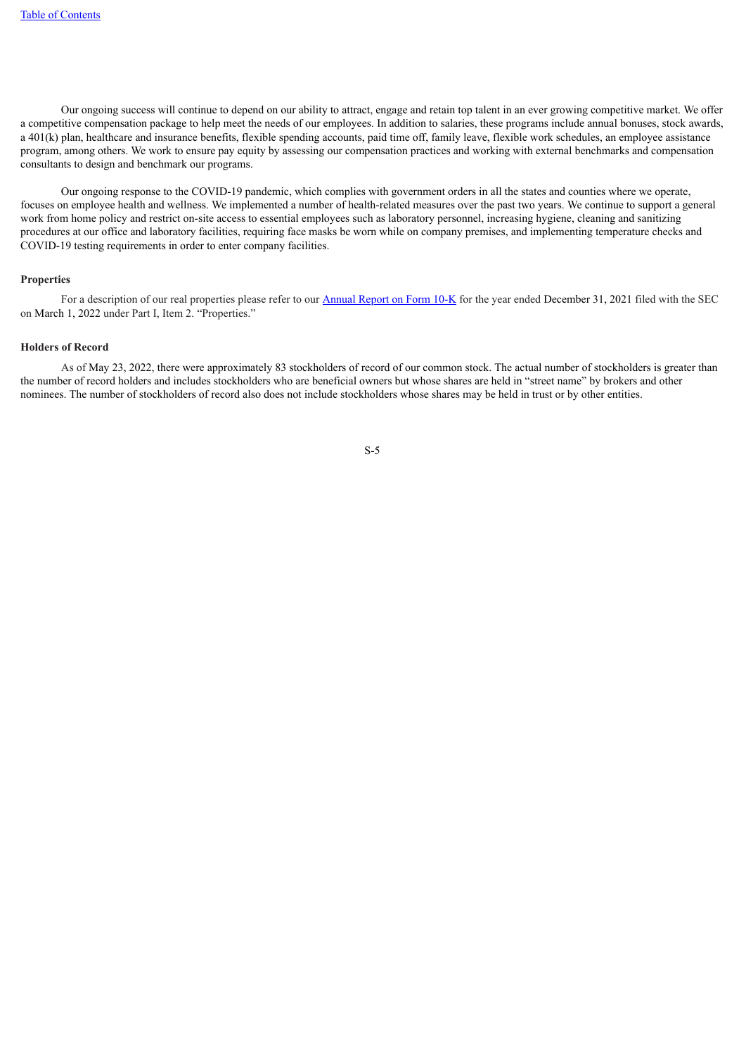Our ongoing success will continue to depend on our ability to attract, engage and retain top talent in an ever growing competitive market. We offer a competitive compensation package to help meet the needs of our employees. In addition to salaries, these programs include annual bonuses, stock awards, a 401(k) plan, healthcare and insurance benefits, flexible spending accounts, paid time off, family leave, flexible work schedules, an employee assistance program, among others. We work to ensure pay equity by assessing our compensation practices and working with external benchmarks and compensation consultants to design and benchmark our programs.

Our ongoing response to the COVID-19 pandemic, which complies with government orders in all the states and counties where we operate, focuses on employee health and wellness. We implemented a number of health-related measures over the past two years. We continue to support a general work from home policy and restrict on-site access to essential employees such as laboratory personnel, increasing hygiene, cleaning and sanitizing procedures at our office and laboratory facilities, requiring face masks be worn while on company premises, and implementing temperature checks and COVID-19 testing requirements in order to enter company facilities.

**Properties**

For a description of our real properties please refer to our Annual Report on Form 10-K for the year ended December 31, 2021 filed with the SEC on March 1, 2022 under Part I, Item 2. "Properties."

**Holders of Record**

As of May 23, 2022, there were approximately 83 stockholders of record of our common stock. The actual number of stockholders is greater than the number of record holders and includes stockholders who are beneficial owners but whose shares are held in "street name" by brokers and other nominees. The number of stockholders of record also does not include stockholders whose shares may be held in trust or by other entities.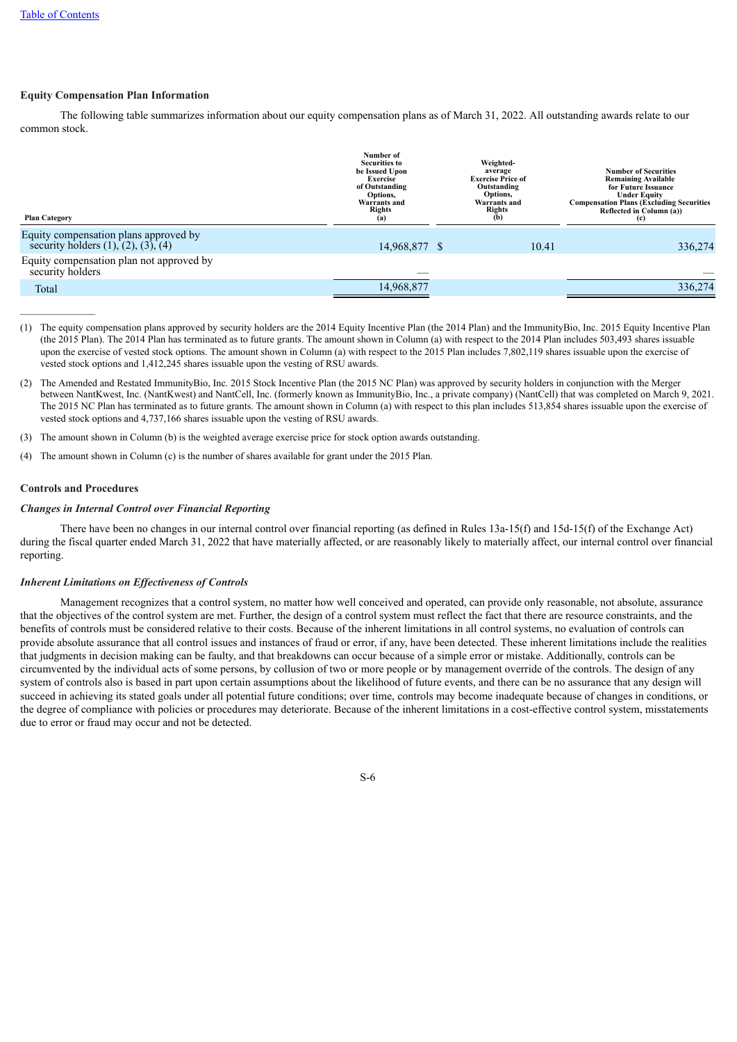## Equity Compensation Plan Information

The following table summarizes information about our equity compensation plans as of March 31, 2022. All outstanding awards relate to our common stock.

| Plan Category | Number of Securities to be Issued Upon Exercise of Outstanding Options, Warrants and Rights (a) | Weighted-average Exercise Price of Outstanding Options, Warrants and Rights (b) | Number of Securities Remaining Available for Future Issuance Under Equity Compensation Plans (Excluding Securities Reflected in Column (a)) (c) |
|---|---|---|---|
| Equity compensation plans approved by security holders (1), (2), (3), (4) | 14,968,877 | $ 10.41 | 336,274 |
| Equity compensation plan not approved by security holders | — | | — |
| Total | 14,968,877 | | 336,274 |

(1) The equity compensation plans approved by security holders are the 2014 Equity Incentive Plan (the 2014 Plan) and the ImmunityBio, Inc. 2015 Equity Incentive Plan (the 2015 Plan). The 2014 Plan has terminated as to future grants. The amount shown in Column (a) with respect to the 2014 Plan includes 503,493 shares issuable upon the exercise of vested stock options. The amount shown in Column (a) with respect to the 2015 Plan includes 7,802,119 shares issuable upon the exercise of vested stock options and 1,412,245 shares issuable upon the vesting of RSU awards.

(2) The Amended and Restated ImmunityBio, Inc. 2015 Stock Incentive Plan (the 2015 NC Plan) was approved by security holders in conjunction with the Merger between NantKwest, Inc. (NantKwest) and NantCell, Inc. (formerly known as ImmunityBio, Inc., a private company) (NantCell) that was completed on March 9, 2021. The 2015 NC Plan has terminated as to future grants. The amount shown in Column (a) with respect to this plan includes 513,854 shares issuable upon the exercise of vested stock options and 4,737,166 shares issuable upon the vesting of RSU awards.

(3) The amount shown in Column (b) is the weighted average exercise price for stock option awards outstanding.

(4) The amount shown in Column (c) is the number of shares available for grant under the 2015 Plan.

## Controls and Procedures

### *Changes in Internal Control over Financial Reporting*

There have been no changes in our internal control over financial reporting (as defined in Rules 13a-15(f) and 15d-15(f) of the Exchange Act) during the fiscal quarter ended March 31, 2022 that have materially affected, or are reasonably likely to materially affect, our internal control over financial reporting.

### *Inherent Limitations on Effectiveness of Controls*

Management recognizes that a control system, no matter how well conceived and operated, can provide only reasonable, not absolute, assurance that the objectives of the control system are met. Further, the design of a control system must reflect the fact that there are resource constraints, and the benefits of controls must be considered relative to their costs. Because of the inherent limitations in all control systems, no evaluation of controls can provide absolute assurance that all control issues and instances of fraud or error, if any, have been detected. These inherent limitations include the realities that judgments in decision making can be faulty, and that breakdowns can occur because of a simple error or mistake. Additionally, controls can be circumvented by the individual acts of some persons, by collusion of two or more people or by management override of the controls. The design of any system of controls also is based in part upon certain assumptions about the likelihood of future events, and there can be no assurance that any design will succeed in achieving its stated goals under all potential future conditions; over time, controls may become inadequate because of changes in conditions, or the degree of compliance with policies or procedures may deteriorate. Because of the inherent limitations in a cost-effective control system, misstatements due to error or fraud may occur and not be detected.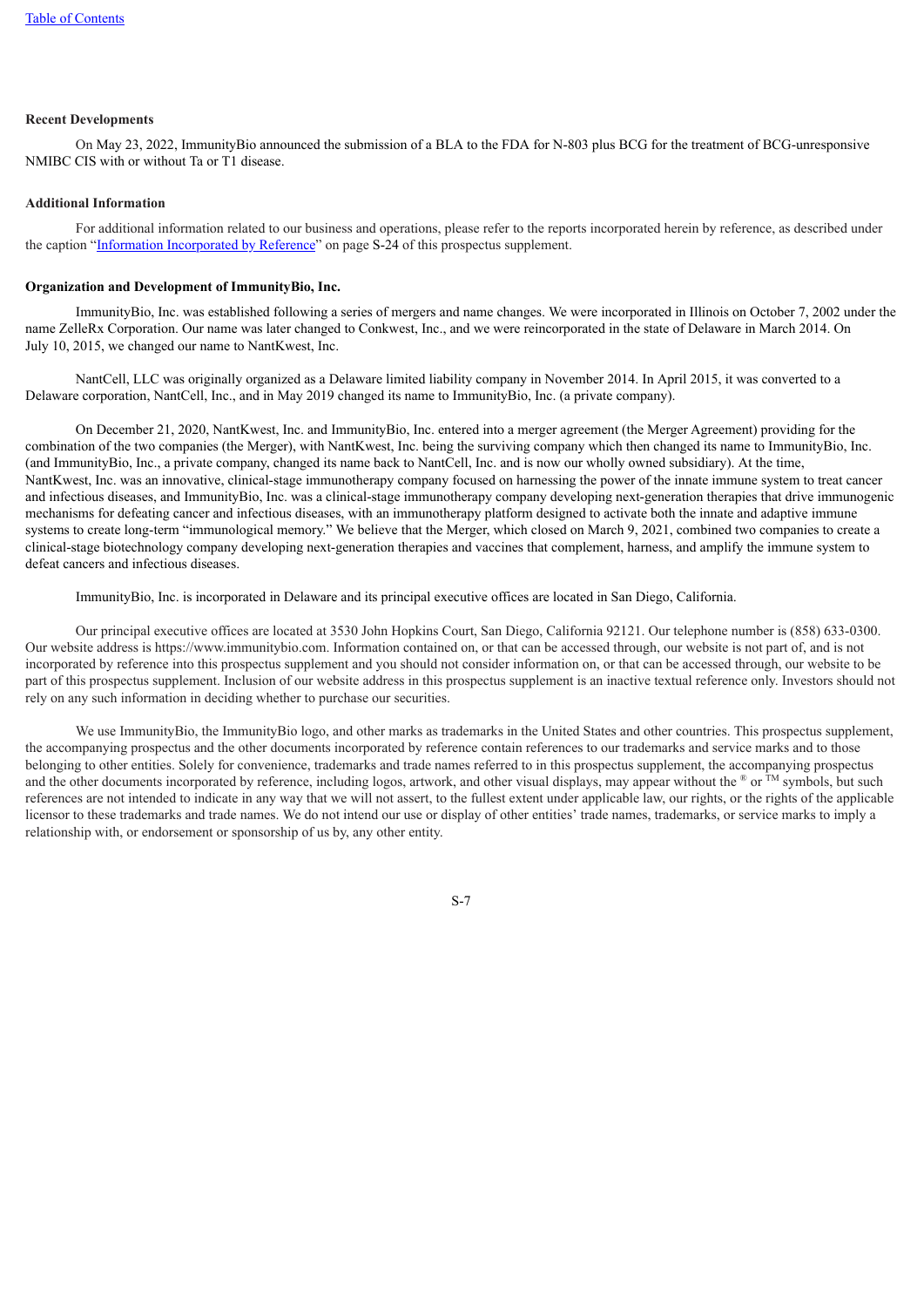**Recent Developments**

On May 23, 2022, ImmunityBio announced the submission of a BLA to the FDA for N-803 plus BCG for the treatment of BCG-unresponsive NMIBC CIS with or without Ta or T1 disease.

**Additional Information**

For additional information related to our business and operations, please refer to the reports incorporated herein by reference, as described under the caption "Information Incorporated by Reference" on page S-24 of this prospectus supplement.

**Organization and Development of ImmunityBio, Inc.**

ImmunityBio, Inc. was established following a series of mergers and name changes. We were incorporated in Illinois on October 7, 2002 under the name ZelleRx Corporation. Our name was later changed to Conkwest, Inc., and we were reincorporated in the state of Delaware in March 2014. On July 10, 2015, we changed our name to NantKwest, Inc.

NantCell, LLC was originally organized as a Delaware limited liability company in November 2014. In April 2015, it was converted to a Delaware corporation, NantCell, Inc., and in May 2019 changed its name to ImmunityBio, Inc. (a private company).

On December 21, 2020, NantKwest, Inc. and ImmunityBio, Inc. entered into a merger agreement (the Merger Agreement) providing for the combination of the two companies (the Merger), with NantKwest, Inc. being the surviving company which then changed its name to ImmunityBio, Inc. (and ImmunityBio, Inc., a private company, changed its name back to NantCell, Inc. and is now our wholly owned subsidiary). At the time, NantKwest, Inc. was an innovative, clinical-stage immunotherapy company focused on harnessing the power of the innate immune system to treat cancer and infectious diseases, and ImmunityBio, Inc. was a clinical-stage immunotherapy company developing next-generation therapies that drive immunogenic mechanisms for defeating cancer and infectious diseases, with an immunotherapy platform designed to activate both the innate and adaptive immune systems to create long-term "immunological memory." We believe that the Merger, which closed on March 9, 2021, combined two companies to create a clinical-stage biotechnology company developing next-generation therapies and vaccines that complement, harness, and amplify the immune system to defeat cancers and infectious diseases.

ImmunityBio, Inc. is incorporated in Delaware and its principal executive offices are located in San Diego, California.

Our principal executive offices are located at 3530 John Hopkins Court, San Diego, California 92121. Our telephone number is (858) 633-0300. Our website address is https://www.immunitybio.com. Information contained on, or that can be accessed through, our website is not part of, and is not incorporated by reference into this prospectus supplement and you should not consider information on, or that can be accessed through, our website to be part of this prospectus supplement. Inclusion of our website address in this prospectus supplement is an inactive textual reference only. Investors should not rely on any such information in deciding whether to purchase our securities.

We use ImmunityBio, the ImmunityBio logo, and other marks as trademarks in the United States and other countries. This prospectus supplement, the accompanying prospectus and the other documents incorporated by reference contain references to our trademarks and service marks and to those belonging to other entities. Solely for convenience, trademarks and trade names referred to in this prospectus supplement, the accompanying prospectus and the other documents incorporated by reference, including logos, artwork, and other visual displays, may appear without the ® or ™ symbols, but such references are not intended to indicate in any way that we will not assert, to the fullest extent under applicable law, our rights, or the rights of the applicable licensor to these trademarks and trade names. We do not intend our use or display of other entities' trade names, trademarks, or service marks to imply a relationship with, or endorsement or sponsorship of us by, any other entity.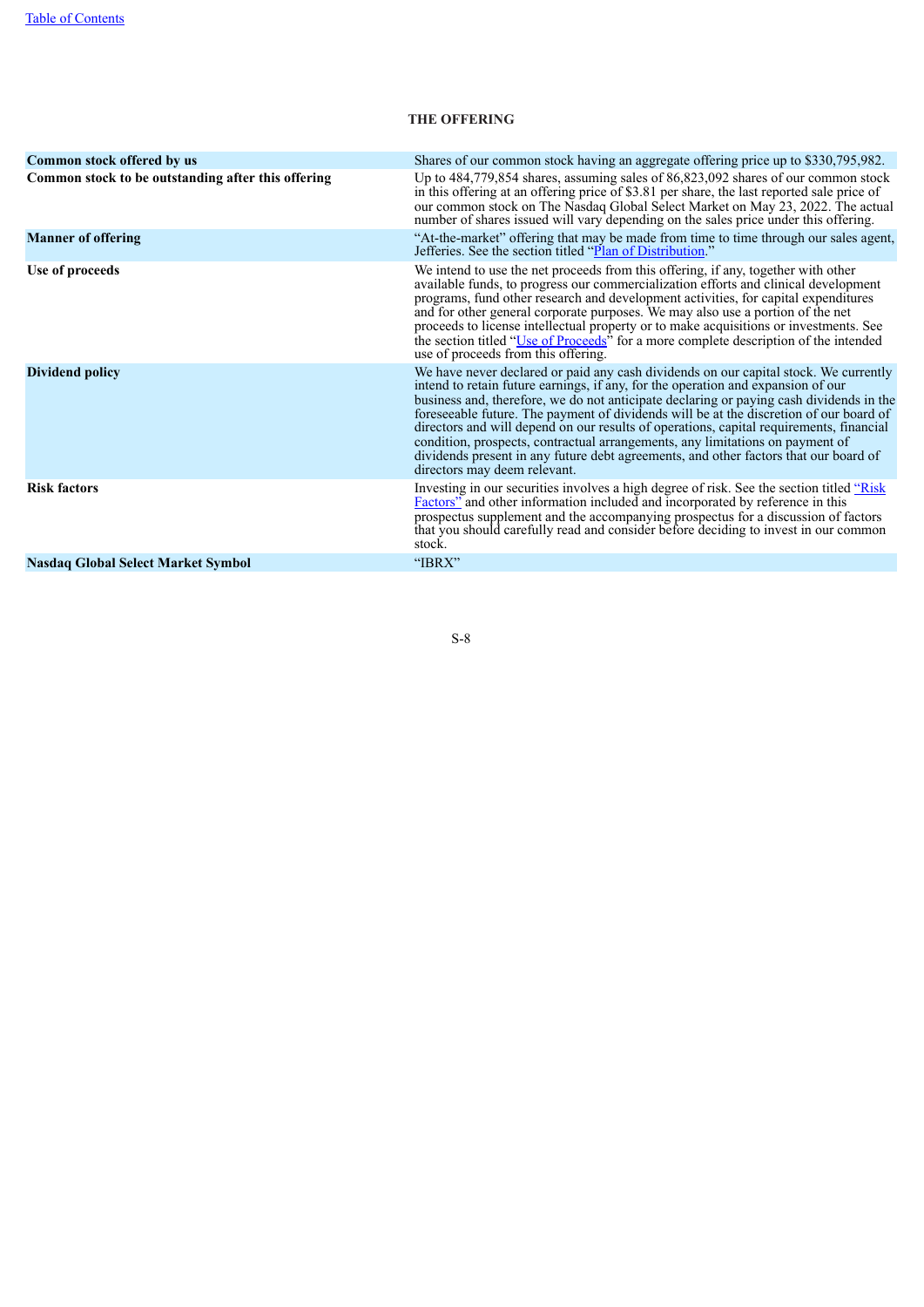## THE OFFERING

| | |
|---|---|
| **Common stock offered by us** | Shares of our common stock having an aggregate offering price up to $330,795,982. |
| **Common stock to be outstanding after this offering** | Up to 484,779,854 shares, assuming sales of 86,823,092 shares of our common stock in this offering at an offering price of $3.81 per share, the last reported sale price of our common stock on The Nasdaq Global Select Market on May 23, 2022. The actual number of shares issued will vary depending on the sales price under this offering. |
| **Manner of offering** | "At-the-market" offering that may be made from time to time through our sales agent, Jefferies. See the section titled "Plan of Distribution." |
| **Use of proceeds** | We intend to use the net proceeds from this offering, if any, together with other available funds, to progress our commercialization efforts and clinical development programs, fund other research and development activities, for capital expenditures and for other general corporate purposes. We may also use a portion of the net proceeds to license intellectual property or to make acquisitions or investments. See the section titled "Use of Proceeds" for a more complete description of the intended use of proceeds from this offering. |
| **Dividend policy** | We have never declared or paid any cash dividends on our capital stock. We currently intend to retain future earnings, if any, for the operation and expansion of our business and, therefore, we do not anticipate declaring or paying cash dividends in the foreseeable future. The payment of dividends will be at the discretion of our board of directors and will depend on our results of operations, capital requirements, financial condition, prospects, contractual arrangements, any limitations on payment of dividends present in any future debt agreements, and other factors that our board of directors may deem relevant. |
| **Risk factors** | Investing in our securities involves a high degree of risk. See the section titled "Risk Factors" and other information included and incorporated by reference in this prospectus supplement and the accompanying prospectus for a discussion of factors that you should carefully read and consider before deciding to invest in our common stock. |
| **Nasdaq Global Select Market Symbol** | "IBRX" |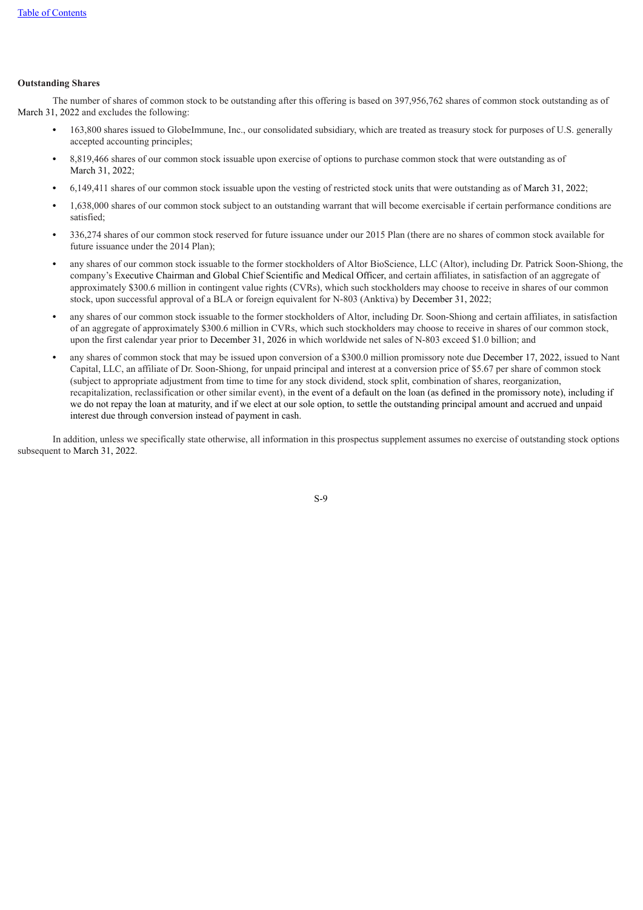### Outstanding Shares

The number of shares of common stock to be outstanding after this offering is based on 397,956,762 shares of common stock outstanding as of March 31, 2022 and excludes the following:

- 163,800 shares issued to GlobeImmune, Inc., our consolidated subsidiary, which are treated as treasury stock for purposes of U.S. generally accepted accounting principles;
- 8,819,466 shares of our common stock issuable upon exercise of options to purchase common stock that were outstanding as of March 31, 2022;
- 6,149,411 shares of our common stock issuable upon the vesting of restricted stock units that were outstanding as of March 31, 2022;
- 1,638,000 shares of our common stock subject to an outstanding warrant that will become exercisable if certain performance conditions are satisfied;
- 336,274 shares of our common stock reserved for future issuance under our 2015 Plan (there are no shares of common stock available for future issuance under the 2014 Plan);
- any shares of our common stock issuable to the former stockholders of Altor BioScience, LLC (Altor), including Dr. Patrick Soon-Shiong, the company's Executive Chairman and Global Chief Scientific and Medical Officer, and certain affiliates, in satisfaction of an aggregate of approximately $300.6 million in contingent value rights (CVRs), which such stockholders may choose to receive in shares of our common stock, upon successful approval of a BLA or foreign equivalent for N-803 (Anktiva) by December 31, 2022;
- any shares of our common stock issuable to the former stockholders of Altor, including Dr. Soon-Shiong and certain affiliates, in satisfaction of an aggregate of approximately $300.6 million in CVRs, which such stockholders may choose to receive in shares of our common stock, upon the first calendar year prior to December 31, 2026 in which worldwide net sales of N-803 exceed $1.0 billion; and
- any shares of common stock that may be issued upon conversion of a $300.0 million promissory note due December 17, 2022, issued to Nant Capital, LLC, an affiliate of Dr. Soon-Shiong, for unpaid principal and interest at a conversion price of $5.67 per share of common stock (subject to appropriate adjustment from time to time for any stock dividend, stock split, combination of shares, reorganization, recapitalization, reclassification or other similar event), in the event of a default on the loan (as defined in the promissory note), including if we do not repay the loan at maturity, and if we elect at our sole option, to settle the outstanding principal amount and accrued and unpaid interest due through conversion instead of payment in cash.

In addition, unless we specifically state otherwise, all information in this prospectus supplement assumes no exercise of outstanding stock options subsequent to March 31, 2022.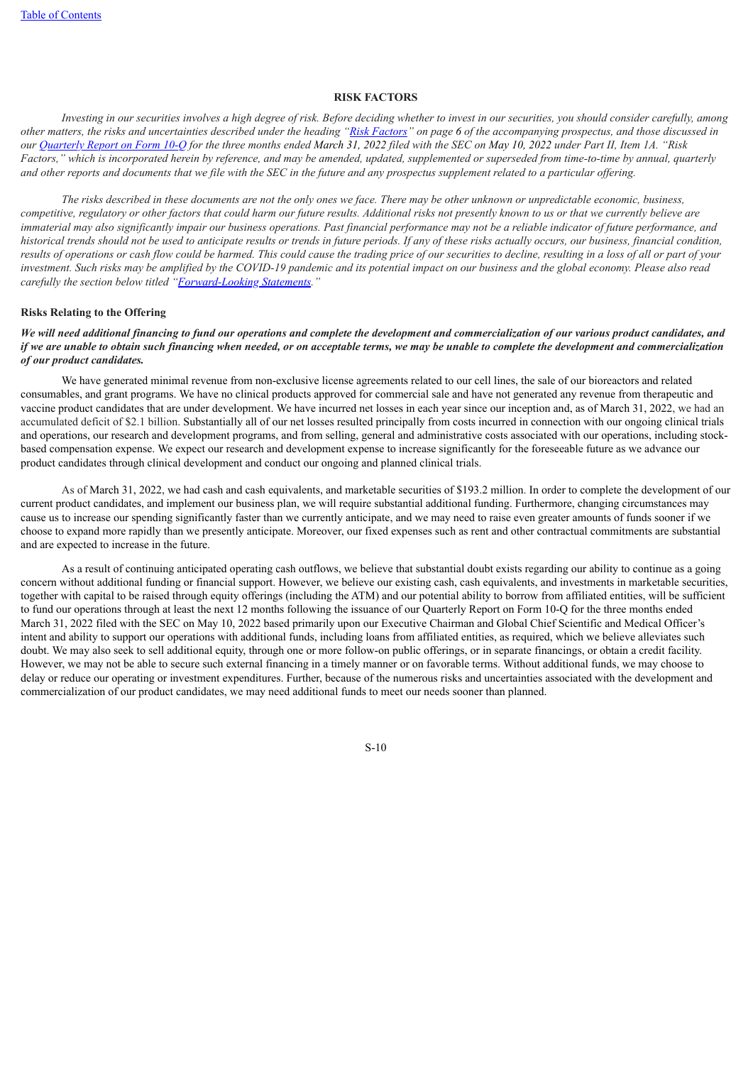## RISK FACTORS

*Investing in our securities involves a high degree of risk. Before deciding whether to invest in our securities, you should consider carefully, among other matters, the risks and uncertainties described under the heading "Risk Factors" on page 6 of the accompanying prospectus, and those discussed in our Quarterly Report on Form 10-Q for the three months ended March 31, 2022 filed with the SEC on May 10, 2022 under Part II, Item 1A. "Risk Factors," which is incorporated herein by reference, and may be amended, updated, supplemented or superseded from time-to-time by annual, quarterly and other reports and documents that we file with the SEC in the future and any prospectus supplement related to a particular offering.*

*The risks described in these documents are not the only ones we face. There may be other unknown or unpredictable economic, business, competitive, regulatory or other factors that could harm our future results. Additional risks not presently known to us or that we currently believe are immaterial may also significantly impair our business operations. Past financial performance may not be a reliable indicator of future performance, and historical trends should not be used to anticipate results or trends in future periods. If any of these risks actually occurs, our business, financial condition, results of operations or cash flow could be harmed. This could cause the trading price of our securities to decline, resulting in a loss of all or part of your investment. Such risks may be amplified by the COVID-19 pandemic and its potential impact on our business and the global economy. Please also read carefully the section below titled "Forward-Looking Statements."*

### Risks Relating to the Offering

***We will need additional financing to fund our operations and complete the development and commercialization of our various product candidates, and if we are unable to obtain such financing when needed, or on acceptable terms, we may be unable to complete the development and commercialization of our product candidates.***

We have generated minimal revenue from non-exclusive license agreements related to our cell lines, the sale of our bioreactors and related consumables, and grant programs. We have no clinical products approved for commercial sale and have not generated any revenue from therapeutic and vaccine product candidates that are under development. We have incurred net losses in each year since our inception and, as of March 31, 2022, we had an accumulated deficit of $2.1 billion. Substantially all of our net losses resulted principally from costs incurred in connection with our ongoing clinical trials and operations, our research and development programs, and from selling, general and administrative costs associated with our operations, including stock-based compensation expense. We expect our research and development expense to increase significantly for the foreseeable future as we advance our product candidates through clinical development and conduct our ongoing and planned clinical trials.

As of March 31, 2022, we had cash and cash equivalents, and marketable securities of $193.2 million. In order to complete the development of our current product candidates, and implement our business plan, we will require substantial additional funding. Furthermore, changing circumstances may cause us to increase our spending significantly faster than we currently anticipate, and we may need to raise even greater amounts of funds sooner if we choose to expand more rapidly than we presently anticipate. Moreover, our fixed expenses such as rent and other contractual commitments are substantial and are expected to increase in the future.

As a result of continuing anticipated operating cash outflows, we believe that substantial doubt exists regarding our ability to continue as a going concern without additional funding or financial support. However, we believe our existing cash, cash equivalents, and investments in marketable securities, together with capital to be raised through equity offerings (including the ATM) and our potential ability to borrow from affiliated entities, will be sufficient to fund our operations through at least the next 12 months following the issuance of our Quarterly Report on Form 10-Q for the three months ended March 31, 2022 filed with the SEC on May 10, 2022 based primarily upon our Executive Chairman and Global Chief Scientific and Medical Officer's intent and ability to support our operations with additional funds, including loans from affiliated entities, as required, which we believe alleviates such doubt. We may also seek to sell additional equity, through one or more follow-on public offerings, or in separate financings, or obtain a credit facility. However, we may not be able to secure such external financing in a timely manner or on favorable terms. Without additional funds, we may choose to delay or reduce our operating or investment expenditures. Further, because of the numerous risks and uncertainties associated with the development and commercialization of our product candidates, we may need additional funds to meet our needs sooner than planned.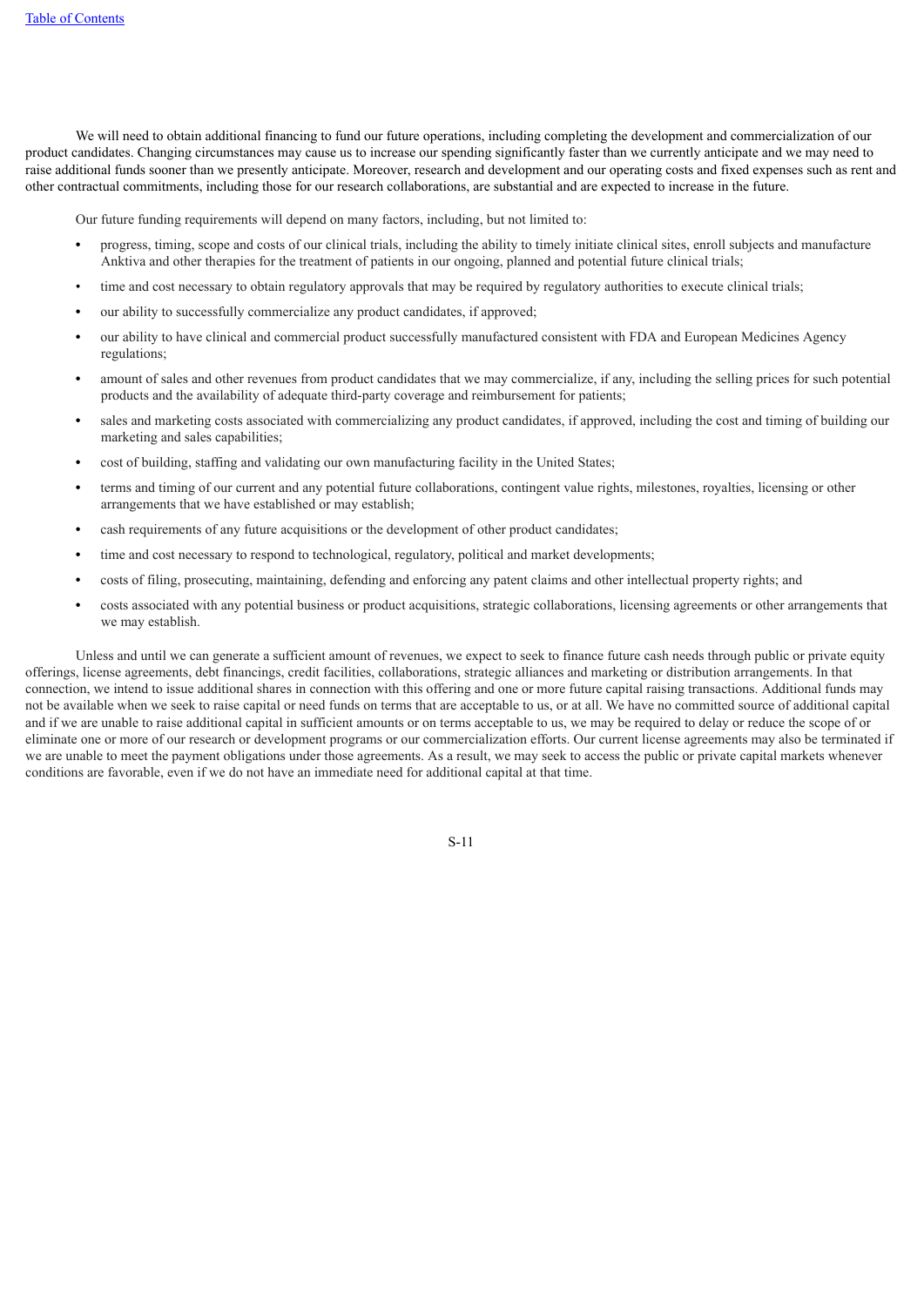We will need to obtain additional financing to fund our future operations, including completing the development and commercialization of our product candidates. Changing circumstances may cause us to increase our spending significantly faster than we currently anticipate and we may need to raise additional funds sooner than we presently anticipate. Moreover, research and development and our operating costs and fixed expenses such as rent and other contractual commitments, including those for our research collaborations, are substantial and are expected to increase in the future.

Our future funding requirements will depend on many factors, including, but not limited to:

- progress, timing, scope and costs of our clinical trials, including the ability to timely initiate clinical sites, enroll subjects and manufacture Anktiva and other therapies for the treatment of patients in our ongoing, planned and potential future clinical trials;
- time and cost necessary to obtain regulatory approvals that may be required by regulatory authorities to execute clinical trials;
- our ability to successfully commercialize any product candidates, if approved;
- our ability to have clinical and commercial product successfully manufactured consistent with FDA and European Medicines Agency regulations;
- amount of sales and other revenues from product candidates that we may commercialize, if any, including the selling prices for such potential products and the availability of adequate third-party coverage and reimbursement for patients;
- sales and marketing costs associated with commercializing any product candidates, if approved, including the cost and timing of building our marketing and sales capabilities;
- cost of building, staffing and validating our own manufacturing facility in the United States;
- terms and timing of our current and any potential future collaborations, contingent value rights, milestones, royalties, licensing or other arrangements that we have established or may establish;
- cash requirements of any future acquisitions or the development of other product candidates;
- time and cost necessary to respond to technological, regulatory, political and market developments;
- costs of filing, prosecuting, maintaining, defending and enforcing any patent claims and other intellectual property rights; and
- costs associated with any potential business or product acquisitions, strategic collaborations, licensing agreements or other arrangements that we may establish.

Unless and until we can generate a sufficient amount of revenues, we expect to seek to finance future cash needs through public or private equity offerings, license agreements, debt financings, credit facilities, collaborations, strategic alliances and marketing or distribution arrangements. In that connection, we intend to issue additional shares in connection with this offering and one or more future capital raising transactions. Additional funds may not be available when we seek to raise capital or need funds on terms that are acceptable to us, or at all. We have no committed source of additional capital and if we are unable to raise additional capital in sufficient amounts or on terms acceptable to us, we may be required to delay or reduce the scope of or eliminate one or more of our research or development programs or our commercialization efforts. Our current license agreements may also be terminated if we are unable to meet the payment obligations under those agreements. As a result, we may seek to access the public or private capital markets whenever conditions are favorable, even if we do not have an immediate need for additional capital at that time.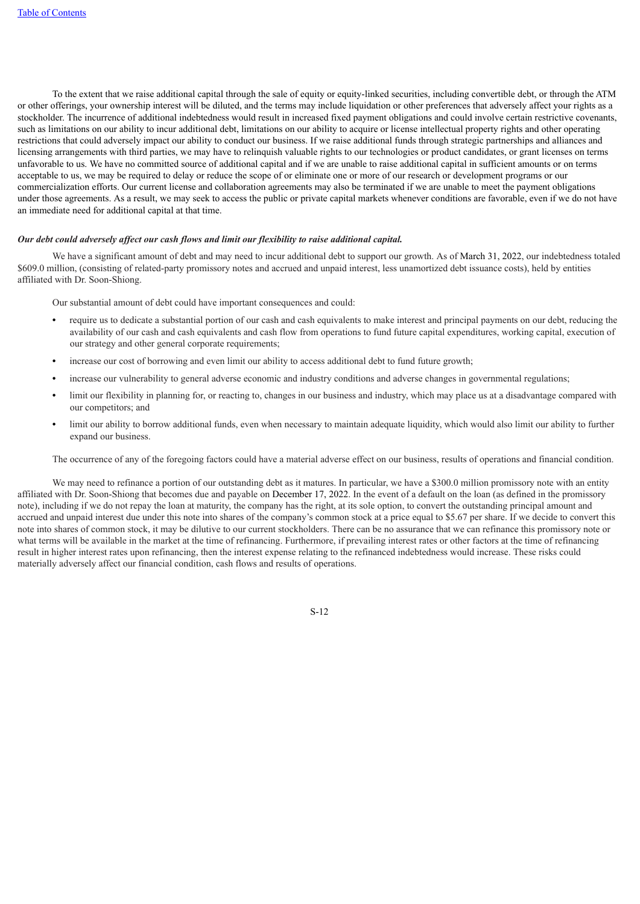To the extent that we raise additional capital through the sale of equity or equity-linked securities, including convertible debt, or through the ATM or other offerings, your ownership interest will be diluted, and the terms may include liquidation or other preferences that adversely affect your rights as a stockholder. The incurrence of additional indebtedness would result in increased fixed payment obligations and could involve certain restrictive covenants, such as limitations on our ability to incur additional debt, limitations on our ability to acquire or license intellectual property rights and other operating restrictions that could adversely impact our ability to conduct our business. If we raise additional funds through strategic partnerships and alliances and licensing arrangements with third parties, we may have to relinquish valuable rights to our technologies or product candidates, or grant licenses on terms unfavorable to us. We have no committed source of additional capital and if we are unable to raise additional capital in sufficient amounts or on terms acceptable to us, we may be required to delay or reduce the scope of or eliminate one or more of our research or development programs or our commercialization efforts. Our current license and collaboration agreements may also be terminated if we are unable to meet the payment obligations under those agreements. As a result, we may seek to access the public or private capital markets whenever conditions are favorable, even if we do not have an immediate need for additional capital at that time.

***Our debt could adversely affect our cash flows and limit our flexibility to raise additional capital.***

We have a significant amount of debt and may need to incur additional debt to support our growth. As of March 31, 2022, our indebtedness totaled $609.0 million, (consisting of related-party promissory notes and accrued and unpaid interest, less unamortized debt issuance costs), held by entities affiliated with Dr. Soon-Shiong.

Our substantial amount of debt could have important consequences and could:

- require us to dedicate a substantial portion of our cash and cash equivalents to make interest and principal payments on our debt, reducing the availability of our cash and cash equivalents and cash flow from operations to fund future capital expenditures, working capital, execution of our strategy and other general corporate requirements;
- increase our cost of borrowing and even limit our ability to access additional debt to fund future growth;
- increase our vulnerability to general adverse economic and industry conditions and adverse changes in governmental regulations;
- limit our flexibility in planning for, or reacting to, changes in our business and industry, which may place us at a disadvantage compared with our competitors; and
- limit our ability to borrow additional funds, even when necessary to maintain adequate liquidity, which would also limit our ability to further expand our business.

The occurrence of any of the foregoing factors could have a material adverse effect on our business, results of operations and financial condition.

We may need to refinance a portion of our outstanding debt as it matures. In particular, we have a $300.0 million promissory note with an entity affiliated with Dr. Soon-Shiong that becomes due and payable on December 17, 2022. In the event of a default on the loan (as defined in the promissory note), including if we do not repay the loan at maturity, the company has the right, at its sole option, to convert the outstanding principal amount and accrued and unpaid interest due under this note into shares of the company's common stock at a price equal to $5.67 per share. If we decide to convert this note into shares of common stock, it may be dilutive to our current stockholders. There can be no assurance that we can refinance this promissory note or what terms will be available in the market at the time of refinancing. Furthermore, if prevailing interest rates or other factors at the time of refinancing result in higher interest rates upon refinancing, then the interest expense relating to the refinanced indebtedness would increase. These risks could materially adversely affect our financial condition, cash flows and results of operations.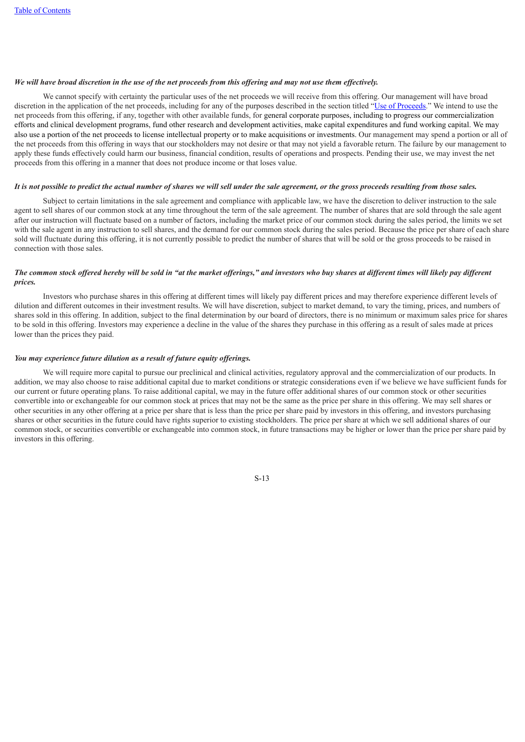***We will have broad discretion in the use of the net proceeds from this offering and may not use them effectively.***

We cannot specify with certainty the particular uses of the net proceeds we will receive from this offering. Our management will have broad discretion in the application of the net proceeds, including for any of the purposes described in the section titled "Use of Proceeds." We intend to use the net proceeds from this offering, if any, together with other available funds, for general corporate purposes, including to progress our commercialization efforts and clinical development programs, fund other research and development activities, make capital expenditures and fund working capital. We may also use a portion of the net proceeds to license intellectual property or to make acquisitions or investments. Our management may spend a portion or all of the net proceeds from this offering in ways that our stockholders may not desire or that may not yield a favorable return. The failure by our management to apply these funds effectively could harm our business, financial condition, results of operations and prospects. Pending their use, we may invest the net proceeds from this offering in a manner that does not produce income or that loses value.

***It is not possible to predict the actual number of shares we will sell under the sale agreement, or the gross proceeds resulting from those sales.***

Subject to certain limitations in the sale agreement and compliance with applicable law, we have the discretion to deliver instruction to the sale agent to sell shares of our common stock at any time throughout the term of the sale agreement. The number of shares that are sold through the sale agent after our instruction will fluctuate based on a number of factors, including the market price of our common stock during the sales period, the limits we set with the sale agent in any instruction to sell shares, and the demand for our common stock during the sales period. Because the price per share of each share sold will fluctuate during this offering, it is not currently possible to predict the number of shares that will be sold or the gross proceeds to be raised in connection with those sales.

***The common stock offered hereby will be sold in "at the market offerings," and investors who buy shares at different times will likely pay different prices.***

Investors who purchase shares in this offering at different times will likely pay different prices and may therefore experience different levels of dilution and different outcomes in their investment results. We will have discretion, subject to market demand, to vary the timing, prices, and numbers of shares sold in this offering. In addition, subject to the final determination by our board of directors, there is no minimum or maximum sales price for shares to be sold in this offering. Investors may experience a decline in the value of the shares they purchase in this offering as a result of sales made at prices lower than the prices they paid.

***You may experience future dilution as a result of future equity offerings.***

We will require more capital to pursue our preclinical and clinical activities, regulatory approval and the commercialization of our products. In addition, we may also choose to raise additional capital due to market conditions or strategic considerations even if we believe we have sufficient funds for our current or future operating plans. To raise additional capital, we may in the future offer additional shares of our common stock or other securities convertible into or exchangeable for our common stock at prices that may not be the same as the price per share in this offering. We may sell shares or other securities in any other offering at a price per share that is less than the price per share paid by investors in this offering, and investors purchasing shares or other securities in the future could have rights superior to existing stockholders. The price per share at which we sell additional shares of our common stock, or securities convertible or exchangeable into common stock, in future transactions may be higher or lower than the price per share paid by investors in this offering.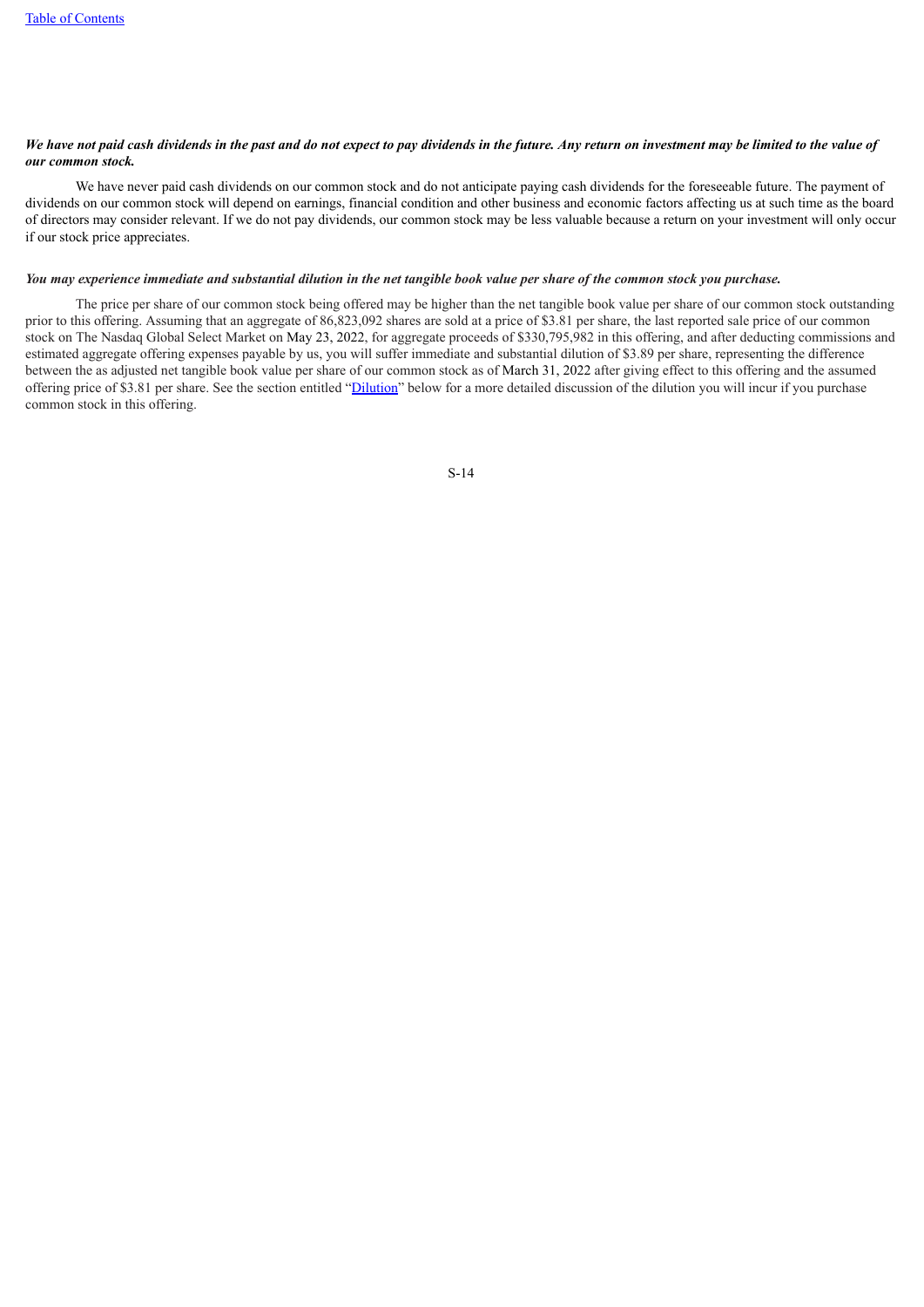***We have not paid cash dividends in the past and do not expect to pay dividends in the future. Any return on investment may be limited to the value of our common stock.***

We have never paid cash dividends on our common stock and do not anticipate paying cash dividends for the foreseeable future. The payment of dividends on our common stock will depend on earnings, financial condition and other business and economic factors affecting us at such time as the board of directors may consider relevant. If we do not pay dividends, our common stock may be less valuable because a return on your investment will only occur if our stock price appreciates.

***You may experience immediate and substantial dilution in the net tangible book value per share of the common stock you purchase.***

The price per share of our common stock being offered may be higher than the net tangible book value per share of our common stock outstanding prior to this offering. Assuming that an aggregate of 86,823,092 shares are sold at a price of $3.81 per share, the last reported sale price of our common stock on The Nasdaq Global Select Market on May 23, 2022, for aggregate proceeds of $330,795,982 in this offering, and after deducting commissions and estimated aggregate offering expenses payable by us, you will suffer immediate and substantial dilution of $3.89 per share, representing the difference between the as adjusted net tangible book value per share of our common stock as of March 31, 2022 after giving effect to this offering and the assumed offering price of $3.81 per share. See the section entitled "Dilution" below for a more detailed discussion of the dilution you will incur if you purchase common stock in this offering.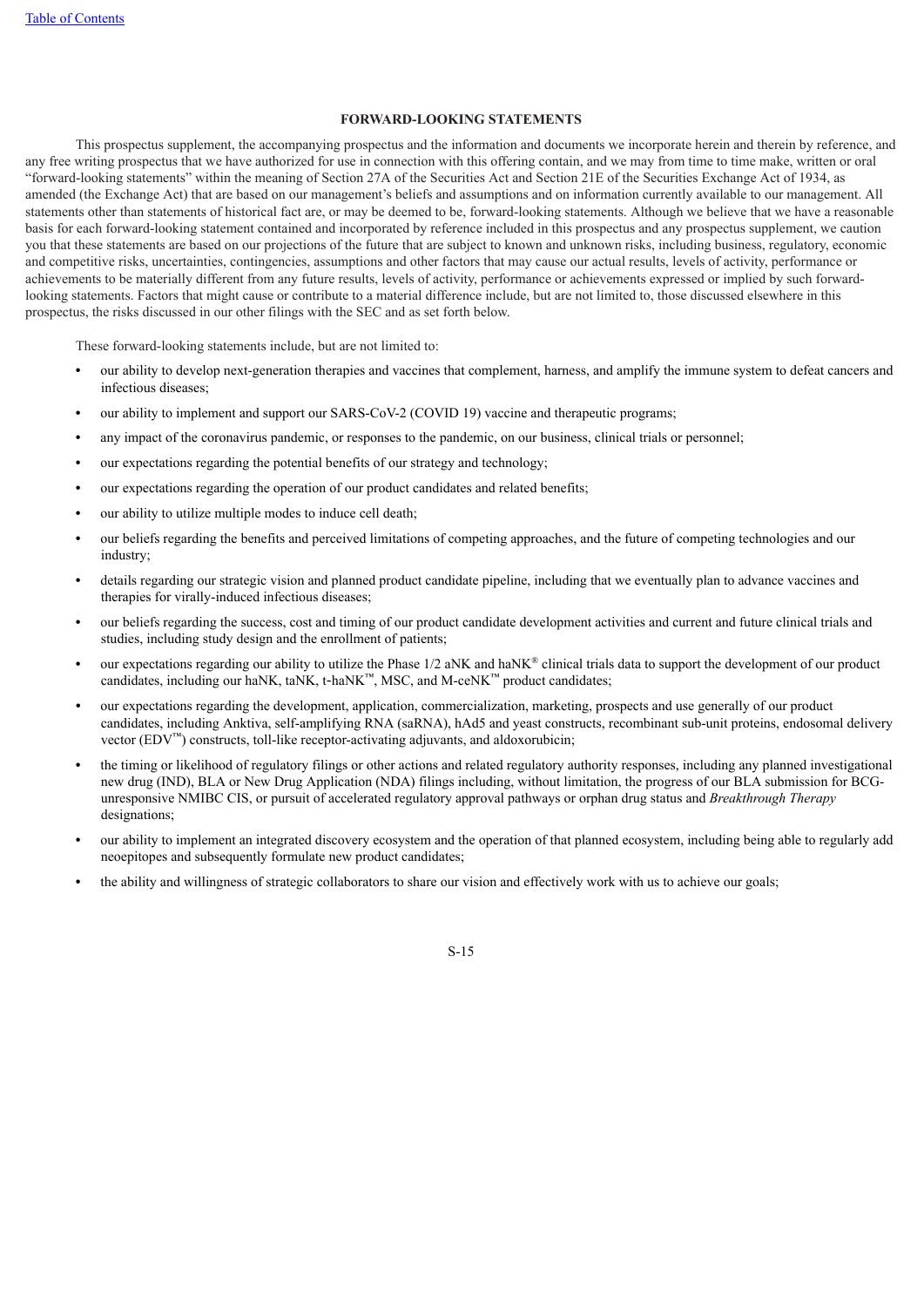## FORWARD-LOOKING STATEMENTS

This prospectus supplement, the accompanying prospectus and the information and documents we incorporate herein and therein by reference, and any free writing prospectus that we have authorized for use in connection with this offering contain, and we may from time to time make, written or oral "forward-looking statements" within the meaning of Section 27A of the Securities Act and Section 21E of the Securities Exchange Act of 1934, as amended (the Exchange Act) that are based on our management's beliefs and assumptions and on information currently available to our management. All statements other than statements of historical fact are, or may be deemed to be, forward-looking statements. Although we believe that we have a reasonable basis for each forward-looking statement contained and incorporated by reference included in this prospectus and any prospectus supplement, we caution you that these statements are based on our projections of the future that are subject to known and unknown risks, including business, regulatory, economic and competitive risks, uncertainties, contingencies, assumptions and other factors that may cause our actual results, levels of activity, performance or achievements to be materially different from any future results, levels of activity, performance or achievements expressed or implied by such forward-looking statements. Factors that might cause or contribute to a material difference include, but are not limited to, those discussed elsewhere in this prospectus, the risks discussed in our other filings with the SEC and as set forth below.

These forward-looking statements include, but are not limited to:

- our ability to develop next-generation therapies and vaccines that complement, harness, and amplify the immune system to defeat cancers and infectious diseases;
- our ability to implement and support our SARS-CoV-2 (COVID 19) vaccine and therapeutic programs;
- any impact of the coronavirus pandemic, or responses to the pandemic, on our business, clinical trials or personnel;
- our expectations regarding the potential benefits of our strategy and technology;
- our expectations regarding the operation of our product candidates and related benefits;
- our ability to utilize multiple modes to induce cell death;
- our beliefs regarding the benefits and perceived limitations of competing approaches, and the future of competing technologies and our industry;
- details regarding our strategic vision and planned product candidate pipeline, including that we eventually plan to advance vaccines and therapies for virally-induced infectious diseases;
- our beliefs regarding the success, cost and timing of our product candidate development activities and current and future clinical trials and studies, including study design and the enrollment of patients;
- our expectations regarding our ability to utilize the Phase 1/2 aNK and haNK® clinical trials data to support the development of our product candidates, including our haNK, taNK, t-haNK™, MSC, and M-ceNK™ product candidates;
- our expectations regarding the development, application, commercialization, marketing, prospects and use generally of our product candidates, including Anktiva, self-amplifying RNA (saRNA), hAd5 and yeast constructs, recombinant sub-unit proteins, endosomal delivery vector (EDV™) constructs, toll-like receptor-activating adjuvants, and aldoxorubicin;
- the timing or likelihood of regulatory filings or other actions and related regulatory authority responses, including any planned investigational new drug (IND), BLA or New Drug Application (NDA) filings including, without limitation, the progress of our BLA submission for BCG-unresponsive NMIBC CIS, or pursuit of accelerated regulatory approval pathways or orphan drug status and *Breakthrough Therapy* designations;
- our ability to implement an integrated discovery ecosystem and the operation of that planned ecosystem, including being able to regularly add neoepitopes and subsequently formulate new product candidates;
- the ability and willingness of strategic collaborators to share our vision and effectively work with us to achieve our goals;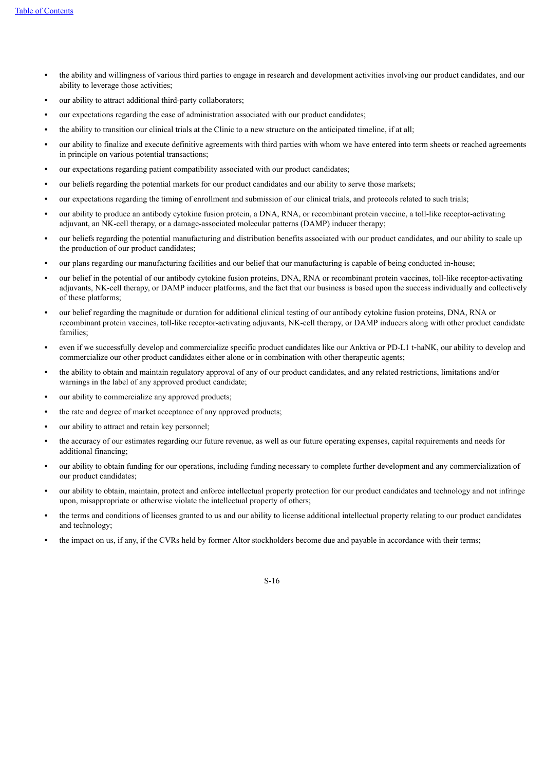- the ability and willingness of various third parties to engage in research and development activities involving our product candidates, and our ability to leverage those activities;
- our ability to attract additional third-party collaborators;
- our expectations regarding the ease of administration associated with our product candidates;
- the ability to transition our clinical trials at the Clinic to a new structure on the anticipated timeline, if at all;
- our ability to finalize and execute definitive agreements with third parties with whom we have entered into term sheets or reached agreements in principle on various potential transactions;
- our expectations regarding patient compatibility associated with our product candidates;
- our beliefs regarding the potential markets for our product candidates and our ability to serve those markets;
- our expectations regarding the timing of enrollment and submission of our clinical trials, and protocols related to such trials;
- our ability to produce an antibody cytokine fusion protein, a DNA, RNA, or recombinant protein vaccine, a toll-like receptor-activating adjuvant, an NK-cell therapy, or a damage-associated molecular patterns (DAMP) inducer therapy;
- our beliefs regarding the potential manufacturing and distribution benefits associated with our product candidates, and our ability to scale up the production of our product candidates;
- our plans regarding our manufacturing facilities and our belief that our manufacturing is capable of being conducted in-house;
- our belief in the potential of our antibody cytokine fusion proteins, DNA, RNA or recombinant protein vaccines, toll-like receptor-activating adjuvants, NK-cell therapy, or DAMP inducer platforms, and the fact that our business is based upon the success individually and collectively of these platforms;
- our belief regarding the magnitude or duration for additional clinical testing of our antibody cytokine fusion proteins, DNA, RNA or recombinant protein vaccines, toll-like receptor-activating adjuvants, NK-cell therapy, or DAMP inducers along with other product candidate families;
- even if we successfully develop and commercialize specific product candidates like our Anktiva or PD-L1 t-haNK, our ability to develop and commercialize our other product candidates either alone or in combination with other therapeutic agents;
- the ability to obtain and maintain regulatory approval of any of our product candidates, and any related restrictions, limitations and/or warnings in the label of any approved product candidate;
- our ability to commercialize any approved products;
- the rate and degree of market acceptance of any approved products;
- our ability to attract and retain key personnel;
- the accuracy of our estimates regarding our future revenue, as well as our future operating expenses, capital requirements and needs for additional financing;
- our ability to obtain funding for our operations, including funding necessary to complete further development and any commercialization of our product candidates;
- our ability to obtain, maintain, protect and enforce intellectual property protection for our product candidates and technology and not infringe upon, misappropriate or otherwise violate the intellectual property of others;
- the terms and conditions of licenses granted to us and our ability to license additional intellectual property relating to our product candidates and technology;
- the impact on us, if any, if the CVRs held by former Altor stockholders become due and payable in accordance with their terms;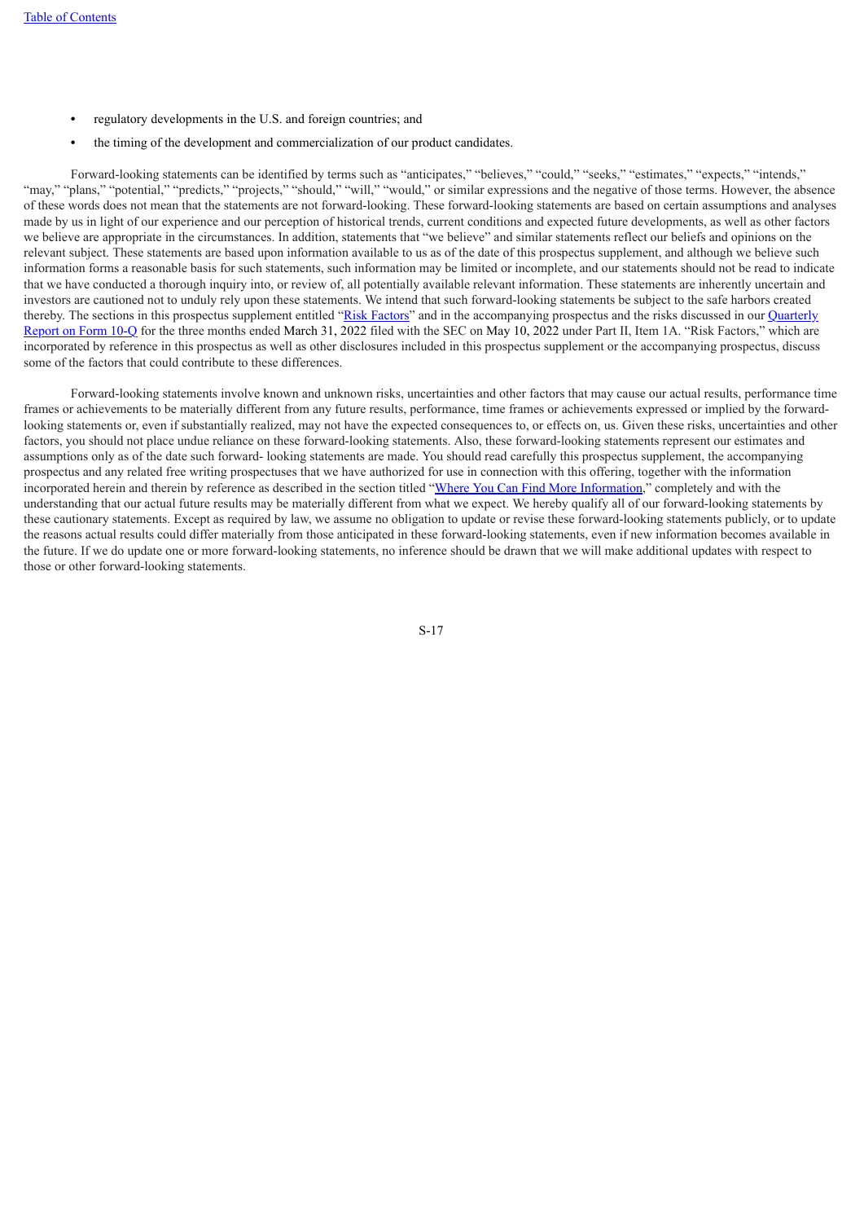- regulatory developments in the U.S. and foreign countries; and
- the timing of the development and commercialization of our product candidates.

Forward-looking statements can be identified by terms such as "anticipates," "believes," "could," "seeks," "estimates," "expects," "intends," "may," "plans," "potential," "predicts," "projects," "should," "will," "would," or similar expressions and the negative of those terms. However, the absence of these words does not mean that the statements are not forward-looking. These forward-looking statements are based on certain assumptions and analyses made by us in light of our experience and our perception of historical trends, current conditions and expected future developments, as well as other factors we believe are appropriate in the circumstances. In addition, statements that "we believe" and similar statements reflect our beliefs and opinions on the relevant subject. These statements are based upon information available to us as of the date of this prospectus supplement, and although we believe such information forms a reasonable basis for such statements, such information may be limited or incomplete, and our statements should not be read to indicate that we have conducted a thorough inquiry into, or review of, all potentially available relevant information. These statements are inherently uncertain and investors are cautioned not to unduly rely upon these statements. We intend that such forward-looking statements be subject to the safe harbors created thereby. The sections in this prospectus supplement entitled "Risk Factors" and in the accompanying prospectus and the risks discussed in our Quarterly Report on Form 10-Q for the three months ended March 31, 2022 filed with the SEC on May 10, 2022 under Part II, Item 1A. "Risk Factors," which are incorporated by reference in this prospectus as well as other disclosures included in this prospectus supplement or the accompanying prospectus, discuss some of the factors that could contribute to these differences.

Forward-looking statements involve known and unknown risks, uncertainties and other factors that may cause our actual results, performance time frames or achievements to be materially different from any future results, performance, time frames or achievements expressed or implied by the forward-looking statements or, even if substantially realized, may not have the expected consequences to, or effects on, us. Given these risks, uncertainties and other factors, you should not place undue reliance on these forward-looking statements. Also, these forward-looking statements represent our estimates and assumptions only as of the date such forward- looking statements are made. You should read carefully this prospectus supplement, the accompanying prospectus and any related free writing prospectuses that we have authorized for use in connection with this offering, together with the information incorporated herein and therein by reference as described in the section titled "Where You Can Find More Information," completely and with the understanding that our actual future results may be materially different from what we expect. We hereby qualify all of our forward-looking statements by these cautionary statements. Except as required by law, we assume no obligation to update or revise these forward-looking statements publicly, or to update the reasons actual results could differ materially from those anticipated in these forward-looking statements, even if new information becomes available in the future. If we do update one or more forward-looking statements, no inference should be drawn that we will make additional updates with respect to those or other forward-looking statements.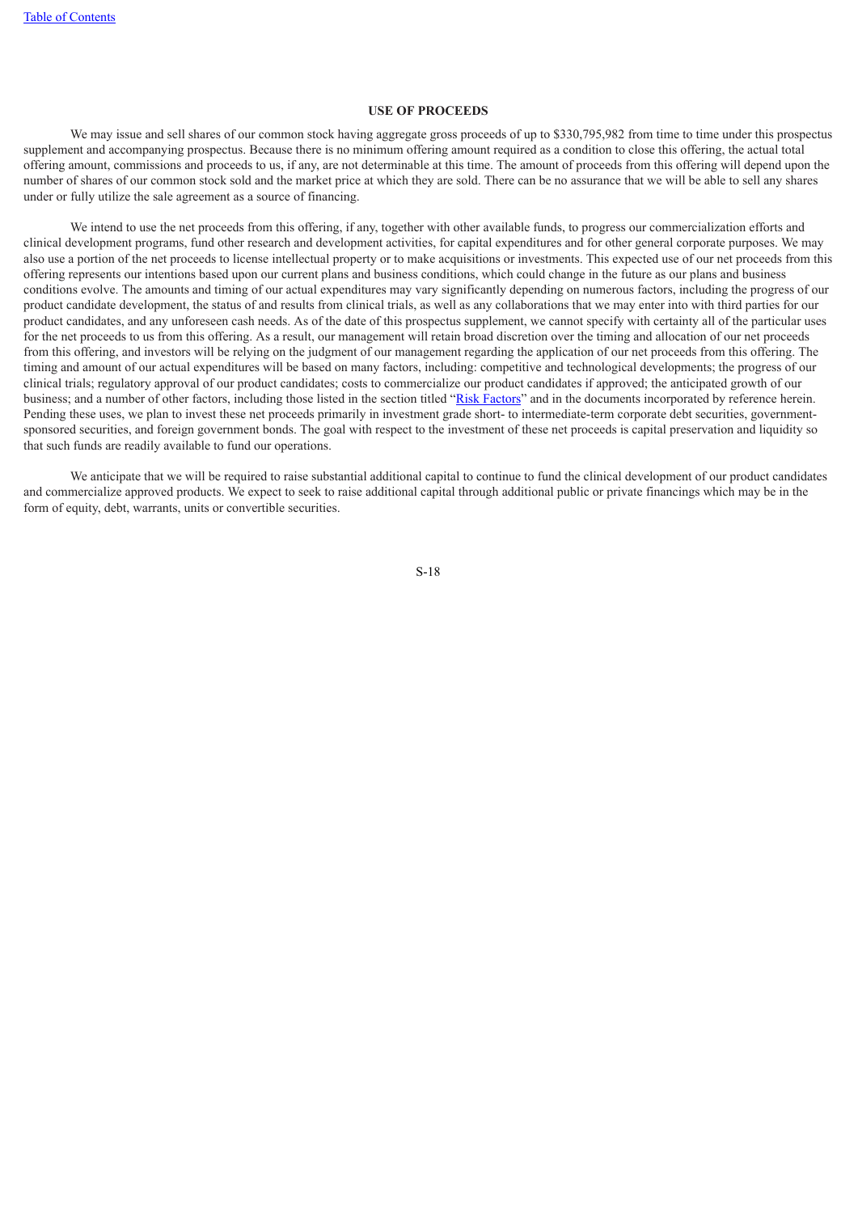## USE OF PROCEEDS

We may issue and sell shares of our common stock having aggregate gross proceeds of up to $330,795,982 from time to time under this prospectus supplement and accompanying prospectus. Because there is no minimum offering amount required as a condition to close this offering, the actual total offering amount, commissions and proceeds to us, if any, are not determinable at this time. The amount of proceeds from this offering will depend upon the number of shares of our common stock sold and the market price at which they are sold. There can be no assurance that we will be able to sell any shares under or fully utilize the sale agreement as a source of financing.

We intend to use the net proceeds from this offering, if any, together with other available funds, to progress our commercialization efforts and clinical development programs, fund other research and development activities, for capital expenditures and for other general corporate purposes. We may also use a portion of the net proceeds to license intellectual property or to make acquisitions or investments. This expected use of our net proceeds from this offering represents our intentions based upon our current plans and business conditions, which could change in the future as our plans and business conditions evolve. The amounts and timing of our actual expenditures may vary significantly depending on numerous factors, including the progress of our product candidate development, the status of and results from clinical trials, as well as any collaborations that we may enter into with third parties for our product candidates, and any unforeseen cash needs. As of the date of this prospectus supplement, we cannot specify with certainty all of the particular uses for the net proceeds to us from this offering. As a result, our management will retain broad discretion over the timing and allocation of our net proceeds from this offering, and investors will be relying on the judgment of our management regarding the application of our net proceeds from this offering. The timing and amount of our actual expenditures will be based on many factors, including: competitive and technological developments; the progress of our clinical trials; regulatory approval of our product candidates; costs to commercialize our product candidates if approved; the anticipated growth of our business; and a number of other factors, including those listed in the section titled "Risk Factors" and in the documents incorporated by reference herein. Pending these uses, we plan to invest these net proceeds primarily in investment grade short- to intermediate-term corporate debt securities, government-sponsored securities, and foreign government bonds. The goal with respect to the investment of these net proceeds is capital preservation and liquidity so that such funds are readily available to fund our operations.

We anticipate that we will be required to raise substantial additional capital to continue to fund the clinical development of our product candidates and commercialize approved products. We expect to seek to raise additional capital through additional public or private financings which may be in the form of equity, debt, warrants, units or convertible securities.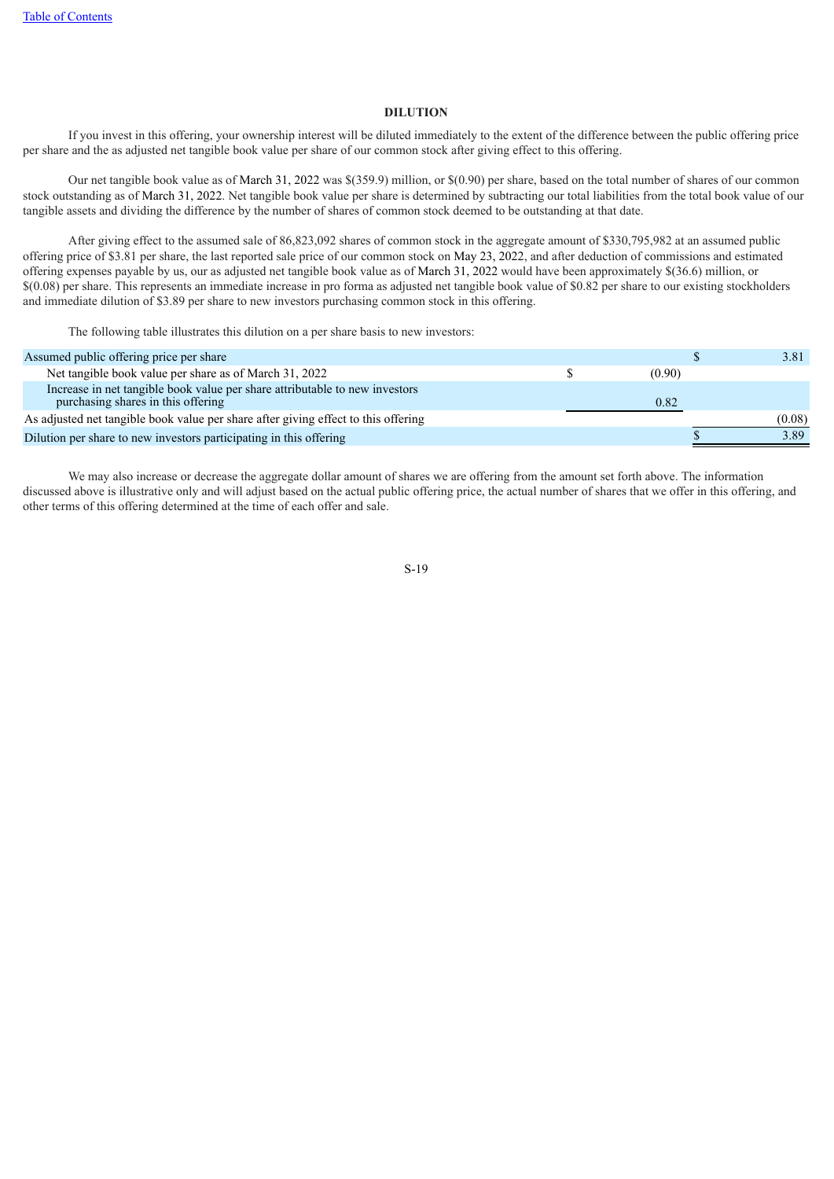## DILUTION

If you invest in this offering, your ownership interest will be diluted immediately to the extent of the difference between the public offering price per share and the as adjusted net tangible book value per share of our common stock after giving effect to this offering.

Our net tangible book value as of March 31, 2022 was $(359.9) million, or $(0.90) per share, based on the total number of shares of our common stock outstanding as of March 31, 2022. Net tangible book value per share is determined by subtracting our total liabilities from the total book value of our tangible assets and dividing the difference by the number of shares of common stock deemed to be outstanding at that date.

After giving effect to the assumed sale of 86,823,092 shares of common stock in the aggregate amount of $330,795,982 at an assumed public offering price of $3.81 per share, the last reported sale price of our common stock on May 23, 2022, and after deduction of commissions and estimated offering expenses payable by us, our as adjusted net tangible book value as of March 31, 2022 would have been approximately $(36.6) million, or $(0.08) per share. This represents an immediate increase in pro forma as adjusted net tangible book value of $0.82 per share to our existing stockholders and immediate dilution of $3.89 per share to new investors purchasing common stock in this offering.

The following table illustrates this dilution on a per share basis to new investors:

| | | |
|---|---|---|
| Assumed public offering price per share | | $ 3.81 |
| Net tangible book value per share as of March 31, 2022 | $ (0.90) | |
| Increase in net tangible book value per share attributable to new investors purchasing shares in this offering | 0.82 | |
| As adjusted net tangible book value per share after giving effect to this offering | | (0.08) |
| Dilution per share to new investors participating in this offering | | $ 3.89 |

We may also increase or decrease the aggregate dollar amount of shares we are offering from the amount set forth above. The information discussed above is illustrative only and will adjust based on the actual public offering price, the actual number of shares that we offer in this offering, and other terms of this offering determined at the time of each offer and sale.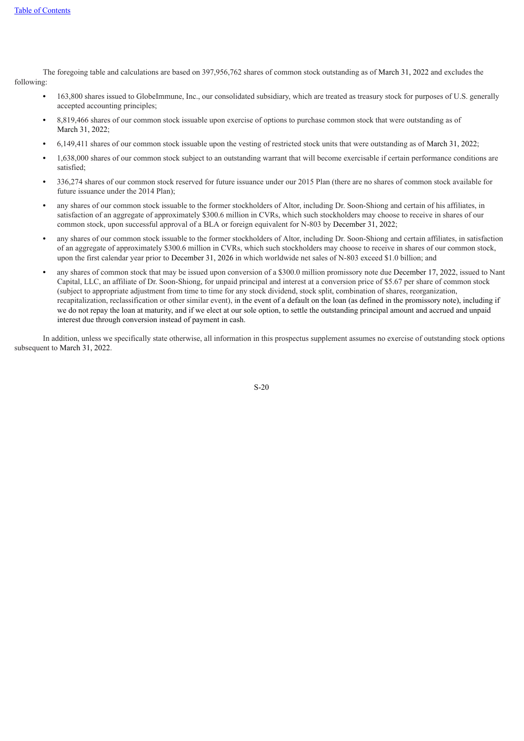The foregoing table and calculations are based on 397,956,762 shares of common stock outstanding as of March 31, 2022 and excludes the following:

- 163,800 shares issued to GlobeImmune, Inc., our consolidated subsidiary, which are treated as treasury stock for purposes of U.S. generally accepted accounting principles;
- 8,819,466 shares of our common stock issuable upon exercise of options to purchase common stock that were outstanding as of March 31, 2022;
- 6,149,411 shares of our common stock issuable upon the vesting of restricted stock units that were outstanding as of March 31, 2022;
- 1,638,000 shares of our common stock subject to an outstanding warrant that will become exercisable if certain performance conditions are satisfied;
- 336,274 shares of our common stock reserved for future issuance under our 2015 Plan (there are no shares of common stock available for future issuance under the 2014 Plan);
- any shares of our common stock issuable to the former stockholders of Altor, including Dr. Soon-Shiong and certain of his affiliates, in satisfaction of an aggregate of approximately $300.6 million in CVRs, which such stockholders may choose to receive in shares of our common stock, upon successful approval of a BLA or foreign equivalent for N-803 by December 31, 2022;
- any shares of our common stock issuable to the former stockholders of Altor, including Dr. Soon-Shiong and certain affiliates, in satisfaction of an aggregate of approximately $300.6 million in CVRs, which such stockholders may choose to receive in shares of our common stock, upon the first calendar year prior to December 31, 2026 in which worldwide net sales of N-803 exceed $1.0 billion; and
- any shares of common stock that may be issued upon conversion of a $300.0 million promissory note due December 17, 2022, issued to Nant Capital, LLC, an affiliate of Dr. Soon-Shiong, for unpaid principal and interest at a conversion price of $5.67 per share of common stock (subject to appropriate adjustment from time to time for any stock dividend, stock split, combination of shares, reorganization, recapitalization, reclassification or other similar event), in the event of a default on the loan (as defined in the promissory note), including if we do not repay the loan at maturity, and if we elect at our sole option, to settle the outstanding principal amount and accrued and unpaid interest due through conversion instead of payment in cash.

In addition, unless we specifically state otherwise, all information in this prospectus supplement assumes no exercise of outstanding stock options subsequent to March 31, 2022.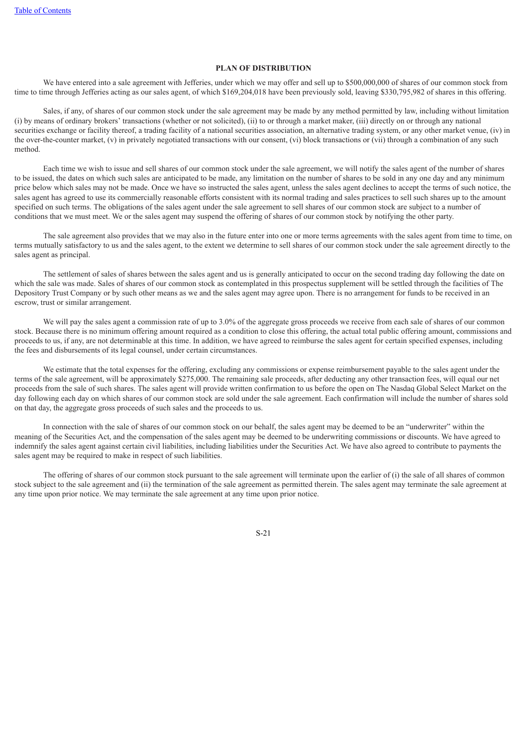## PLAN OF DISTRIBUTION

We have entered into a sale agreement with Jefferies, under which we may offer and sell up to $500,000,000 of shares of our common stock from time to time through Jefferies acting as our sales agent, of which $169,204,018 have been previously sold, leaving $330,795,982 of shares in this offering.

Sales, if any, of shares of our common stock under the sale agreement may be made by any method permitted by law, including without limitation (i) by means of ordinary brokers' transactions (whether or not solicited), (ii) to or through a market maker, (iii) directly on or through any national securities exchange or facility thereof, a trading facility of a national securities association, an alternative trading system, or any other market venue, (iv) in the over-the-counter market, (v) in privately negotiated transactions with our consent, (vi) block transactions or (vii) through a combination of any such method.

Each time we wish to issue and sell shares of our common stock under the sale agreement, we will notify the sales agent of the number of shares to be issued, the dates on which such sales are anticipated to be made, any limitation on the number of shares to be sold in any one day and any minimum price below which sales may not be made. Once we have so instructed the sales agent, unless the sales agent declines to accept the terms of such notice, the sales agent has agreed to use its commercially reasonable efforts consistent with its normal trading and sales practices to sell such shares up to the amount specified on such terms. The obligations of the sales agent under the sale agreement to sell shares of our common stock are subject to a number of conditions that we must meet. We or the sales agent may suspend the offering of shares of our common stock by notifying the other party.

The sale agreement also provides that we may also in the future enter into one or more terms agreements with the sales agent from time to time, on terms mutually satisfactory to us and the sales agent, to the extent we determine to sell shares of our common stock under the sale agreement directly to the sales agent as principal.

The settlement of sales of shares between the sales agent and us is generally anticipated to occur on the second trading day following the date on which the sale was made. Sales of shares of our common stock as contemplated in this prospectus supplement will be settled through the facilities of The Depository Trust Company or by such other means as we and the sales agent may agree upon. There is no arrangement for funds to be received in an escrow, trust or similar arrangement.

We will pay the sales agent a commission rate of up to 3.0% of the aggregate gross proceeds we receive from each sale of shares of our common stock. Because there is no minimum offering amount required as a condition to close this offering, the actual total public offering amount, commissions and proceeds to us, if any, are not determinable at this time. In addition, we have agreed to reimburse the sales agent for certain specified expenses, including the fees and disbursements of its legal counsel, under certain circumstances.

We estimate that the total expenses for the offering, excluding any commissions or expense reimbursement payable to the sales agent under the terms of the sale agreement, will be approximately $275,000. The remaining sale proceeds, after deducting any other transaction fees, will equal our net proceeds from the sale of such shares. The sales agent will provide written confirmation to us before the open on The Nasdaq Global Select Market on the day following each day on which shares of our common stock are sold under the sale agreement. Each confirmation will include the number of shares sold on that day, the aggregate gross proceeds of such sales and the proceeds to us.

In connection with the sale of shares of our common stock on our behalf, the sales agent may be deemed to be an "underwriter" within the meaning of the Securities Act, and the compensation of the sales agent may be deemed to be underwriting commissions or discounts. We have agreed to indemnify the sales agent against certain civil liabilities, including liabilities under the Securities Act. We have also agreed to contribute to payments the sales agent may be required to make in respect of such liabilities.

The offering of shares of our common stock pursuant to the sale agreement will terminate upon the earlier of (i) the sale of all shares of common stock subject to the sale agreement and (ii) the termination of the sale agreement as permitted therein. The sales agent may terminate the sale agreement at any time upon prior notice. We may terminate the sale agreement at any time upon prior notice.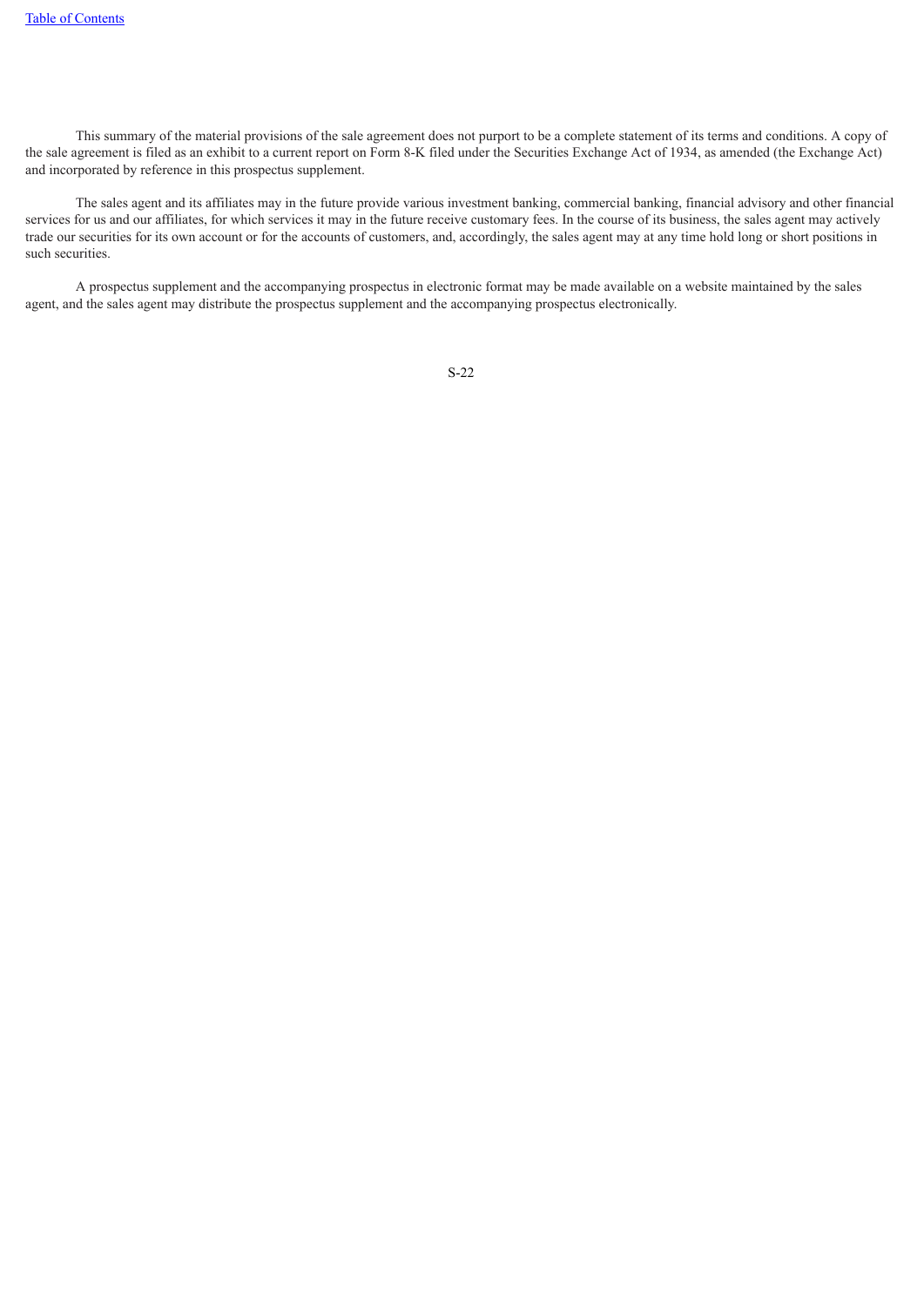This summary of the material provisions of the sale agreement does not purport to be a complete statement of its terms and conditions. A copy of the sale agreement is filed as an exhibit to a current report on Form 8-K filed under the Securities Exchange Act of 1934, as amended (the Exchange Act) and incorporated by reference in this prospectus supplement.

The sales agent and its affiliates may in the future provide various investment banking, commercial banking, financial advisory and other financial services for us and our affiliates, for which services it may in the future receive customary fees. In the course of its business, the sales agent may actively trade our securities for its own account or for the accounts of customers, and, accordingly, the sales agent may at any time hold long or short positions in such securities.

A prospectus supplement and the accompanying prospectus in electronic format may be made available on a website maintained by the sales agent, and the sales agent may distribute the prospectus supplement and the accompanying prospectus electronically.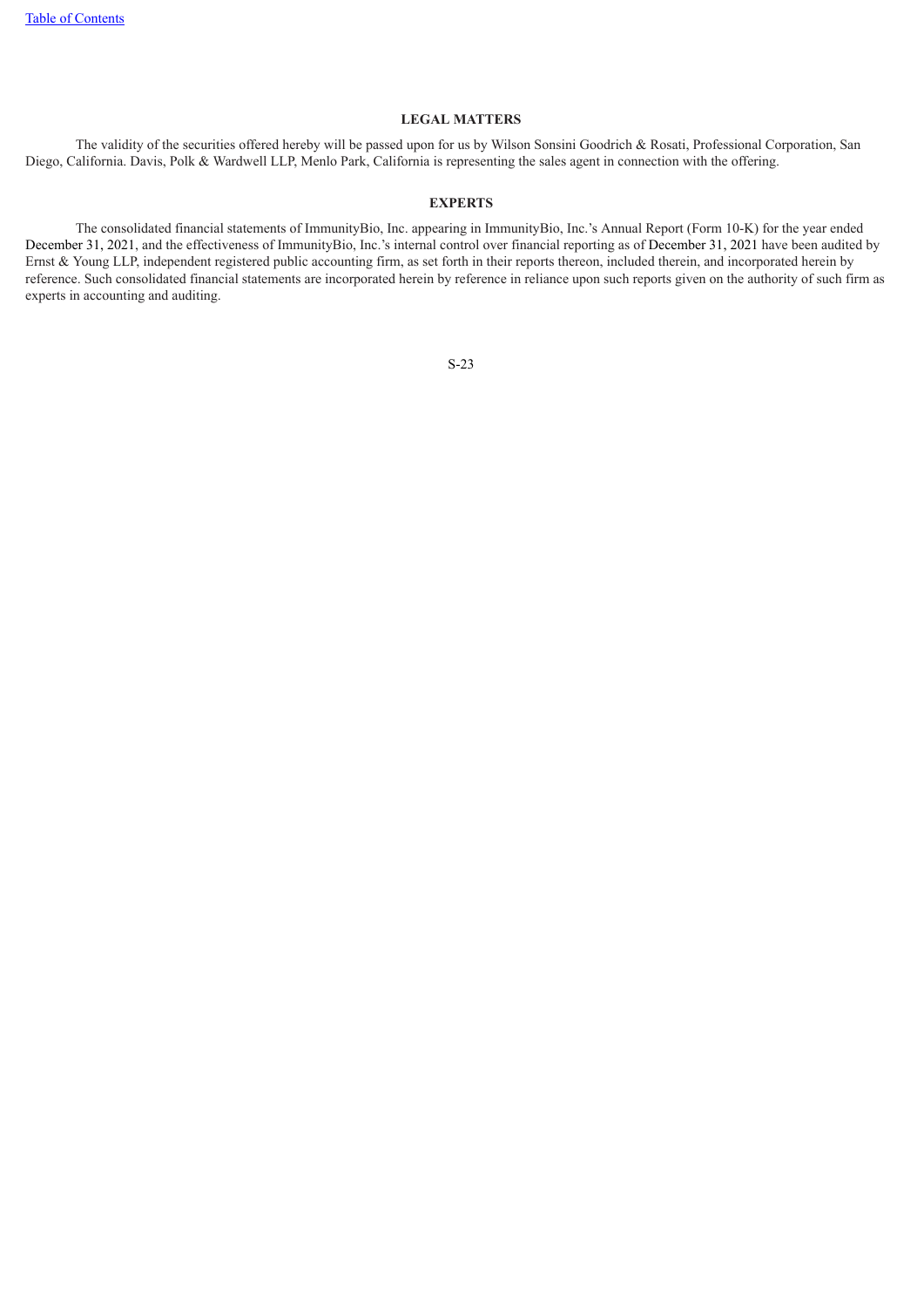## LEGAL MATTERS

The validity of the securities offered hereby will be passed upon for us by Wilson Sonsini Goodrich & Rosati, Professional Corporation, San Diego, California. Davis, Polk & Wardwell LLP, Menlo Park, California is representing the sales agent in connection with the offering.

## EXPERTS

The consolidated financial statements of ImmunityBio, Inc. appearing in ImmunityBio, Inc.'s Annual Report (Form 10-K) for the year ended December 31, 2021, and the effectiveness of ImmunityBio, Inc.'s internal control over financial reporting as of December 31, 2021 have been audited by Ernst & Young LLP, independent registered public accounting firm, as set forth in their reports thereon, included therein, and incorporated herein by reference. Such consolidated financial statements are incorporated herein by reference in reliance upon such reports given on the authority of such firm as experts in accounting and auditing.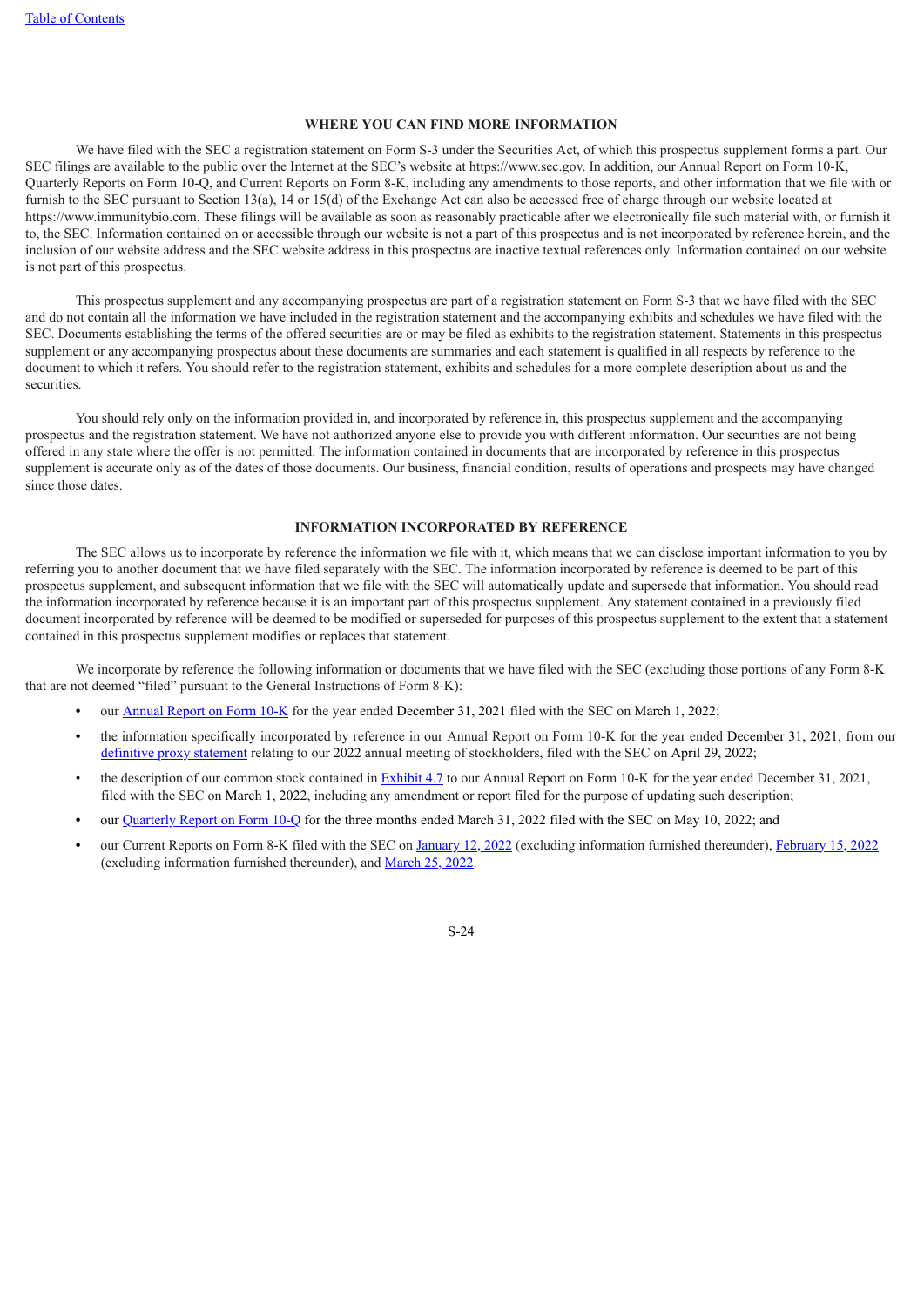## WHERE YOU CAN FIND MORE INFORMATION

We have filed with the SEC a registration statement on Form S-3 under the Securities Act, of which this prospectus supplement forms a part. Our SEC filings are available to the public over the Internet at the SEC's website at https://www.sec.gov. In addition, our Annual Report on Form 10-K, Quarterly Reports on Form 10-Q, and Current Reports on Form 8-K, including any amendments to those reports, and other information that we file with or furnish to the SEC pursuant to Section 13(a), 14 or 15(d) of the Exchange Act can also be accessed free of charge through our website located at https://www.immunitybio.com. These filings will be available as soon as reasonably practicable after we electronically file such material with, or furnish it to, the SEC. Information contained on or accessible through our website is not a part of this prospectus and is not incorporated by reference herein, and the inclusion of our website address and the SEC website address in this prospectus are inactive textual references only. Information contained on our website is not part of this prospectus.

This prospectus supplement and any accompanying prospectus are part of a registration statement on Form S-3 that we have filed with the SEC and do not contain all the information we have included in the registration statement and the accompanying exhibits and schedules we have filed with the SEC. Documents establishing the terms of the offered securities are or may be filed as exhibits to the registration statement. Statements in this prospectus supplement or any accompanying prospectus about these documents are summaries and each statement is qualified in all respects by reference to the document to which it refers. You should refer to the registration statement, exhibits and schedules for a more complete description about us and the securities.

You should rely only on the information provided in, and incorporated by reference in, this prospectus supplement and the accompanying prospectus and the registration statement. We have not authorized anyone else to provide you with different information. Our securities are not being offered in any state where the offer is not permitted. The information contained in documents that are incorporated by reference in this prospectus supplement is accurate only as of the dates of those documents. Our business, financial condition, results of operations and prospects may have changed since those dates.

## INFORMATION INCORPORATED BY REFERENCE

The SEC allows us to incorporate by reference the information we file with it, which means that we can disclose important information to you by referring you to another document that we have filed separately with the SEC. The information incorporated by reference is deemed to be part of this prospectus supplement, and subsequent information that we file with the SEC will automatically update and supersede that information. You should read the information incorporated by reference because it is an important part of this prospectus supplement. Any statement contained in a previously filed document incorporated by reference will be deemed to be modified or superseded for purposes of this prospectus supplement to the extent that a statement contained in this prospectus supplement modifies or replaces that statement.

We incorporate by reference the following information or documents that we have filed with the SEC (excluding those portions of any Form 8-K that are not deemed "filed" pursuant to the General Instructions of Form 8-K):

- our Annual Report on Form 10-K for the year ended December 31, 2021 filed with the SEC on March 1, 2022;
- the information specifically incorporated by reference in our Annual Report on Form 10-K for the year ended December 31, 2021, from our definitive proxy statement relating to our 2022 annual meeting of stockholders, filed with the SEC on April 29, 2022;
- the description of our common stock contained in Exhibit 4.7 to our Annual Report on Form 10-K for the year ended December 31, 2021, filed with the SEC on March 1, 2022, including any amendment or report filed for the purpose of updating such description;
- our Quarterly Report on Form 10-Q for the three months ended March 31, 2022 filed with the SEC on May 10, 2022; and
- our Current Reports on Form 8-K filed with the SEC on January 12, 2022 (excluding information furnished thereunder), February 15, 2022 (excluding information furnished thereunder), and March 25, 2022.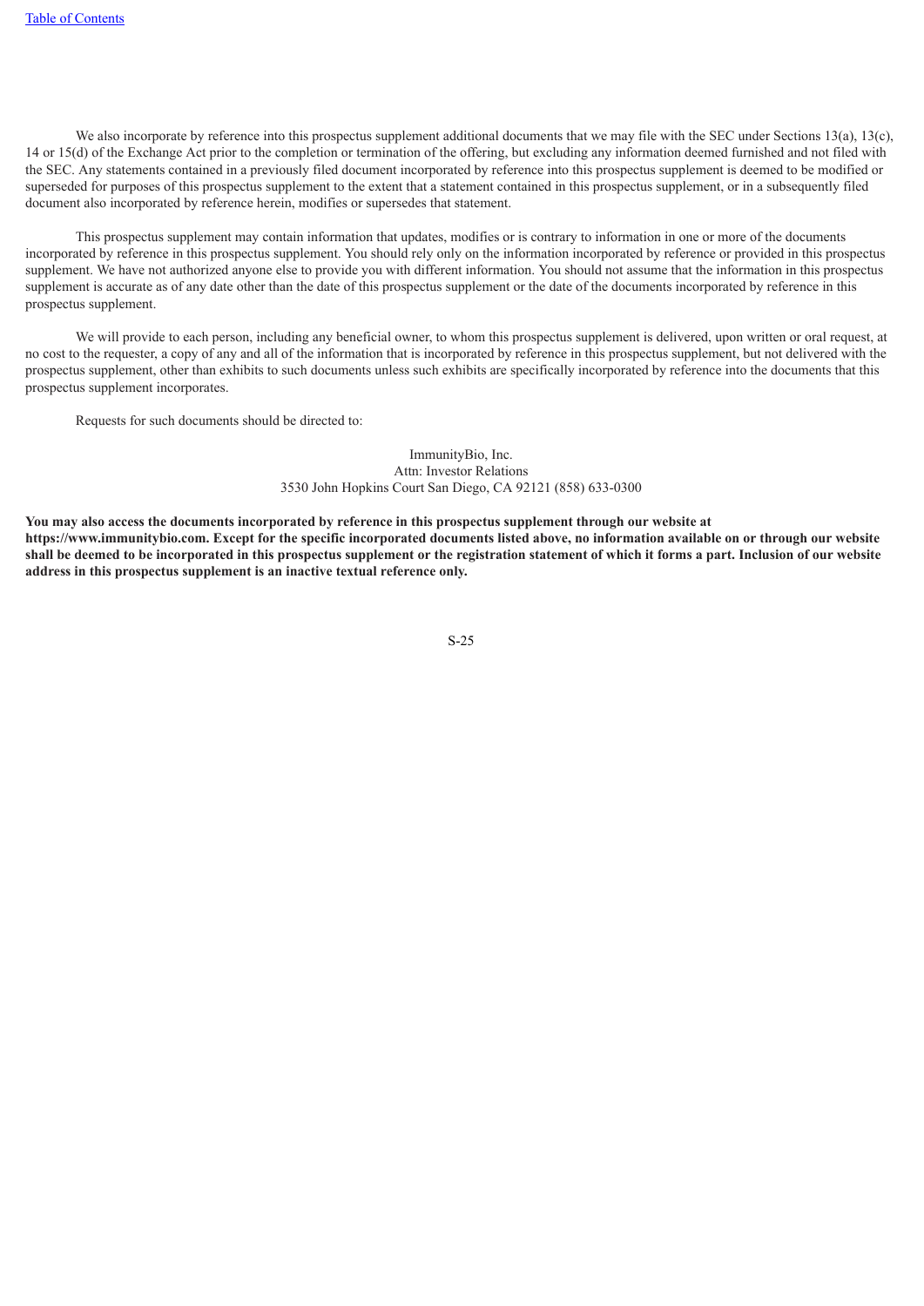We also incorporate by reference into this prospectus supplement additional documents that we may file with the SEC under Sections 13(a), 13(c), 14 or 15(d) of the Exchange Act prior to the completion or termination of the offering, but excluding any information deemed furnished and not filed with the SEC. Any statements contained in a previously filed document incorporated by reference into this prospectus supplement is deemed to be modified or superseded for purposes of this prospectus supplement to the extent that a statement contained in this prospectus supplement, or in a subsequently filed document also incorporated by reference herein, modifies or supersedes that statement.

This prospectus supplement may contain information that updates, modifies or is contrary to information in one or more of the documents incorporated by reference in this prospectus supplement. You should rely only on the information incorporated by reference or provided in this prospectus supplement. We have not authorized anyone else to provide you with different information. You should not assume that the information in this prospectus supplement is accurate as of any date other than the date of this prospectus supplement or the date of the documents incorporated by reference in this prospectus supplement.

We will provide to each person, including any beneficial owner, to whom this prospectus supplement is delivered, upon written or oral request, at no cost to the requester, a copy of any and all of the information that is incorporated by reference in this prospectus supplement, but not delivered with the prospectus supplement, other than exhibits to such documents unless such exhibits are specifically incorporated by reference into the documents that this prospectus supplement incorporates.

Requests for such documents should be directed to:

ImmunityBio, Inc.
Attn: Investor Relations
3530 John Hopkins Court San Diego, CA 92121 (858) 633-0300

**You may also access the documents incorporated by reference in this prospectus supplement through our website at https://www.immunitybio.com. Except for the specific incorporated documents listed above, no information available on or through our website shall be deemed to be incorporated in this prospectus supplement or the registration statement of which it forms a part. Inclusion of our website address in this prospectus supplement is an inactive textual reference only.**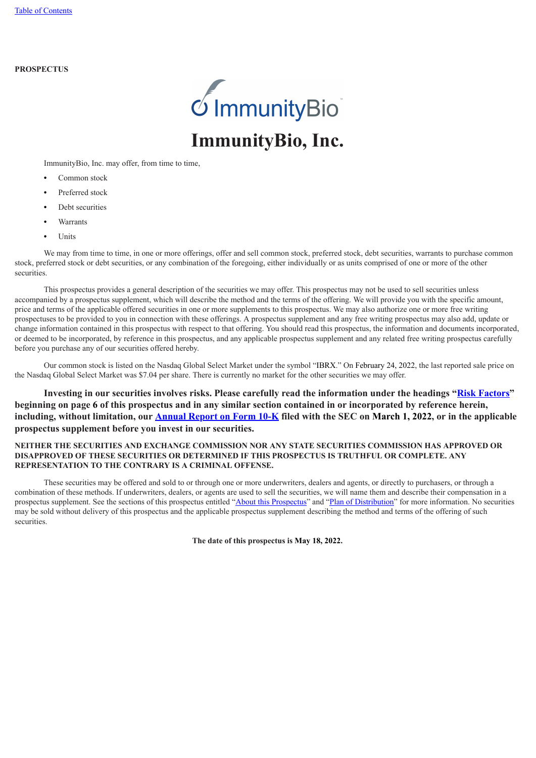[Table of Contents](#)

**PROSPECTUS**

# ImmunityBio, Inc.

ImmunityBio, Inc. may offer, from time to time,

- Common stock
- Preferred stock
- Debt securities
- Warrants
- Units

We may from time to time, in one or more offerings, offer and sell common stock, preferred stock, debt securities, warrants to purchase common stock, preferred stock or debt securities, or any combination of the foregoing, either individually or as units comprised of one or more of the other securities.

This prospectus provides a general description of the securities we may offer. This prospectus may not be used to sell securities unless accompanied by a prospectus supplement, which will describe the method and the terms of the offering. We will provide you with the specific amount, price and terms of the applicable offered securities in one or more supplements to this prospectus. We may also authorize one or more free writing prospectuses to be provided to you in connection with these offerings. A prospectus supplement and any free writing prospectus may also add, update or change information contained in this prospectus with respect to that offering. You should read this prospectus, the information and documents incorporated, or deemed to be incorporated, by reference in this prospectus, and any applicable prospectus supplement and any related free writing prospectus carefully before you purchase any of our securities offered hereby.

Our common stock is listed on the Nasdaq Global Select Market under the symbol "IBRX." On February 24, 2022, the last reported sale price on the Nasdaq Global Select Market was $7.04 per share. There is currently no market for the other securities we may offer.

**Investing in our securities involves risks. Please carefully read the information under the headings "[Risk Factors](#)" beginning on page 6 of this prospectus and in any similar section contained in or incorporated by reference herein, including, without limitation, our [Annual Report on Form 10-K](#) filed with the SEC on March 1, 2022, or in the applicable prospectus supplement before you invest in our securities.**

**NEITHER THE SECURITIES AND EXCHANGE COMMISSION NOR ANY STATE SECURITIES COMMISSION HAS APPROVED OR DISAPPROVED OF THESE SECURITIES OR DETERMINED IF THIS PROSPECTUS IS TRUTHFUL OR COMPLETE. ANY REPRESENTATION TO THE CONTRARY IS A CRIMINAL OFFENSE.**

These securities may be offered and sold to or through one or more underwriters, dealers and agents, or directly to purchasers, or through a combination of these methods. If underwriters, dealers, or agents are used to sell the securities, we will name them and describe their compensation in a prospectus supplement. See the sections of this prospectus entitled "[About this Prospectus](#)" and "[Plan of Distribution](#)" for more information. No securities may be sold without delivery of this prospectus and the applicable prospectus supplement describing the method and terms of the offering of such securities.

**The date of this prospectus is May 18, 2022.**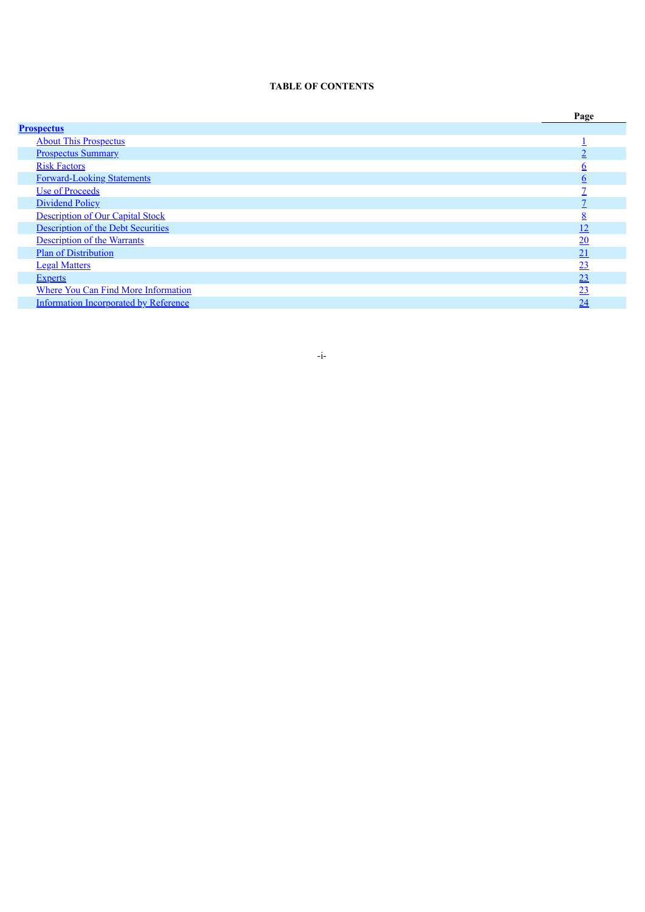**TABLE OF CONTENTS**

| | Page |
|---|---|
| **Prospectus** | |
| About This Prospectus | 1 |
| Prospectus Summary | 2 |
| Risk Factors | 6 |
| Forward-Looking Statements | 6 |
| Use of Proceeds | 7 |
| Dividend Policy | 7 |
| Description of Our Capital Stock | 8 |
| Description of the Debt Securities | 12 |
| Description of the Warrants | 20 |
| Plan of Distribution | 21 |
| Legal Matters | 23 |
| Experts | 23 |
| Where You Can Find More Information | 23 |
| Information Incorporated by Reference | 24 |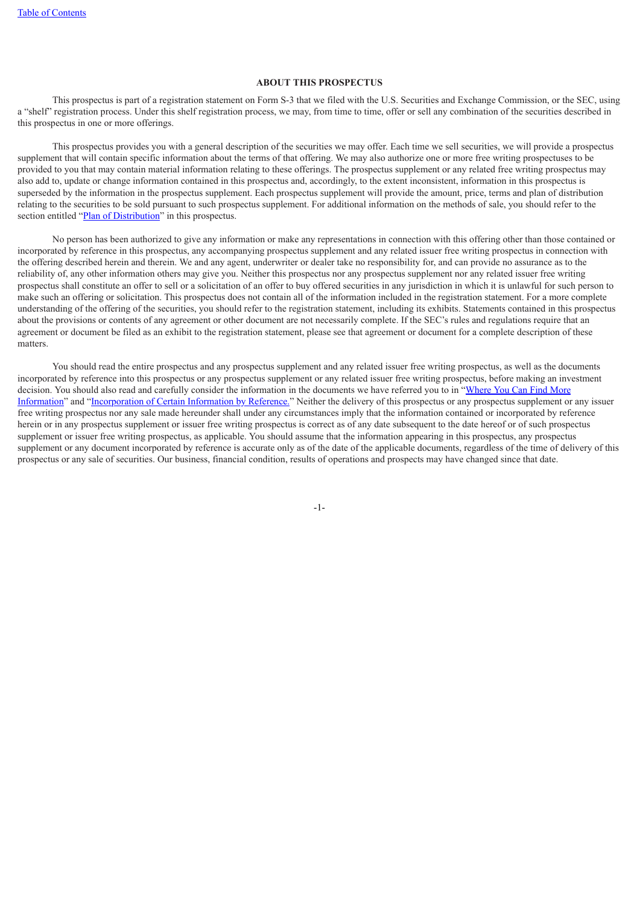## ABOUT THIS PROSPECTUS

This prospectus is part of a registration statement on Form S-3 that we filed with the U.S. Securities and Exchange Commission, or the SEC, using a "shelf" registration process. Under this shelf registration process, we may, from time to time, offer or sell any combination of the securities described in this prospectus in one or more offerings.

This prospectus provides you with a general description of the securities we may offer. Each time we sell securities, we will provide a prospectus supplement that will contain specific information about the terms of that offering. We may also authorize one or more free writing prospectuses to be provided to you that may contain material information relating to these offerings. The prospectus supplement or any related free writing prospectus may also add to, update or change information contained in this prospectus and, accordingly, to the extent inconsistent, information in this prospectus is superseded by the information in the prospectus supplement. Each prospectus supplement will provide the amount, price, terms and plan of distribution relating to the securities to be sold pursuant to such prospectus supplement. For additional information on the methods of sale, you should refer to the section entitled "Plan of Distribution" in this prospectus.

No person has been authorized to give any information or make any representations in connection with this offering other than those contained or incorporated by reference in this prospectus, any accompanying prospectus supplement and any related issuer free writing prospectus in connection with the offering described herein and therein. We and any agent, underwriter or dealer take no responsibility for, and can provide no assurance as to the reliability of, any other information others may give you. Neither this prospectus nor any prospectus supplement nor any related issuer free writing prospectus shall constitute an offer to sell or a solicitation of an offer to buy offered securities in any jurisdiction in which it is unlawful for such person to make such an offering or solicitation. This prospectus does not contain all of the information included in the registration statement. For a more complete understanding of the offering of the securities, you should refer to the registration statement, including its exhibits. Statements contained in this prospectus about the provisions or contents of any agreement or other document are not necessarily complete. If the SEC's rules and regulations require that an agreement or document be filed as an exhibit to the registration statement, please see that agreement or document for a complete description of these matters.

You should read the entire prospectus and any prospectus supplement and any related issuer free writing prospectus, as well as the documents incorporated by reference into this prospectus or any prospectus supplement or any related issuer free writing prospectus, before making an investment decision. You should also read and carefully consider the information in the documents we have referred you to in "Where You Can Find More Information" and "Incorporation of Certain Information by Reference." Neither the delivery of this prospectus or any prospectus supplement or any issuer free writing prospectus nor any sale made hereunder shall under any circumstances imply that the information contained or incorporated by reference herein or in any prospectus supplement or issuer free writing prospectus is correct as of any date subsequent to the date hereof or of such prospectus supplement or issuer free writing prospectus, as applicable. You should assume that the information appearing in this prospectus, any prospectus supplement or any document incorporated by reference is accurate only as of the date of the applicable documents, regardless of the time of delivery of this prospectus or any sale of securities. Our business, financial condition, results of operations and prospects may have changed since that date.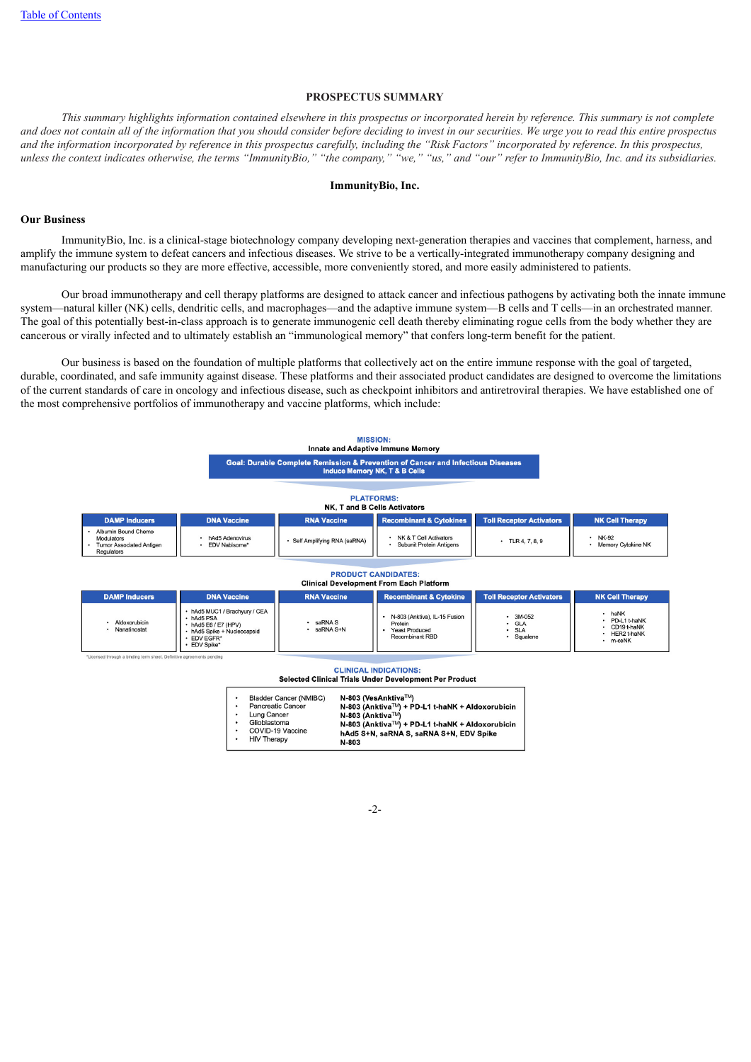## PROSPECTUS SUMMARY

*This summary highlights information contained elsewhere in this prospectus or incorporated herein by reference. This summary is not complete and does not contain all of the information that you should consider before deciding to invest in our securities. We urge you to read this entire prospectus and the information incorporated by reference in this prospectus carefully, including the "Risk Factors" incorporated by reference. In this prospectus, unless the context indicates otherwise, the terms "ImmunityBio," "the company," "we," "us," and "our" refer to ImmunityBio, Inc. and its subsidiaries.*

## ImmunityBio, Inc.

### Our Business

ImmunityBio, Inc. is a clinical-stage biotechnology company developing next-generation therapies and vaccines that complement, harness, and amplify the immune system to defeat cancers and infectious diseases. We strive to be a vertically-integrated immunotherapy company designing and manufacturing our products so they are more effective, accessible, more conveniently stored, and more easily administered to patients.

Our broad immunotherapy and cell therapy platforms are designed to attack cancer and infectious pathogens by activating both the innate immune system—natural killer (NK) cells, dendritic cells, and macrophages—and the adaptive immune system—B cells and T cells—in an orchestrated manner. The goal of this potentially best-in-class approach is to generate immunogenic cell death thereby eliminating rogue cells from the body whether they are cancerous or virally infected and to ultimately establish an "immunological memory" that confers long-term benefit for the patient.

Our business is based on the foundation of multiple platforms that collectively act on the entire immune response with the goal of targeted, durable, coordinated, and safe immunity against disease. These platforms and their associated product candidates are designed to overcome the limitations of the current standards of care in oncology and infectious disease, such as checkpoint inhibitors and antiretroviral therapies. We have established one of the most comprehensive portfolios of immunotherapy and vaccine platforms, which include:

**MISSION:**
**Innate and Adaptive Immune Memory**

**Goal: Durable Complete Remission & Prevention of Cancer and Infectious Diseases**
**Induce Memory NK, T & B Cells**

**PLATFORMS:**
**NK, T and B Cells Activators**

| DAMP Inducers | DNA Vaccine | RNA Vaccine | Recombinant & Cytokines | Toll Receptor Activators | NK Cell Therapy |
|---|---|---|---|---|---|
| • Albumin Bound Chemo Modulators<br>• Tumor Associated Antigen Regulators | • hAd5 Adenovirus<br>• EDV Nabisome* | • Self Amplifying RNA (saRNA) | • NK & T Cell Activators<br>• Subunit Protein Antigens | • TLR 4, 7, 8, 9 | • NK-92<br>• Memory Cytokine NK |

**PRODUCT CANDIDATES:**
**Clinical Development From Each Platform**

| DAMP Inducers | DNA Vaccine | RNA Vaccine | Recombinant & Cytokine | Toll Receptor Activators | NK Cell Therapy |
|---|---|---|---|---|---|
| • Aldoxorubicin<br>• Nanatinostat | • hAd5 MUC1 / Brachyury / CEA<br>• hAd5 PSA<br>• hAd5 E6 / E7 (HPV)<br>• hAd5 Spike + Nucleocapsid<br>• EDV EGFR*<br>• EDV Spike* | • saRNA S<br>• saRNA S+N | • N-803 (Anktiva), IL-15 Fusion Protein<br>• Yeast Produced Recombinant RBD | • 3M-052<br>• GLA<br>• SLA<br>• Squalene | • haNK<br>• PD-L1 t-haNK<br>• CD19 t-haNK<br>• HER2 t-haNK<br>• m-ceNK |

*Licensed through a binding term sheet. Definitive agreements pending

**CLINICAL INDICATIONS:**
**Selected Clinical Trials Under Development Per Product**

| Indication | Product |
|---|---|
| Bladder Cancer (NMIBC) | **N-803 (VesAnktiva™)** |
| Pancreatic Cancer | **N-803 (Anktiva™) + PD-L1 t-haNK + Aldoxorubicin** |
| Lung Cancer | **N-803 (Anktiva™)** |
| Glioblastoma | **N-803 (Anktiva™) + PD-L1 t-haNK + Aldoxorubicin** |
| COVID-19 Vaccine | **hAd5 S+N, saRNA S, saRNA S+N, EDV Spike** |
| HIV Therapy | **N-803** |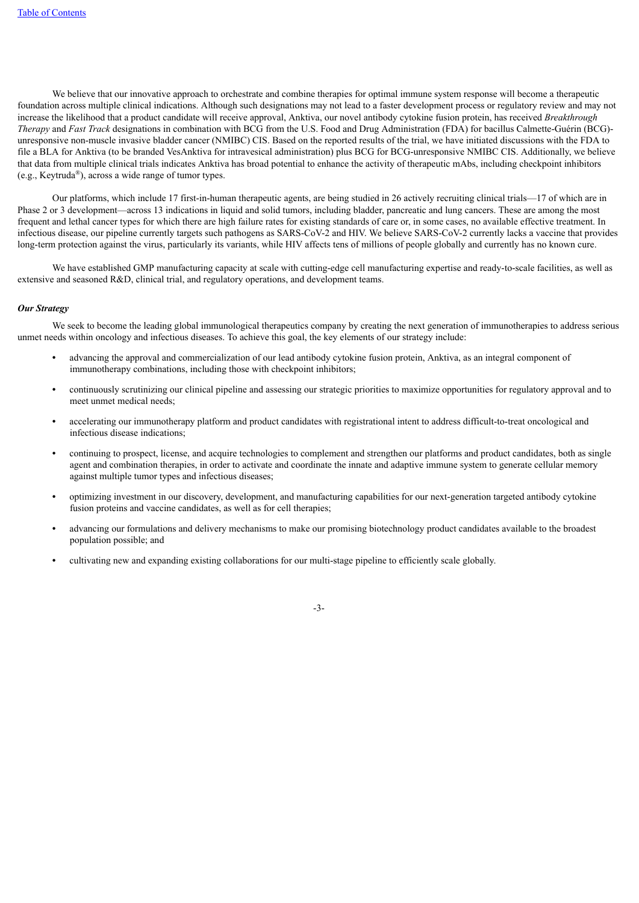We believe that our innovative approach to orchestrate and combine therapies for optimal immune system response will become a therapeutic foundation across multiple clinical indications. Although such designations may not lead to a faster development process or regulatory review and may not increase the likelihood that a product candidate will receive approval, Anktiva, our novel antibody cytokine fusion protein, has received *Breakthrough Therapy* and *Fast Track* designations in combination with BCG from the U.S. Food and Drug Administration (FDA) for bacillus Calmette-Guérin (BCG)-unresponsive non-muscle invasive bladder cancer (NMIBC) CIS. Based on the reported results of the trial, we have initiated discussions with the FDA to file a BLA for Anktiva (to be branded VesAnktiva for intravesical administration) plus BCG for BCG-unresponsive NMIBC CIS. Additionally, we believe that data from multiple clinical trials indicates Anktiva has broad potential to enhance the activity of therapeutic mAbs, including checkpoint inhibitors (e.g., Keytruda®), across a wide range of tumor types.

Our platforms, which include 17 first-in-human therapeutic agents, are being studied in 26 actively recruiting clinical trials—17 of which are in Phase 2 or 3 development—across 13 indications in liquid and solid tumors, including bladder, pancreatic and lung cancers. These are among the most frequent and lethal cancer types for which there are high failure rates for existing standards of care or, in some cases, no available effective treatment. In infectious disease, our pipeline currently targets such pathogens as SARS-CoV-2 and HIV. We believe SARS-CoV-2 currently lacks a vaccine that provides long-term protection against the virus, particularly its variants, while HIV affects tens of millions of people globally and currently has no known cure.

We have established GMP manufacturing capacity at scale with cutting-edge cell manufacturing expertise and ready-to-scale facilities, as well as extensive and seasoned R&D, clinical trial, and regulatory operations, and development teams.

***Our Strategy***

We seek to become the leading global immunological therapeutics company by creating the next generation of immunotherapies to address serious unmet needs within oncology and infectious diseases. To achieve this goal, the key elements of our strategy include:

- advancing the approval and commercialization of our lead antibody cytokine fusion protein, Anktiva, as an integral component of immunotherapy combinations, including those with checkpoint inhibitors;
- continuously scrutinizing our clinical pipeline and assessing our strategic priorities to maximize opportunities for regulatory approval and to meet unmet medical needs;
- accelerating our immunotherapy platform and product candidates with registrational intent to address difficult-to-treat oncological and infectious disease indications;
- continuing to prospect, license, and acquire technologies to complement and strengthen our platforms and product candidates, both as single agent and combination therapies, in order to activate and coordinate the innate and adaptive immune system to generate cellular memory against multiple tumor types and infectious diseases;
- optimizing investment in our discovery, development, and manufacturing capabilities for our next-generation targeted antibody cytokine fusion proteins and vaccine candidates, as well as for cell therapies;
- advancing our formulations and delivery mechanisms to make our promising biotechnology product candidates available to the broadest population possible; and
- cultivating new and expanding existing collaborations for our multi-stage pipeline to efficiently scale globally.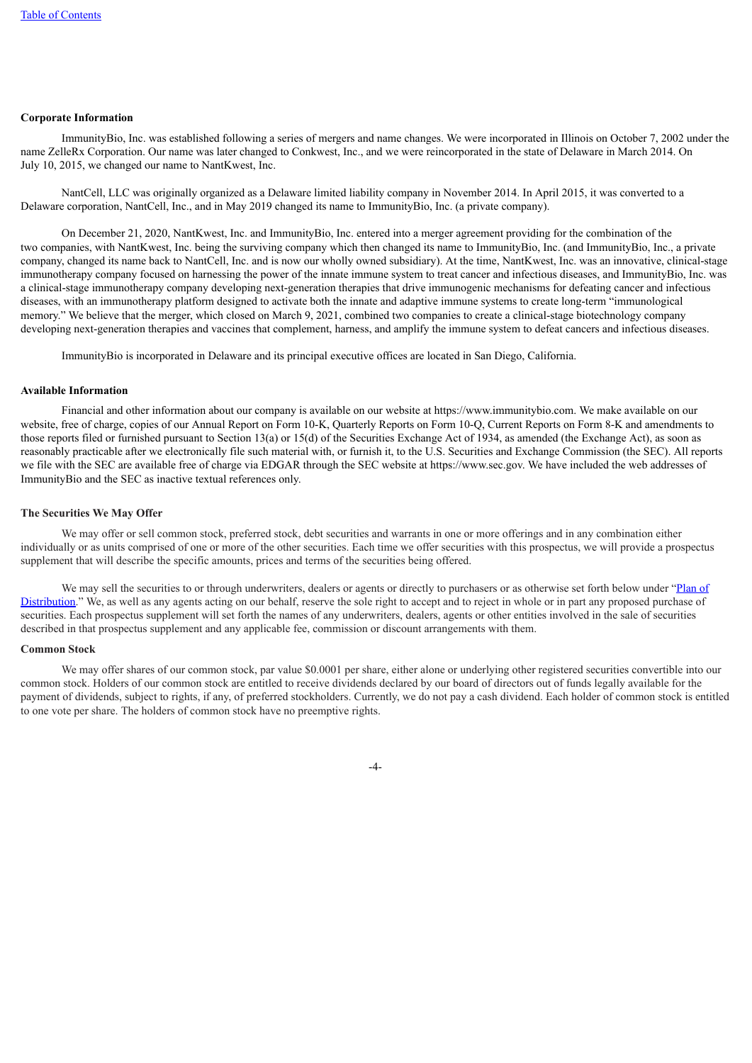**Corporate Information**

ImmunityBio, Inc. was established following a series of mergers and name changes. We were incorporated in Illinois on October 7, 2002 under the name ZelleRx Corporation. Our name was later changed to Conkwest, Inc., and we were reincorporated in the state of Delaware in March 2014. On July 10, 2015, we changed our name to NantKwest, Inc.

NantCell, LLC was originally organized as a Delaware limited liability company in November 2014. In April 2015, it was converted to a Delaware corporation, NantCell, Inc., and in May 2019 changed its name to ImmunityBio, Inc. (a private company).

On December 21, 2020, NantKwest, Inc. and ImmunityBio, Inc. entered into a merger agreement providing for the combination of the two companies, with NantKwest, Inc. being the surviving company which then changed its name to ImmunityBio, Inc. (and ImmunityBio, Inc., a private company, changed its name back to NantCell, Inc. and is now our wholly owned subsidiary). At the time, NantKwest, Inc. was an innovative, clinical-stage immunotherapy company focused on harnessing the power of the innate immune system to treat cancer and infectious diseases, and ImmunityBio, Inc. was a clinical-stage immunotherapy company developing next-generation therapies that drive immunogenic mechanisms for defeating cancer and infectious diseases, with an immunotherapy platform designed to activate both the innate and adaptive immune systems to create long-term "immunological memory." We believe that the merger, which closed on March 9, 2021, combined two companies to create a clinical-stage biotechnology company developing next-generation therapies and vaccines that complement, harness, and amplify the immune system to defeat cancers and infectious diseases.

ImmunityBio is incorporated in Delaware and its principal executive offices are located in San Diego, California.

**Available Information**

Financial and other information about our company is available on our website at https://www.immunitybio.com. We make available on our website, free of charge, copies of our Annual Report on Form 10-K, Quarterly Reports on Form 10-Q, Current Reports on Form 8-K and amendments to those reports filed or furnished pursuant to Section 13(a) or 15(d) of the Securities Exchange Act of 1934, as amended (the Exchange Act), as soon as reasonably practicable after we electronically file such material with, or furnish it, to the U.S. Securities and Exchange Commission (the SEC). All reports we file with the SEC are available free of charge via EDGAR through the SEC website at https://www.sec.gov. We have included the web addresses of ImmunityBio and the SEC as inactive textual references only.

**The Securities We May Offer**

We may offer or sell common stock, preferred stock, debt securities and warrants in one or more offerings and in any combination either individually or as units comprised of one or more of the other securities. Each time we offer securities with this prospectus, we will provide a prospectus supplement that will describe the specific amounts, prices and terms of the securities being offered.

We may sell the securities to or through underwriters, dealers or agents or directly to purchasers or as otherwise set forth below under "Plan of Distribution." We, as well as any agents acting on our behalf, reserve the sole right to accept and to reject in whole or in part any proposed purchase of securities. Each prospectus supplement will set forth the names of any underwriters, dealers, agents or other entities involved in the sale of securities described in that prospectus supplement and any applicable fee, commission or discount arrangements with them.

**Common Stock**

We may offer shares of our common stock, par value $0.0001 per share, either alone or underlying other registered securities convertible into our common stock. Holders of our common stock are entitled to receive dividends declared by our board of directors out of funds legally available for the payment of dividends, subject to rights, if any, of preferred stockholders. Currently, we do not pay a cash dividend. Each holder of common stock is entitled to one vote per share. The holders of common stock have no preemptive rights.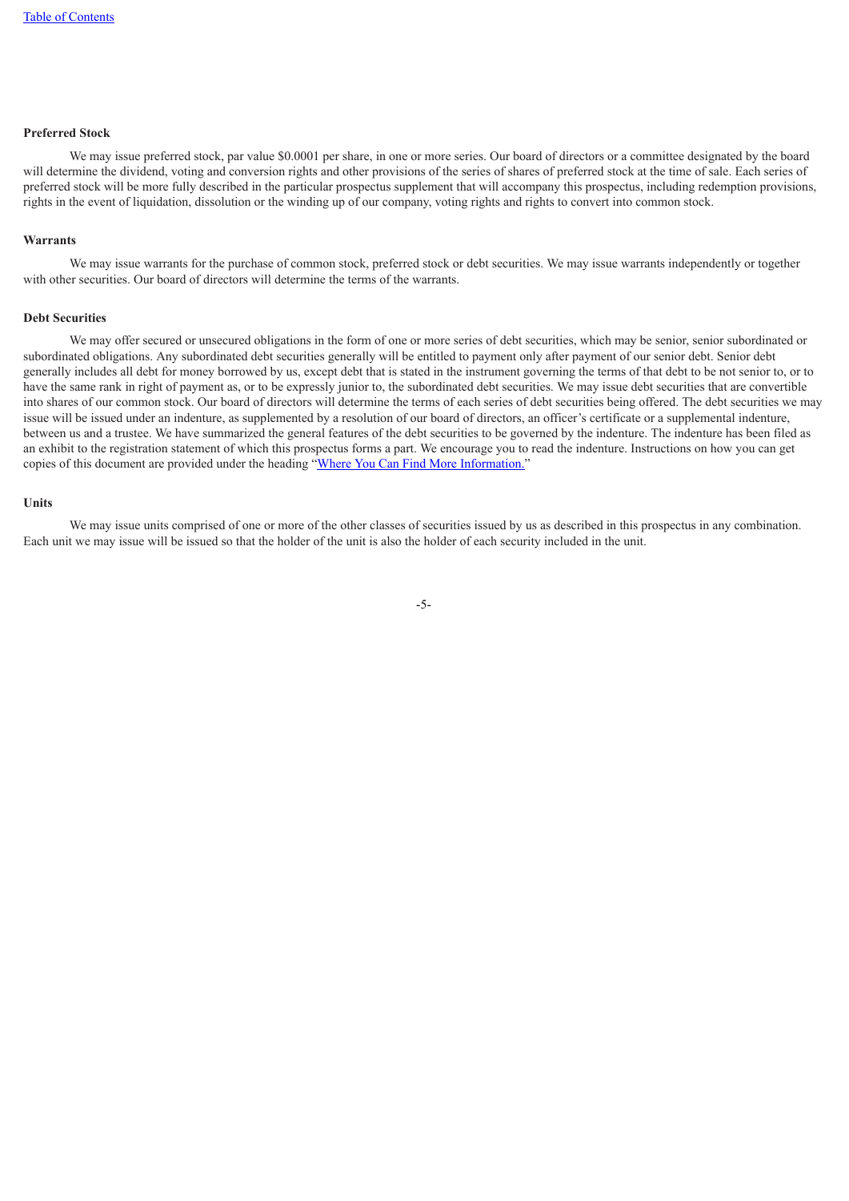### Preferred Stock

We may issue preferred stock, par value $0.0001 per share, in one or more series. Our board of directors or a committee designated by the board will determine the dividend, voting and conversion rights and other provisions of the series of shares of preferred stock at the time of sale. Each series of preferred stock will be more fully described in the particular prospectus supplement that will accompany this prospectus, including redemption provisions, rights in the event of liquidation, dissolution or the winding up of our company, voting rights and rights to convert into common stock.

### Warrants

We may issue warrants for the purchase of common stock, preferred stock or debt securities. We may issue warrants independently or together with other securities. Our board of directors will determine the terms of the warrants.

### Debt Securities

We may offer secured or unsecured obligations in the form of one or more series of debt securities, which may be senior, senior subordinated or subordinated obligations. Any subordinated debt securities generally will be entitled to payment only after payment of our senior debt. Senior debt generally includes all debt for money borrowed by us, except debt that is stated in the instrument governing the terms of that debt to be not senior to, or to have the same rank in right of payment as, or to be expressly junior to, the subordinated debt securities. We may issue debt securities that are convertible into shares of our common stock. Our board of directors will determine the terms of each series of debt securities being offered. The debt securities we may issue will be issued under an indenture, as supplemented by a resolution of our board of directors, an officer's certificate or a supplemental indenture, between us and a trustee. We have summarized the general features of the debt securities to be governed by the indenture. The indenture has been filed as an exhibit to the registration statement of which this prospectus forms a part. We encourage you to read the indenture. Instructions on how you can get copies of this document are provided under the heading "Where You Can Find More Information."

### Units

We may issue units comprised of one or more of the other classes of securities issued by us as described in this prospectus in any combination. Each unit we may issue will be issued so that the holder of the unit is also the holder of each security included in the unit.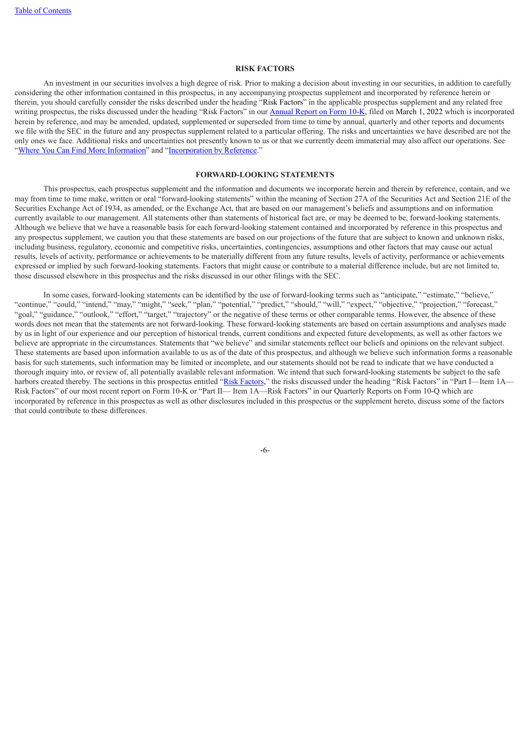## RISK FACTORS

An investment in our securities involves a high degree of risk. Prior to making a decision about investing in our securities, in addition to carefully considering the other information contained in this prospectus, in any accompanying prospectus supplement and incorporated by reference herein or therein, you should carefully consider the risks described under the heading "Risk Factors" in the applicable prospectus supplement and any related free writing prospectus, the risks discussed under the heading "Risk Factors" in our Annual Report on Form 10-K, filed on March 1, 2022 which is incorporated herein by reference, and may be amended, updated, supplemented or superseded from time to time by annual, quarterly and other reports and documents we file with the SEC in the future and any prospectus supplement related to a particular offering. The risks and uncertainties we have described are not the only ones we face. Additional risks and uncertainties not presently known to us or that we currently deem immaterial may also affect our operations. See "Where You Can Find More Information" and "Incorporation by Reference."

## FORWARD-LOOKING STATEMENTS

This prospectus, each prospectus supplement and the information and documents we incorporate herein and therein by reference, contain, and we may from time to time make, written or oral "forward-looking statements" within the meaning of Section 27A of the Securities Act and Section 21E of the Securities Exchange Act of 1934, as amended, or the Exchange Act, that are based on our management's beliefs and assumptions and on information currently available to our management. All statements other than statements of historical fact are, or may be deemed to be, forward-looking statements. Although we believe that we have a reasonable basis for each forward-looking statement contained and incorporated by reference in this prospectus and any prospectus supplement, we caution you that these statements are based on our projections of the future that are subject to known and unknown risks, including business, regulatory, economic and competitive risks, uncertainties, contingencies, assumptions and other factors that may cause our actual results, levels of activity, performance or achievements to be materially different from any future results, levels of activity, performance or achievements expressed or implied by such forward-looking statements. Factors that might cause or contribute to a material difference include, but are not limited to, those discussed elsewhere in this prospectus and the risks discussed in our other filings with the SEC.

In some cases, forward-looking statements can be identified by the use of forward-looking terms such as "anticipate," "estimate," "believe," "continue," "could," "intend," "may," "might," "seek," "plan," "potential," "predict," "should," "will," "expect," "objective," "projection," "forecast," "goal," "guidance," "outlook," "effort," "target," "trajectory" or the negative of these terms or other comparable terms. However, the absence of these words does not mean that the statements are not forward-looking. These forward-looking statements are based on certain assumptions and analyses made by us in light of our experience and our perception of historical trends, current conditions and expected future developments, as well as other factors we believe are appropriate in the circumstances. Statements that "we believe" and similar statements reflect our beliefs and opinions on the relevant subject. These statements are based upon information available to us as of the date of this prospectus, and although we believe such information forms a reasonable basis for such statements, such information may be limited or incomplete, and our statements should not be read to indicate that we have conducted a thorough inquiry into, or review of, all potentially available relevant information. We intend that such forward-looking statements be subject to the safe harbors created thereby. The sections in this prospectus entitled "Risk Factors," the risks discussed under the heading "Risk Factors" in "Part I—Item 1A—Risk Factors" of our most recent report on Form 10-K or "Part II— Item 1A—Risk Factors" in our Quarterly Reports on Form 10-Q which are incorporated by reference in this prospectus as well as other disclosures included in this prospectus or the supplement hereto, discuss some of the factors that could contribute to these differences.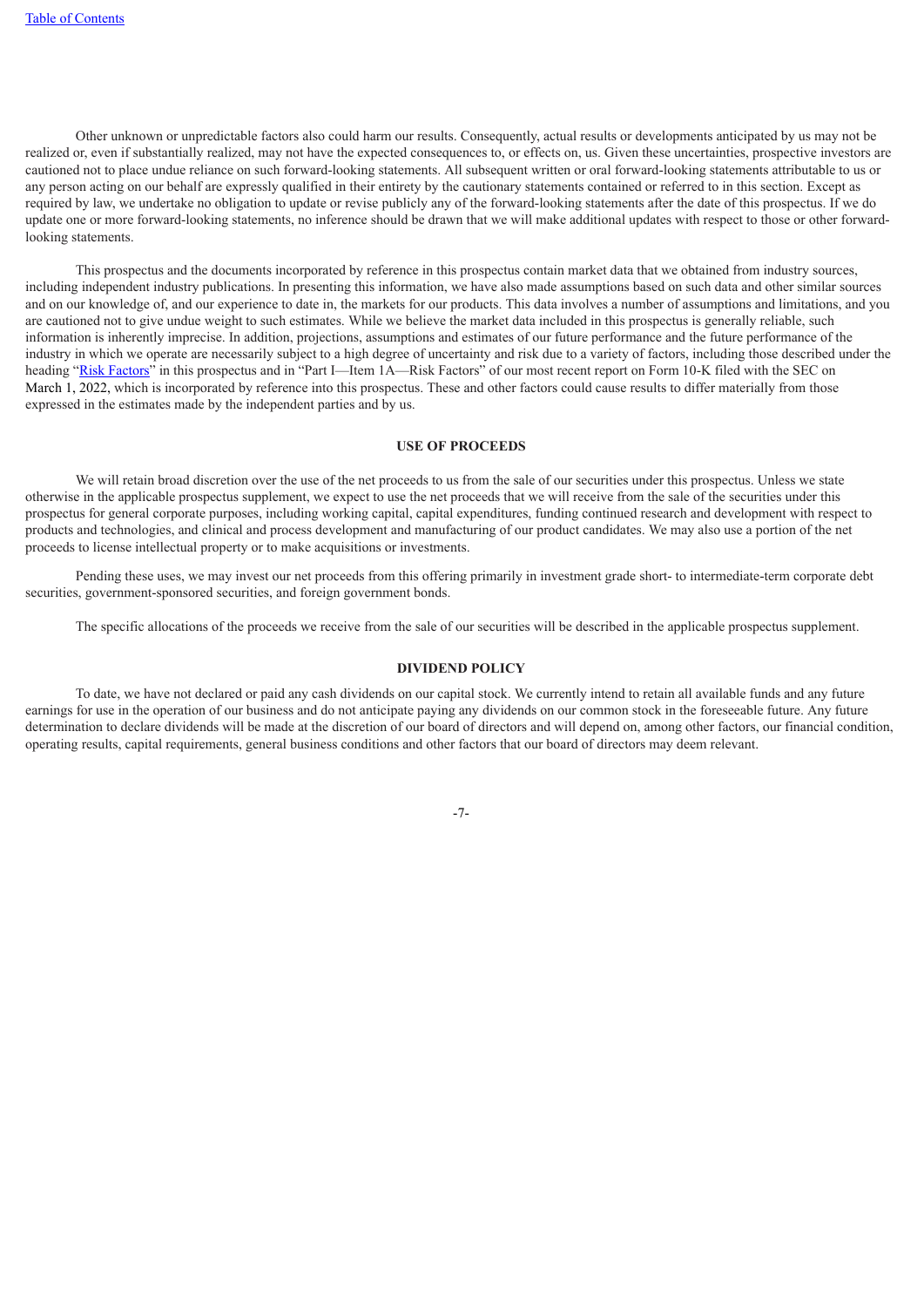Other unknown or unpredictable factors also could harm our results. Consequently, actual results or developments anticipated by us may not be realized or, even if substantially realized, may not have the expected consequences to, or effects on, us. Given these uncertainties, prospective investors are cautioned not to place undue reliance on such forward-looking statements. All subsequent written or oral forward-looking statements attributable to us or any person acting on our behalf are expressly qualified in their entirety by the cautionary statements contained or referred to in this section. Except as required by law, we undertake no obligation to update or revise publicly any of the forward-looking statements after the date of this prospectus. If we do update one or more forward-looking statements, no inference should be drawn that we will make additional updates with respect to those or other forward-looking statements.

This prospectus and the documents incorporated by reference in this prospectus contain market data that we obtained from industry sources, including independent industry publications. In presenting this information, we have also made assumptions based on such data and other similar sources and on our knowledge of, and our experience to date in, the markets for our products. This data involves a number of assumptions and limitations, and you are cautioned not to give undue weight to such estimates. While we believe the market data included in this prospectus is generally reliable, such information is inherently imprecise. In addition, projections, assumptions and estimates of our future performance and the future performance of the industry in which we operate are necessarily subject to a high degree of uncertainty and risk due to a variety of factors, including those described under the heading "Risk Factors" in this prospectus and in "Part I—Item 1A—Risk Factors" of our most recent report on Form 10-K filed with the SEC on March 1, 2022, which is incorporated by reference into this prospectus. These and other factors could cause results to differ materially from those expressed in the estimates made by the independent parties and by us.

## USE OF PROCEEDS

We will retain broad discretion over the use of the net proceeds to us from the sale of our securities under this prospectus. Unless we state otherwise in the applicable prospectus supplement, we expect to use the net proceeds that we will receive from the sale of the securities under this prospectus for general corporate purposes, including working capital, capital expenditures, funding continued research and development with respect to products and technologies, and clinical and process development and manufacturing of our product candidates. We may also use a portion of the net proceeds to license intellectual property or to make acquisitions or investments.

Pending these uses, we may invest our net proceeds from this offering primarily in investment grade short- to intermediate-term corporate debt securities, government-sponsored securities, and foreign government bonds.

The specific allocations of the proceeds we receive from the sale of our securities will be described in the applicable prospectus supplement.

## DIVIDEND POLICY

To date, we have not declared or paid any cash dividends on our capital stock. We currently intend to retain all available funds and any future earnings for use in the operation of our business and do not anticipate paying any dividends on our common stock in the foreseeable future. Any future determination to declare dividends will be made at the discretion of our board of directors and will depend on, among other factors, our financial condition, operating results, capital requirements, general business conditions and other factors that our board of directors may deem relevant.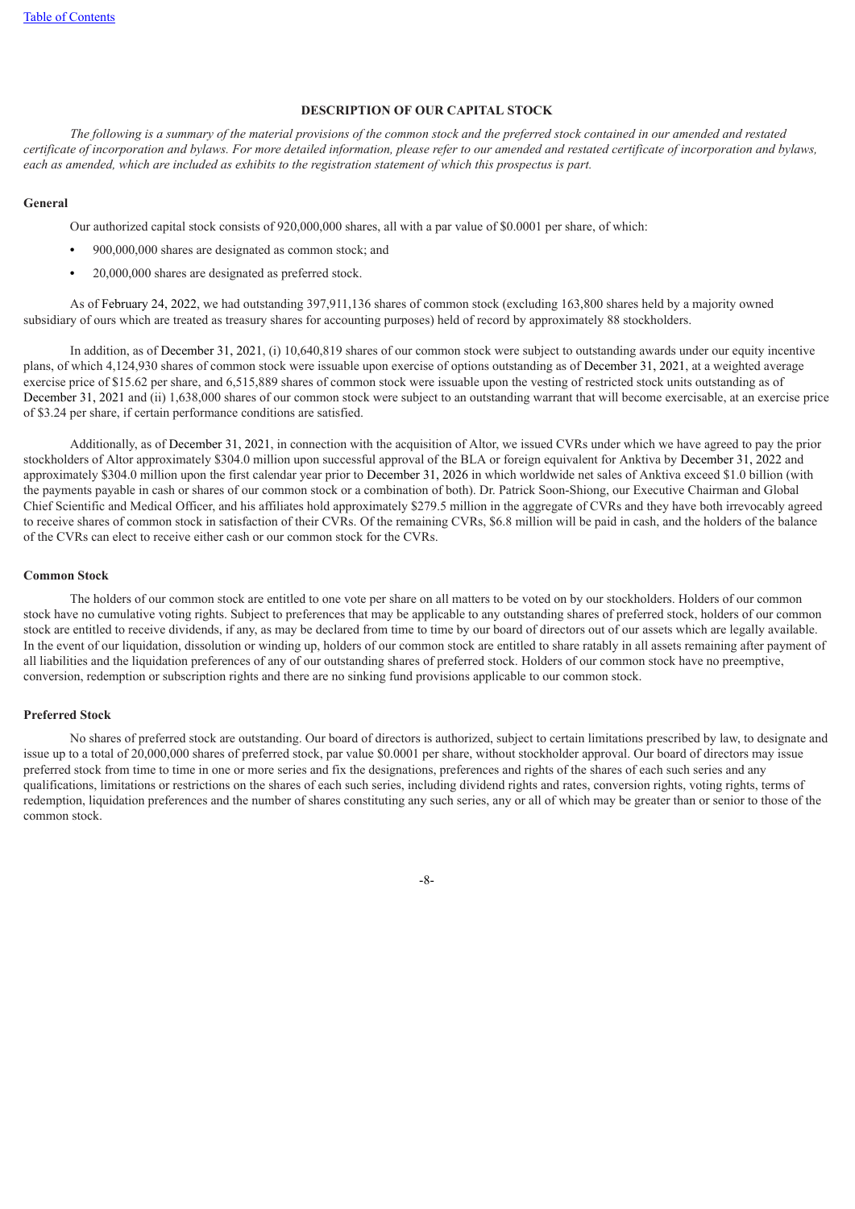## DESCRIPTION OF OUR CAPITAL STOCK

*The following is a summary of the material provisions of the common stock and the preferred stock contained in our amended and restated certificate of incorporation and bylaws. For more detailed information, please refer to our amended and restated certificate of incorporation and bylaws, each as amended, which are included as exhibits to the registration statement of which this prospectus is part.*

### General

Our authorized capital stock consists of 920,000,000 shares, all with a par value of $0.0001 per share, of which:

- 900,000,000 shares are designated as common stock; and
- 20,000,000 shares are designated as preferred stock.

As of February 24, 2022, we had outstanding 397,911,136 shares of common stock (excluding 163,800 shares held by a majority owned subsidiary of ours which are treated as treasury shares for accounting purposes) held of record by approximately 88 stockholders.

In addition, as of December 31, 2021, (i) 10,640,819 shares of our common stock were subject to outstanding awards under our equity incentive plans, of which 4,124,930 shares of common stock were issuable upon exercise of options outstanding as of December 31, 2021, at a weighted average exercise price of $15.62 per share, and 6,515,889 shares of common stock were issuable upon the vesting of restricted stock units outstanding as of December 31, 2021 and (ii) 1,638,000 shares of our common stock were subject to an outstanding warrant that will become exercisable, at an exercise price of $3.24 per share, if certain performance conditions are satisfied.

Additionally, as of December 31, 2021, in connection with the acquisition of Altor, we issued CVRs under which we have agreed to pay the prior stockholders of Altor approximately $304.0 million upon successful approval of the BLA or foreign equivalent for Anktiva by December 31, 2022 and approximately $304.0 million upon the first calendar year prior to December 31, 2026 in which worldwide net sales of Anktiva exceed $1.0 billion (with the payments payable in cash or shares of our common stock or a combination of both). Dr. Patrick Soon-Shiong, our Executive Chairman and Global Chief Scientific and Medical Officer, and his affiliates hold approximately $279.5 million in the aggregate of CVRs and they have both irrevocably agreed to receive shares of common stock in satisfaction of their CVRs. Of the remaining CVRs, $6.8 million will be paid in cash, and the holders of the balance of the CVRs can elect to receive either cash or our common stock for the CVRs.

### Common Stock

The holders of our common stock are entitled to one vote per share on all matters to be voted on by our stockholders. Holders of our common stock have no cumulative voting rights. Subject to preferences that may be applicable to any outstanding shares of preferred stock, holders of our common stock are entitled to receive dividends, if any, as may be declared from time to time by our board of directors out of our assets which are legally available. In the event of our liquidation, dissolution or winding up, holders of our common stock are entitled to share ratably in all assets remaining after payment of all liabilities and the liquidation preferences of any of our outstanding shares of preferred stock. Holders of our common stock have no preemptive, conversion, redemption or subscription rights and there are no sinking fund provisions applicable to our common stock.

### Preferred Stock

No shares of preferred stock are outstanding. Our board of directors is authorized, subject to certain limitations prescribed by law, to designate and issue up to a total of 20,000,000 shares of preferred stock, par value $0.0001 per share, without stockholder approval. Our board of directors may issue preferred stock from time to time in one or more series and fix the designations, preferences and rights of the shares of each such series and any qualifications, limitations or restrictions on the shares of each such series, including dividend rights and rates, conversion rights, voting rights, terms of redemption, liquidation preferences and the number of shares constituting any such series, any or all of which may be greater than or senior to those of the common stock.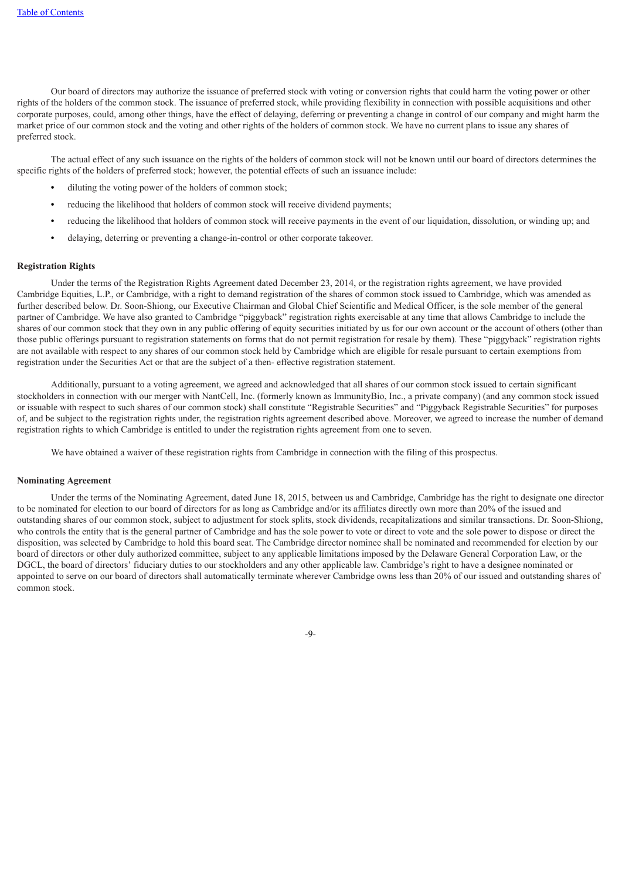Our board of directors may authorize the issuance of preferred stock with voting or conversion rights that could harm the voting power or other rights of the holders of the common stock. The issuance of preferred stock, while providing flexibility in connection with possible acquisitions and other corporate purposes, could, among other things, have the effect of delaying, deferring or preventing a change in control of our company and might harm the market price of our common stock and the voting and other rights of the holders of common stock. We have no current plans to issue any shares of preferred stock.

The actual effect of any such issuance on the rights of the holders of common stock will not be known until our board of directors determines the specific rights of the holders of preferred stock; however, the potential effects of such an issuance include:

- diluting the voting power of the holders of common stock;
- reducing the likelihood that holders of common stock will receive dividend payments;
- reducing the likelihood that holders of common stock will receive payments in the event of our liquidation, dissolution, or winding up; and
- delaying, deterring or preventing a change-in-control or other corporate takeover.

**Registration Rights**

Under the terms of the Registration Rights Agreement dated December 23, 2014, or the registration rights agreement, we have provided Cambridge Equities, L.P., or Cambridge, with a right to demand registration of the shares of common stock issued to Cambridge, which was amended as further described below. Dr. Soon-Shiong, our Executive Chairman and Global Chief Scientific and Medical Officer, is the sole member of the general partner of Cambridge. We have also granted to Cambridge "piggyback" registration rights exercisable at any time that allows Cambridge to include the shares of our common stock that they own in any public offering of equity securities initiated by us for our own account or the account of others (other than those public offerings pursuant to registration statements on forms that do not permit registration for resale by them). These "piggyback" registration rights are not available with respect to any shares of our common stock held by Cambridge which are eligible for resale pursuant to certain exemptions from registration under the Securities Act or that are the subject of a then- effective registration statement.

Additionally, pursuant to a voting agreement, we agreed and acknowledged that all shares of our common stock issued to certain significant stockholders in connection with our merger with NantCell, Inc. (formerly known as ImmunityBio, Inc., a private company) (and any common stock issued or issuable with respect to such shares of our common stock) shall constitute "Registrable Securities" and "Piggyback Registrable Securities" for purposes of, and be subject to the registration rights under, the registration rights agreement described above. Moreover, we agreed to increase the number of demand registration rights to which Cambridge is entitled to under the registration rights agreement from one to seven.

We have obtained a waiver of these registration rights from Cambridge in connection with the filing of this prospectus.

**Nominating Agreement**

Under the terms of the Nominating Agreement, dated June 18, 2015, between us and Cambridge, Cambridge has the right to designate one director to be nominated for election to our board of directors for as long as Cambridge and/or its affiliates directly own more than 20% of the issued and outstanding shares of our common stock, subject to adjustment for stock splits, stock dividends, recapitalizations and similar transactions. Dr. Soon-Shiong, who controls the entity that is the general partner of Cambridge and has the sole power to vote or direct to vote and the sole power to dispose or direct the disposition, was selected by Cambridge to hold this board seat. The Cambridge director nominee shall be nominated and recommended for election by our board of directors or other duly authorized committee, subject to any applicable limitations imposed by the Delaware General Corporation Law, or the DGCL, the board of directors' fiduciary duties to our stockholders and any other applicable law. Cambridge's right to have a designee nominated or appointed to serve on our board of directors shall automatically terminate wherever Cambridge owns less than 20% of our issued and outstanding shares of common stock.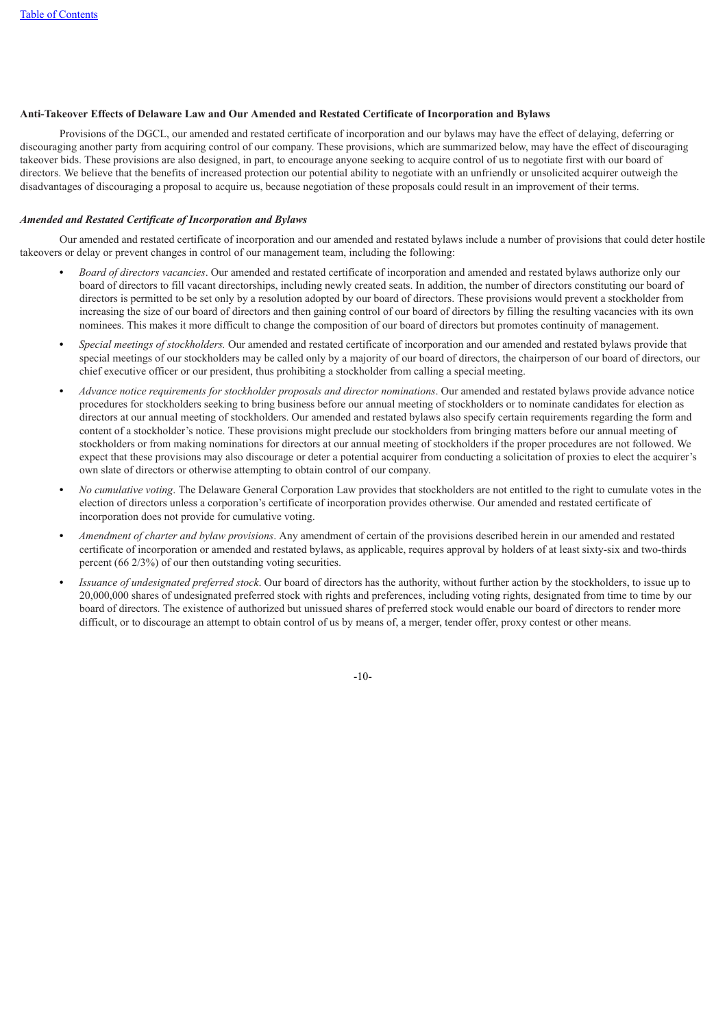**Anti-Takeover Effects of Delaware Law and Our Amended and Restated Certificate of Incorporation and Bylaws**

Provisions of the DGCL, our amended and restated certificate of incorporation and our bylaws may have the effect of delaying, deferring or discouraging another party from acquiring control of our company. These provisions, which are summarized below, may have the effect of discouraging takeover bids. These provisions are also designed, in part, to encourage anyone seeking to acquire control of us to negotiate first with our board of directors. We believe that the benefits of increased protection our potential ability to negotiate with an unfriendly or unsolicited acquirer outweigh the disadvantages of discouraging a proposal to acquire us, because negotiation of these proposals could result in an improvement of their terms.

***Amended and Restated Certificate of Incorporation and Bylaws***

Our amended and restated certificate of incorporation and our amended and restated bylaws include a number of provisions that could deter hostile takeovers or delay or prevent changes in control of our management team, including the following:

- *Board of directors vacancies*. Our amended and restated certificate of incorporation and amended and restated bylaws authorize only our board of directors to fill vacant directorships, including newly created seats. In addition, the number of directors constituting our board of directors is permitted to be set only by a resolution adopted by our board of directors. These provisions would prevent a stockholder from increasing the size of our board of directors and then gaining control of our board of directors by filling the resulting vacancies with its own nominees. This makes it more difficult to change the composition of our board of directors but promotes continuity of management.
- *Special meetings of stockholders.* Our amended and restated certificate of incorporation and our amended and restated bylaws provide that special meetings of our stockholders may be called only by a majority of our board of directors, the chairperson of our board of directors, our chief executive officer or our president, thus prohibiting a stockholder from calling a special meeting.
- *Advance notice requirements for stockholder proposals and director nominations*. Our amended and restated bylaws provide advance notice procedures for stockholders seeking to bring business before our annual meeting of stockholders or to nominate candidates for election as directors at our annual meeting of stockholders. Our amended and restated bylaws also specify certain requirements regarding the form and content of a stockholder's notice. These provisions might preclude our stockholders from bringing matters before our annual meeting of stockholders or from making nominations for directors at our annual meeting of stockholders if the proper procedures are not followed. We expect that these provisions may also discourage or deter a potential acquirer from conducting a solicitation of proxies to elect the acquirer's own slate of directors or otherwise attempting to obtain control of our company.
- *No cumulative voting*. The Delaware General Corporation Law provides that stockholders are not entitled to the right to cumulate votes in the election of directors unless a corporation's certificate of incorporation provides otherwise. Our amended and restated certificate of incorporation does not provide for cumulative voting.
- *Amendment of charter and bylaw provisions*. Any amendment of certain of the provisions described herein in our amended and restated certificate of incorporation or amended and restated bylaws, as applicable, requires approval by holders of at least sixty-six and two-thirds percent (66 2/3%) of our then outstanding voting securities.
- *Issuance of undesignated preferred stock*. Our board of directors has the authority, without further action by the stockholders, to issue up to 20,000,000 shares of undesignated preferred stock with rights and preferences, including voting rights, designated from time to time by our board of directors. The existence of authorized but unissued shares of preferred stock would enable our board of directors to render more difficult, or to discourage an attempt to obtain control of us by means of, a merger, tender offer, proxy contest or other means.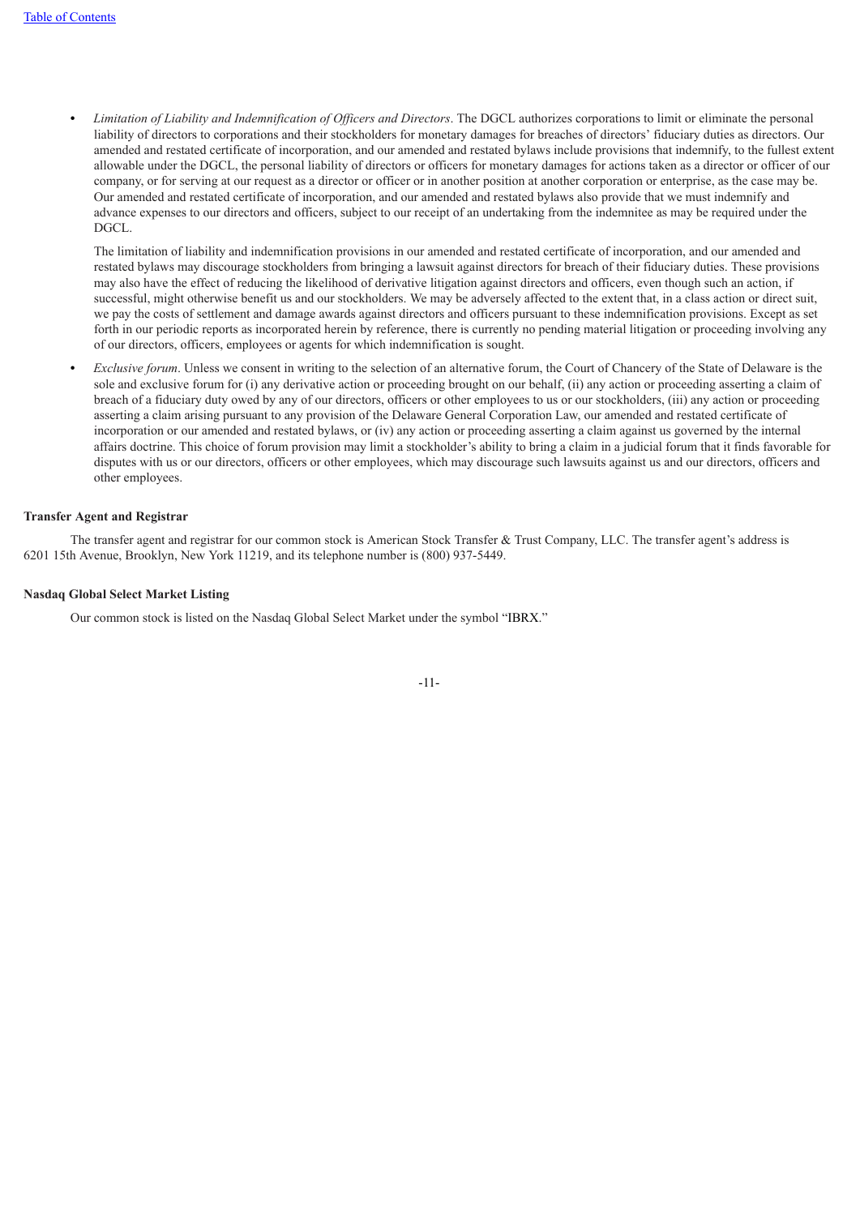- *Limitation of Liability and Indemnification of Officers and Directors*. The DGCL authorizes corporations to limit or eliminate the personal liability of directors to corporations and their stockholders for monetary damages for breaches of directors' fiduciary duties as directors. Our amended and restated certificate of incorporation, and our amended and restated bylaws include provisions that indemnify, to the fullest extent allowable under the DGCL, the personal liability of directors or officers for monetary damages for actions taken as a director or officer of our company, or for serving at our request as a director or officer or in another position at another corporation or enterprise, as the case may be. Our amended and restated certificate of incorporation, and our amended and restated bylaws also provide that we must indemnify and advance expenses to our directors and officers, subject to our receipt of an undertaking from the indemnitee as may be required under the DGCL.

  The limitation of liability and indemnification provisions in our amended and restated certificate of incorporation, and our amended and restated bylaws may discourage stockholders from bringing a lawsuit against directors for breach of their fiduciary duties. These provisions may also have the effect of reducing the likelihood of derivative litigation against directors and officers, even though such an action, if successful, might otherwise benefit us and our stockholders. We may be adversely affected to the extent that, in a class action or direct suit, we pay the costs of settlement and damage awards against directors and officers pursuant to these indemnification provisions. Except as set forth in our periodic reports as incorporated herein by reference, there is currently no pending material litigation or proceeding involving any of our directors, officers, employees or agents for which indemnification is sought.

- *Exclusive forum*. Unless we consent in writing to the selection of an alternative forum, the Court of Chancery of the State of Delaware is the sole and exclusive forum for (i) any derivative action or proceeding brought on our behalf, (ii) any action or proceeding asserting a claim of breach of a fiduciary duty owed by any of our directors, officers or other employees to us or our stockholders, (iii) any action or proceeding asserting a claim arising pursuant to any provision of the Delaware General Corporation Law, our amended and restated certificate of incorporation or our amended and restated bylaws, or (iv) any action or proceeding asserting a claim against us governed by the internal affairs doctrine. This choice of forum provision may limit a stockholder's ability to bring a claim in a judicial forum that it finds favorable for disputes with us or our directors, officers or other employees, which may discourage such lawsuits against us and our directors, officers and other employees.

**Transfer Agent and Registrar**

The transfer agent and registrar for our common stock is American Stock Transfer & Trust Company, LLC. The transfer agent's address is 6201 15th Avenue, Brooklyn, New York 11219, and its telephone number is (800) 937-5449.

**Nasdaq Global Select Market Listing**

Our common stock is listed on the Nasdaq Global Select Market under the symbol "IBRX."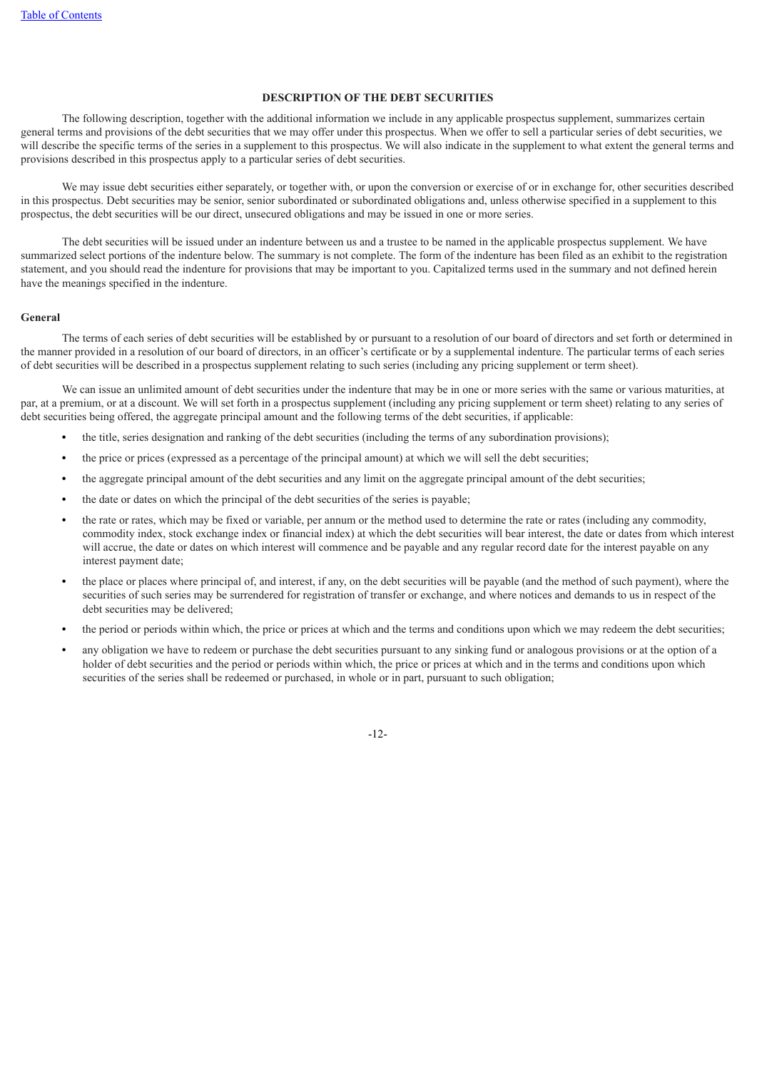## DESCRIPTION OF THE DEBT SECURITIES

The following description, together with the additional information we include in any applicable prospectus supplement, summarizes certain general terms and provisions of the debt securities that we may offer under this prospectus. When we offer to sell a particular series of debt securities, we will describe the specific terms of the series in a supplement to this prospectus. We will also indicate in the supplement to what extent the general terms and provisions described in this prospectus apply to a particular series of debt securities.

We may issue debt securities either separately, or together with, or upon the conversion or exercise of or in exchange for, other securities described in this prospectus. Debt securities may be senior, senior subordinated or subordinated obligations and, unless otherwise specified in a supplement to this prospectus, the debt securities will be our direct, unsecured obligations and may be issued in one or more series.

The debt securities will be issued under an indenture between us and a trustee to be named in the applicable prospectus supplement. We have summarized select portions of the indenture below. The summary is not complete. The form of the indenture has been filed as an exhibit to the registration statement, and you should read the indenture for provisions that may be important to you. Capitalized terms used in the summary and not defined herein have the meanings specified in the indenture.

### General

The terms of each series of debt securities will be established by or pursuant to a resolution of our board of directors and set forth or determined in the manner provided in a resolution of our board of directors, in an officer's certificate or by a supplemental indenture. The particular terms of each series of debt securities will be described in a prospectus supplement relating to such series (including any pricing supplement or term sheet).

We can issue an unlimited amount of debt securities under the indenture that may be in one or more series with the same or various maturities, at par, at a premium, or at a discount. We will set forth in a prospectus supplement (including any pricing supplement or term sheet) relating to any series of debt securities being offered, the aggregate principal amount and the following terms of the debt securities, if applicable:

- the title, series designation and ranking of the debt securities (including the terms of any subordination provisions);
- the price or prices (expressed as a percentage of the principal amount) at which we will sell the debt securities;
- the aggregate principal amount of the debt securities and any limit on the aggregate principal amount of the debt securities;
- the date or dates on which the principal of the debt securities of the series is payable;
- the rate or rates, which may be fixed or variable, per annum or the method used to determine the rate or rates (including any commodity, commodity index, stock exchange index or financial index) at which the debt securities will bear interest, the date or dates from which interest will accrue, the date or dates on which interest will commence and be payable and any regular record date for the interest payable on any interest payment date;
- the place or places where principal of, and interest, if any, on the debt securities will be payable (and the method of such payment), where the securities of such series may be surrendered for registration of transfer or exchange, and where notices and demands to us in respect of the debt securities may be delivered;
- the period or periods within which, the price or prices at which and the terms and conditions upon which we may redeem the debt securities;
- any obligation we have to redeem or purchase the debt securities pursuant to any sinking fund or analogous provisions or at the option of a holder of debt securities and the period or periods within which, the price or prices at which and in the terms and conditions upon which securities of the series shall be redeemed or purchased, in whole or in part, pursuant to such obligation;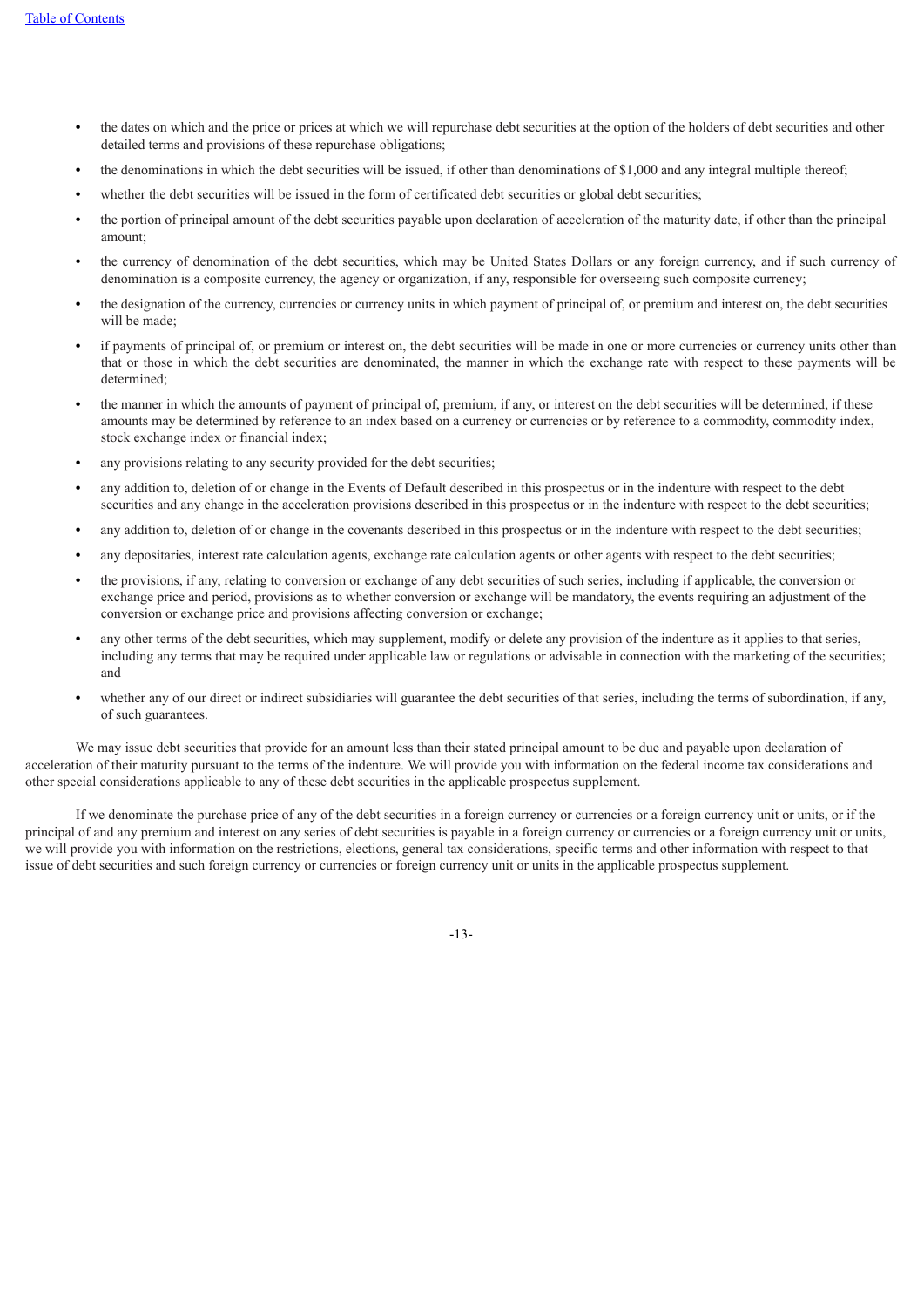- the dates on which and the price or prices at which we will repurchase debt securities at the option of the holders of debt securities and other detailed terms and provisions of these repurchase obligations;
- the denominations in which the debt securities will be issued, if other than denominations of $1,000 and any integral multiple thereof;
- whether the debt securities will be issued in the form of certificated debt securities or global debt securities;
- the portion of principal amount of the debt securities payable upon declaration of acceleration of the maturity date, if other than the principal amount;
- the currency of denomination of the debt securities, which may be United States Dollars or any foreign currency, and if such currency of denomination is a composite currency, the agency or organization, if any, responsible for overseeing such composite currency;
- the designation of the currency, currencies or currency units in which payment of principal of, or premium and interest on, the debt securities will be made;
- if payments of principal of, or premium or interest on, the debt securities will be made in one or more currencies or currency units other than that or those in which the debt securities are denominated, the manner in which the exchange rate with respect to these payments will be determined;
- the manner in which the amounts of payment of principal of, premium, if any, or interest on the debt securities will be determined, if these amounts may be determined by reference to an index based on a currency or currencies or by reference to a commodity, commodity index, stock exchange index or financial index;
- any provisions relating to any security provided for the debt securities;
- any addition to, deletion of or change in the Events of Default described in this prospectus or in the indenture with respect to the debt securities and any change in the acceleration provisions described in this prospectus or in the indenture with respect to the debt securities;
- any addition to, deletion of or change in the covenants described in this prospectus or in the indenture with respect to the debt securities;
- any depositaries, interest rate calculation agents, exchange rate calculation agents or other agents with respect to the debt securities;
- the provisions, if any, relating to conversion or exchange of any debt securities of such series, including if applicable, the conversion or exchange price and period, provisions as to whether conversion or exchange will be mandatory, the events requiring an adjustment of the conversion or exchange price and provisions affecting conversion or exchange;
- any other terms of the debt securities, which may supplement, modify or delete any provision of the indenture as it applies to that series, including any terms that may be required under applicable law or regulations or advisable in connection with the marketing of the securities; and
- whether any of our direct or indirect subsidiaries will guarantee the debt securities of that series, including the terms of subordination, if any, of such guarantees.

We may issue debt securities that provide for an amount less than their stated principal amount to be due and payable upon declaration of acceleration of their maturity pursuant to the terms of the indenture. We will provide you with information on the federal income tax considerations and other special considerations applicable to any of these debt securities in the applicable prospectus supplement.

If we denominate the purchase price of any of the debt securities in a foreign currency or currencies or a foreign currency unit or units, or if the principal of and any premium and interest on any series of debt securities is payable in a foreign currency or currencies or a foreign currency unit or units, we will provide you with information on the restrictions, elections, general tax considerations, specific terms and other information with respect to that issue of debt securities and such foreign currency or currencies or foreign currency unit or units in the applicable prospectus supplement.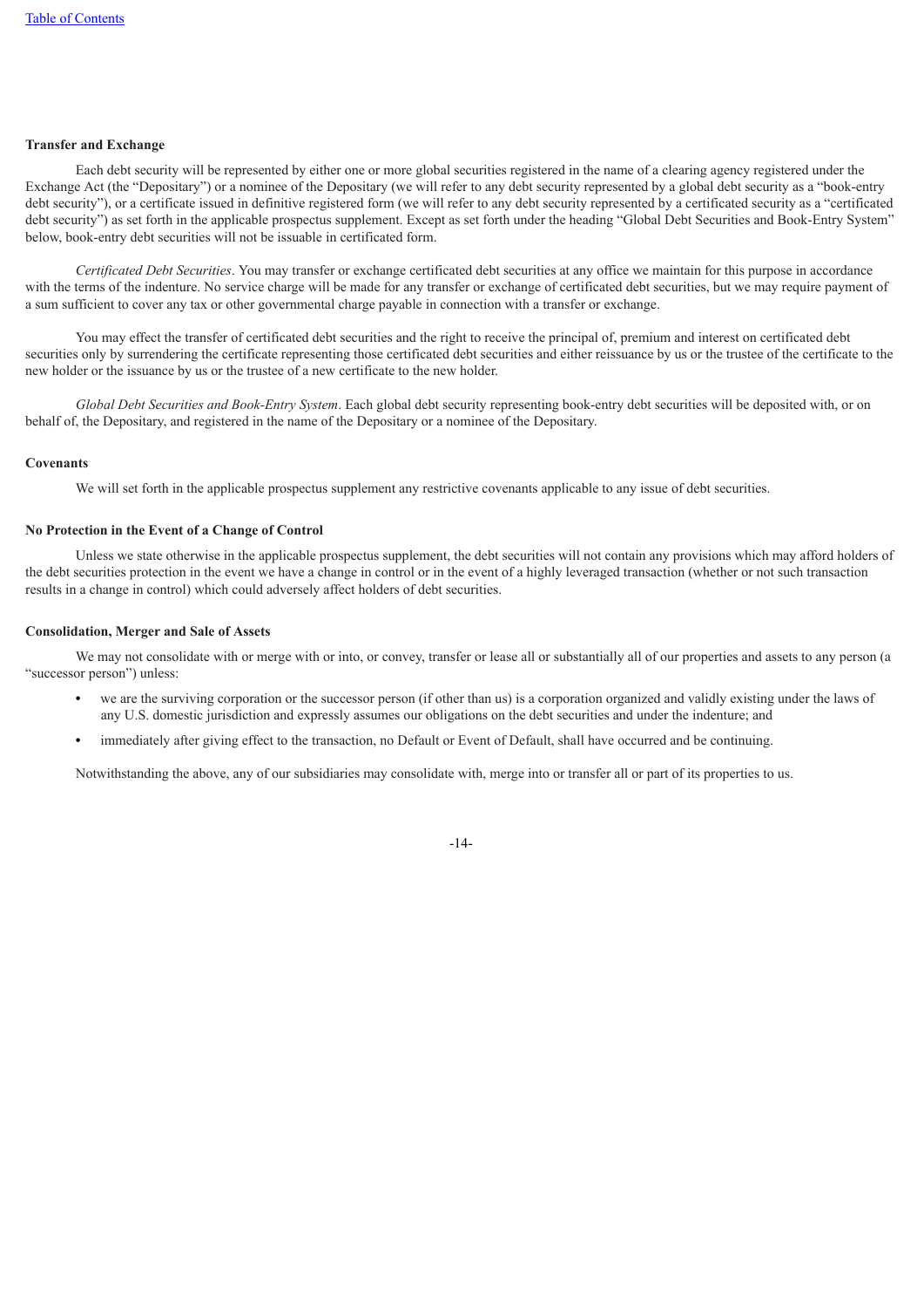**Transfer and Exchange**

Each debt security will be represented by either one or more global securities registered in the name of a clearing agency registered under the Exchange Act (the "Depositary") or a nominee of the Depositary (we will refer to any debt security represented by a global debt security as a "book-entry debt security"), or a certificate issued in definitive registered form (we will refer to any debt security represented by a certificated security as a "certificated debt security") as set forth in the applicable prospectus supplement. Except as set forth under the heading "Global Debt Securities and Book-Entry System" below, book-entry debt securities will not be issuable in certificated form.

*Certificated Debt Securities*. You may transfer or exchange certificated debt securities at any office we maintain for this purpose in accordance with the terms of the indenture. No service charge will be made for any transfer or exchange of certificated debt securities, but we may require payment of a sum sufficient to cover any tax or other governmental charge payable in connection with a transfer or exchange.

You may effect the transfer of certificated debt securities and the right to receive the principal of, premium and interest on certificated debt securities only by surrendering the certificate representing those certificated debt securities and either reissuance by us or the trustee of the certificate to the new holder or the issuance by us or the trustee of a new certificate to the new holder.

*Global Debt Securities and Book-Entry System*. Each global debt security representing book-entry debt securities will be deposited with, or on behalf of, the Depositary, and registered in the name of the Depositary or a nominee of the Depositary.

**Covenants**

We will set forth in the applicable prospectus supplement any restrictive covenants applicable to any issue of debt securities.

**No Protection in the Event of a Change of Control**

Unless we state otherwise in the applicable prospectus supplement, the debt securities will not contain any provisions which may afford holders of the debt securities protection in the event we have a change in control or in the event of a highly leveraged transaction (whether or not such transaction results in a change in control) which could adversely affect holders of debt securities.

**Consolidation, Merger and Sale of Assets**

We may not consolidate with or merge with or into, or convey, transfer or lease all or substantially all of our properties and assets to any person (a "successor person") unless:

- we are the surviving corporation or the successor person (if other than us) is a corporation organized and validly existing under the laws of any U.S. domestic jurisdiction and expressly assumes our obligations on the debt securities and under the indenture; and
- immediately after giving effect to the transaction, no Default or Event of Default, shall have occurred and be continuing.

Notwithstanding the above, any of our subsidiaries may consolidate with, merge into or transfer all or part of its properties to us.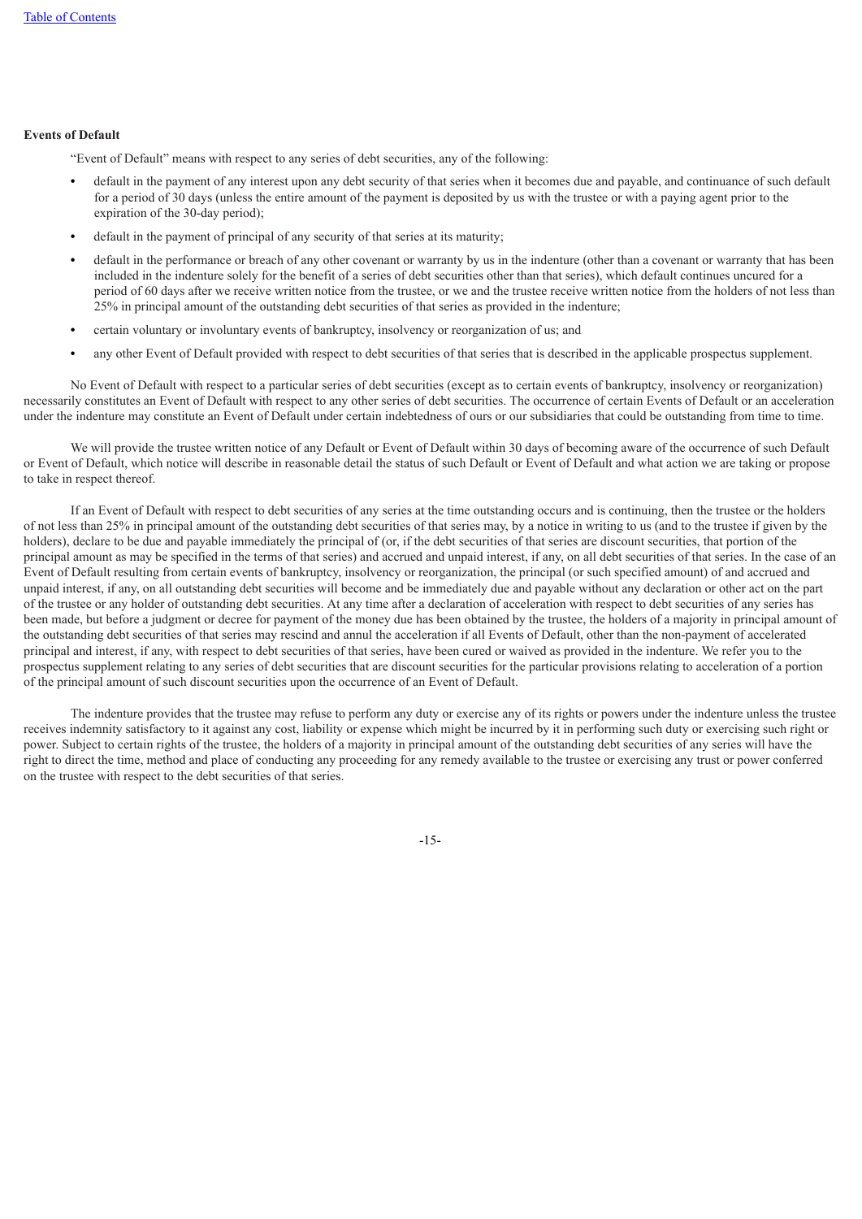**Events of Default**

"Event of Default" means with respect to any series of debt securities, any of the following:

- default in the payment of any interest upon any debt security of that series when it becomes due and payable, and continuance of such default for a period of 30 days (unless the entire amount of the payment is deposited by us with the trustee or with a paying agent prior to the expiration of the 30-day period);
- default in the payment of principal of any security of that series at its maturity;
- default in the performance or breach of any other covenant or warranty by us in the indenture (other than a covenant or warranty that has been included in the indenture solely for the benefit of a series of debt securities other than that series), which default continues uncured for a period of 60 days after we receive written notice from the trustee, or we and the trustee receive written notice from the holders of not less than 25% in principal amount of the outstanding debt securities of that series as provided in the indenture;
- certain voluntary or involuntary events of bankruptcy, insolvency or reorganization of us; and
- any other Event of Default provided with respect to debt securities of that series that is described in the applicable prospectus supplement.

No Event of Default with respect to a particular series of debt securities (except as to certain events of bankruptcy, insolvency or reorganization) necessarily constitutes an Event of Default with respect to any other series of debt securities. The occurrence of certain Events of Default or an acceleration under the indenture may constitute an Event of Default under certain indebtedness of ours or our subsidiaries that could be outstanding from time to time.

We will provide the trustee written notice of any Default or Event of Default within 30 days of becoming aware of the occurrence of such Default or Event of Default, which notice will describe in reasonable detail the status of such Default or Event of Default and what action we are taking or propose to take in respect thereof.

If an Event of Default with respect to debt securities of any series at the time outstanding occurs and is continuing, then the trustee or the holders of not less than 25% in principal amount of the outstanding debt securities of that series may, by a notice in writing to us (and to the trustee if given by the holders), declare to be due and payable immediately the principal of (or, if the debt securities of that series are discount securities, that portion of the principal amount as may be specified in the terms of that series) and accrued and unpaid interest, if any, on all debt securities of that series. In the case of an Event of Default resulting from certain events of bankruptcy, insolvency or reorganization, the principal (or such specified amount) of and accrued and unpaid interest, if any, on all outstanding debt securities will become and be immediately due and payable without any declaration or other act on the part of the trustee or any holder of outstanding debt securities. At any time after a declaration of acceleration with respect to debt securities of any series has been made, but before a judgment or decree for payment of the money due has been obtained by the trustee, the holders of a majority in principal amount of the outstanding debt securities of that series may rescind and annul the acceleration if all Events of Default, other than the non-payment of accelerated principal and interest, if any, with respect to debt securities of that series, have been cured or waived as provided in the indenture. We refer you to the prospectus supplement relating to any series of debt securities that are discount securities for the particular provisions relating to acceleration of a portion of the principal amount of such discount securities upon the occurrence of an Event of Default.

The indenture provides that the trustee may refuse to perform any duty or exercise any of its rights or powers under the indenture unless the trustee receives indemnity satisfactory to it against any cost, liability or expense which might be incurred by it in performing such duty or exercising such right or power. Subject to certain rights of the trustee, the holders of a majority in principal amount of the outstanding debt securities of any series will have the right to direct the time, method and place of conducting any proceeding for any remedy available to the trustee or exercising any trust or power conferred on the trustee with respect to the debt securities of that series.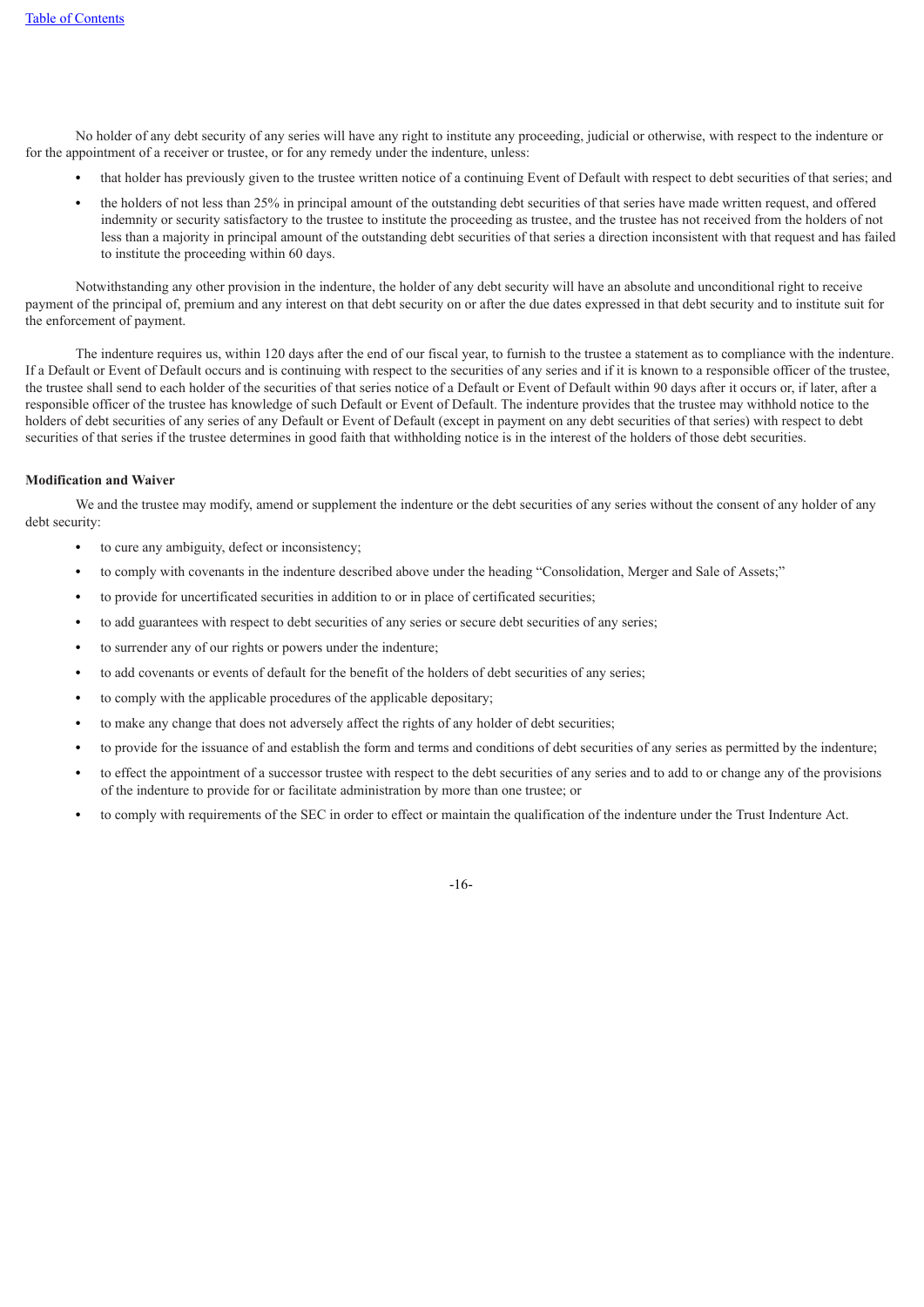No holder of any debt security of any series will have any right to institute any proceeding, judicial or otherwise, with respect to the indenture or for the appointment of a receiver or trustee, or for any remedy under the indenture, unless:

- that holder has previously given to the trustee written notice of a continuing Event of Default with respect to debt securities of that series; and
- the holders of not less than 25% in principal amount of the outstanding debt securities of that series have made written request, and offered indemnity or security satisfactory to the trustee to institute the proceeding as trustee, and the trustee has not received from the holders of not less than a majority in principal amount of the outstanding debt securities of that series a direction inconsistent with that request and has failed to institute the proceeding within 60 days.

Notwithstanding any other provision in the indenture, the holder of any debt security will have an absolute and unconditional right to receive payment of the principal of, premium and any interest on that debt security on or after the due dates expressed in that debt security and to institute suit for the enforcement of payment.

The indenture requires us, within 120 days after the end of our fiscal year, to furnish to the trustee a statement as to compliance with the indenture. If a Default or Event of Default occurs and is continuing with respect to the securities of any series and if it is known to a responsible officer of the trustee, the trustee shall send to each holder of the securities of that series notice of a Default or Event of Default within 90 days after it occurs or, if later, after a responsible officer of the trustee has knowledge of such Default or Event of Default. The indenture provides that the trustee may withhold notice to the holders of debt securities of any series of any Default or Event of Default (except in payment on any debt securities of that series) with respect to debt securities of that series if the trustee determines in good faith that withholding notice is in the interest of the holders of those debt securities.

**Modification and Waiver**

We and the trustee may modify, amend or supplement the indenture or the debt securities of any series without the consent of any holder of any debt security:

- to cure any ambiguity, defect or inconsistency;
- to comply with covenants in the indenture described above under the heading "Consolidation, Merger and Sale of Assets;"
- to provide for uncertificated securities in addition to or in place of certificated securities;
- to add guarantees with respect to debt securities of any series or secure debt securities of any series;
- to surrender any of our rights or powers under the indenture;
- to add covenants or events of default for the benefit of the holders of debt securities of any series;
- to comply with the applicable procedures of the applicable depositary;
- to make any change that does not adversely affect the rights of any holder of debt securities;
- to provide for the issuance of and establish the form and terms and conditions of debt securities of any series as permitted by the indenture;
- to effect the appointment of a successor trustee with respect to the debt securities of any series and to add to or change any of the provisions of the indenture to provide for or facilitate administration by more than one trustee; or
- to comply with requirements of the SEC in order to effect or maintain the qualification of the indenture under the Trust Indenture Act.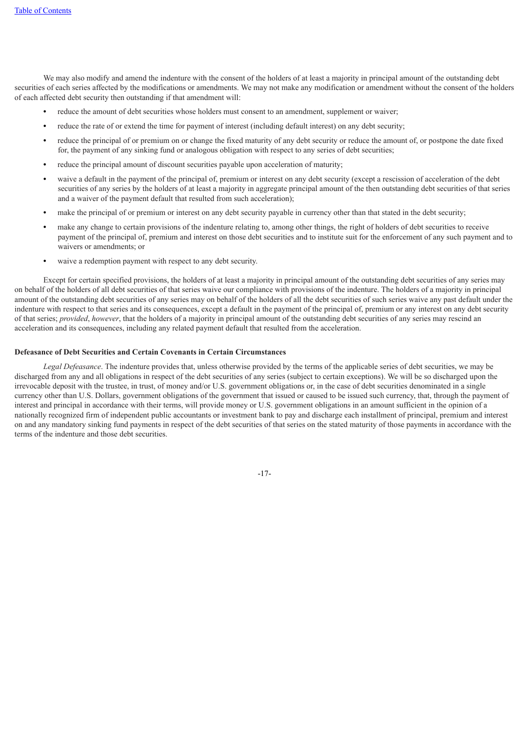We may also modify and amend the indenture with the consent of the holders of at least a majority in principal amount of the outstanding debt securities of each series affected by the modifications or amendments. We may not make any modification or amendment without the consent of the holders of each affected debt security then outstanding if that amendment will:

- reduce the amount of debt securities whose holders must consent to an amendment, supplement or waiver;
- reduce the rate of or extend the time for payment of interest (including default interest) on any debt security;
- reduce the principal of or premium on or change the fixed maturity of any debt security or reduce the amount of, or postpone the date fixed for, the payment of any sinking fund or analogous obligation with respect to any series of debt securities;
- reduce the principal amount of discount securities payable upon acceleration of maturity;
- waive a default in the payment of the principal of, premium or interest on any debt security (except a rescission of acceleration of the debt securities of any series by the holders of at least a majority in aggregate principal amount of the then outstanding debt securities of that series and a waiver of the payment default that resulted from such acceleration);
- make the principal of or premium or interest on any debt security payable in currency other than that stated in the debt security;
- make any change to certain provisions of the indenture relating to, among other things, the right of holders of debt securities to receive payment of the principal of, premium and interest on those debt securities and to institute suit for the enforcement of any such payment and to waivers or amendments; or
- waive a redemption payment with respect to any debt security.

Except for certain specified provisions, the holders of at least a majority in principal amount of the outstanding debt securities of any series may on behalf of the holders of all debt securities of that series waive our compliance with provisions of the indenture. The holders of a majority in principal amount of the outstanding debt securities of any series may on behalf of the holders of all the debt securities of such series waive any past default under the indenture with respect to that series and its consequences, except a default in the payment of the principal of, premium or any interest on any debt security of that series; *provided*, *however*, that the holders of a majority in principal amount of the outstanding debt securities of any series may rescind an acceleration and its consequences, including any related payment default that resulted from the acceleration.

**Defeasance of Debt Securities and Certain Covenants in Certain Circumstances**

*Legal Defeasance*. The indenture provides that, unless otherwise provided by the terms of the applicable series of debt securities, we may be discharged from any and all obligations in respect of the debt securities of any series (subject to certain exceptions). We will be so discharged upon the irrevocable deposit with the trustee, in trust, of money and/or U.S. government obligations or, in the case of debt securities denominated in a single currency other than U.S. Dollars, government obligations of the government that issued or caused to be issued such currency, that, through the payment of interest and principal in accordance with their terms, will provide money or U.S. government obligations in an amount sufficient in the opinion of a nationally recognized firm of independent public accountants or investment bank to pay and discharge each installment of principal, premium and interest on and any mandatory sinking fund payments in respect of the debt securities of that series on the stated maturity of those payments in accordance with the terms of the indenture and those debt securities.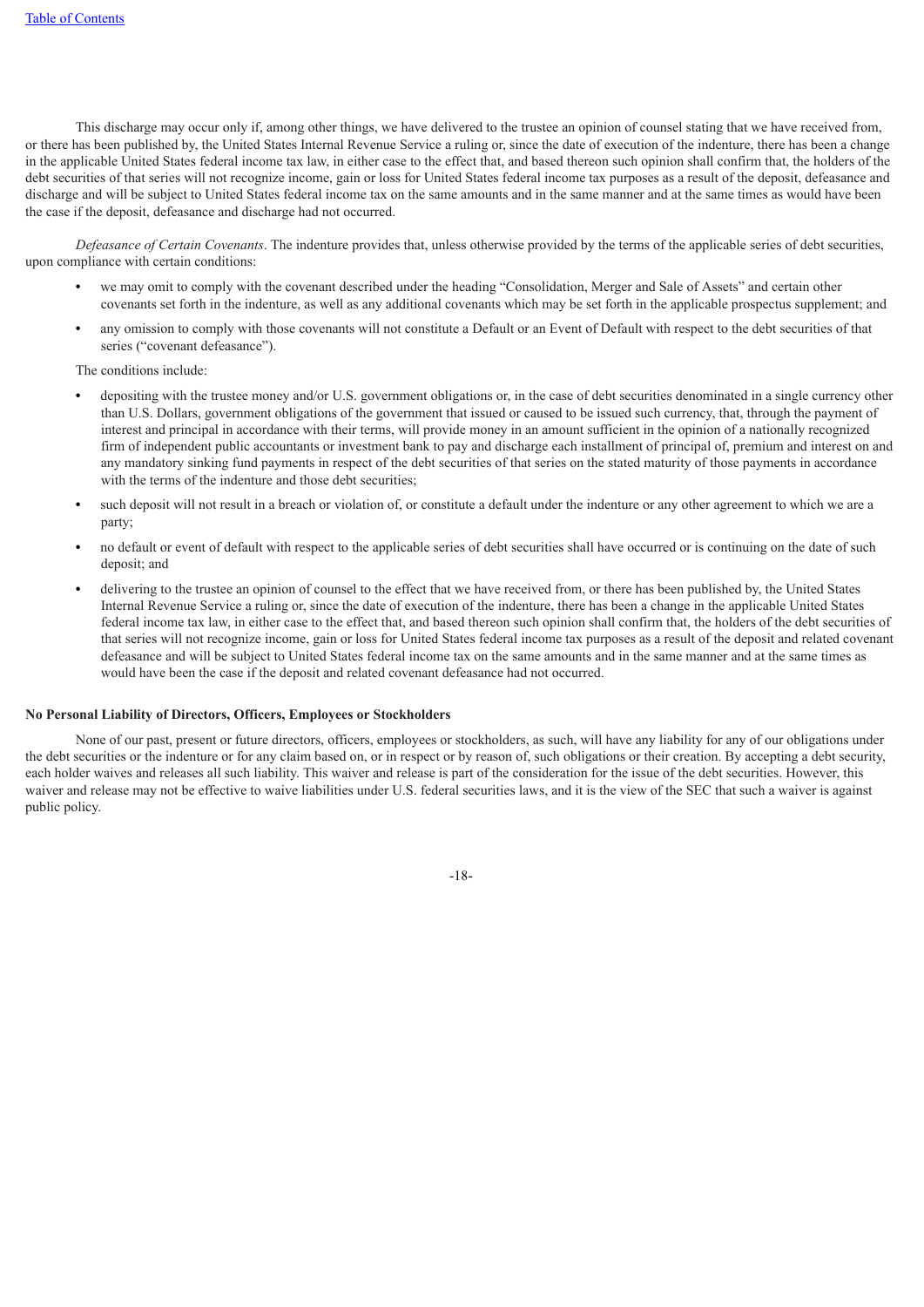This discharge may occur only if, among other things, we have delivered to the trustee an opinion of counsel stating that we have received from, or there has been published by, the United States Internal Revenue Service a ruling or, since the date of execution of the indenture, there has been a change in the applicable United States federal income tax law, in either case to the effect that, and based thereon such opinion shall confirm that, the holders of the debt securities of that series will not recognize income, gain or loss for United States federal income tax purposes as a result of the deposit, defeasance and discharge and will be subject to United States federal income tax on the same amounts and in the same manner and at the same times as would have been the case if the deposit, defeasance and discharge had not occurred.

*Defeasance of Certain Covenants*. The indenture provides that, unless otherwise provided by the terms of the applicable series of debt securities, upon compliance with certain conditions:

- we may omit to comply with the covenant described under the heading "Consolidation, Merger and Sale of Assets" and certain other covenants set forth in the indenture, as well as any additional covenants which may be set forth in the applicable prospectus supplement; and
- any omission to comply with those covenants will not constitute a Default or an Event of Default with respect to the debt securities of that series ("covenant defeasance").

The conditions include:

- depositing with the trustee money and/or U.S. government obligations or, in the case of debt securities denominated in a single currency other than U.S. Dollars, government obligations of the government that issued or caused to be issued such currency, that, through the payment of interest and principal in accordance with their terms, will provide money in an amount sufficient in the opinion of a nationally recognized firm of independent public accountants or investment bank to pay and discharge each installment of principal of, premium and interest on and any mandatory sinking fund payments in respect of the debt securities of that series on the stated maturity of those payments in accordance with the terms of the indenture and those debt securities;
- such deposit will not result in a breach or violation of, or constitute a default under the indenture or any other agreement to which we are a party;
- no default or event of default with respect to the applicable series of debt securities shall have occurred or is continuing on the date of such deposit; and
- delivering to the trustee an opinion of counsel to the effect that we have received from, or there has been published by, the United States Internal Revenue Service a ruling or, since the date of execution of the indenture, there has been a change in the applicable United States federal income tax law, in either case to the effect that, and based thereon such opinion shall confirm that, the holders of the debt securities of that series will not recognize income, gain or loss for United States federal income tax purposes as a result of the deposit and related covenant defeasance and will be subject to United States federal income tax on the same amounts and in the same manner and at the same times as would have been the case if the deposit and related covenant defeasance had not occurred.

**No Personal Liability of Directors, Officers, Employees or Stockholders**

None of our past, present or future directors, officers, employees or stockholders, as such, will have any liability for any of our obligations under the debt securities or the indenture or for any claim based on, or in respect or by reason of, such obligations or their creation. By accepting a debt security, each holder waives and releases all such liability. This waiver and release is part of the consideration for the issue of the debt securities. However, this waiver and release may not be effective to waive liabilities under U.S. federal securities laws, and it is the view of the SEC that such a waiver is against public policy.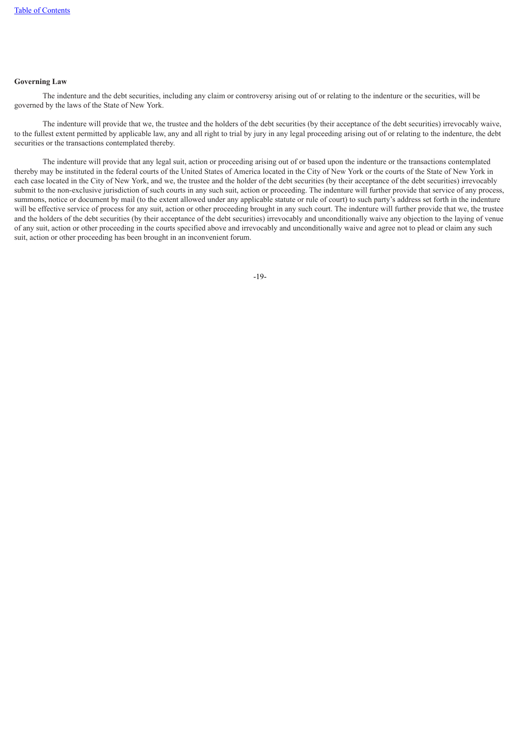**Governing Law**

The indenture and the debt securities, including any claim or controversy arising out of or relating to the indenture or the securities, will be governed by the laws of the State of New York.

The indenture will provide that we, the trustee and the holders of the debt securities (by their acceptance of the debt securities) irrevocably waive, to the fullest extent permitted by applicable law, any and all right to trial by jury in any legal proceeding arising out of or relating to the indenture, the debt securities or the transactions contemplated thereby.

The indenture will provide that any legal suit, action or proceeding arising out of or based upon the indenture or the transactions contemplated thereby may be instituted in the federal courts of the United States of America located in the City of New York or the courts of the State of New York in each case located in the City of New York, and we, the trustee and the holder of the debt securities (by their acceptance of the debt securities) irrevocably submit to the non-exclusive jurisdiction of such courts in any such suit, action or proceeding. The indenture will further provide that service of any process, summons, notice or document by mail (to the extent allowed under any applicable statute or rule of court) to such party's address set forth in the indenture will be effective service of process for any suit, action or other proceeding brought in any such court. The indenture will further provide that we, the trustee and the holders of the debt securities (by their acceptance of the debt securities) irrevocably and unconditionally waive any objection to the laying of venue of any suit, action or other proceeding in the courts specified above and irrevocably and unconditionally waive and agree not to plead or claim any such suit, action or other proceeding has been brought in an inconvenient forum.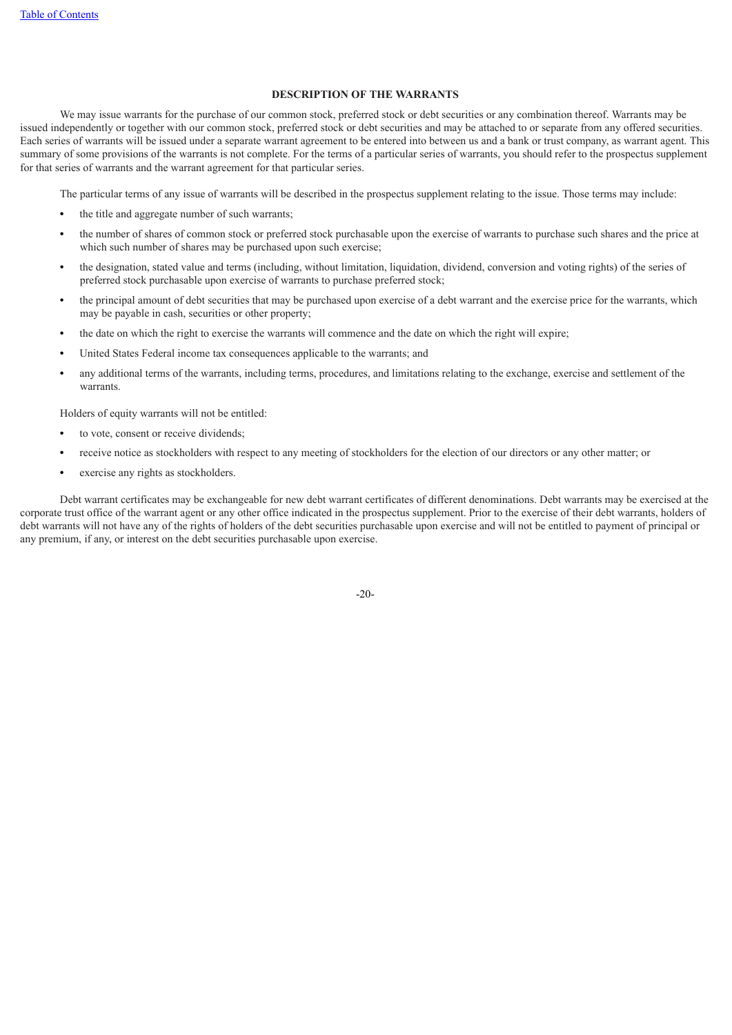## DESCRIPTION OF THE WARRANTS

We may issue warrants for the purchase of our common stock, preferred stock or debt securities or any combination thereof. Warrants may be issued independently or together with our common stock, preferred stock or debt securities and may be attached to or separate from any offered securities. Each series of warrants will be issued under a separate warrant agreement to be entered into between us and a bank or trust company, as warrant agent. This summary of some provisions of the warrants is not complete. For the terms of a particular series of warrants, you should refer to the prospectus supplement for that series of warrants and the warrant agreement for that particular series.

The particular terms of any issue of warrants will be described in the prospectus supplement relating to the issue. Those terms may include:

- the title and aggregate number of such warrants;
- the number of shares of common stock or preferred stock purchasable upon the exercise of warrants to purchase such shares and the price at which such number of shares may be purchased upon such exercise;
- the designation, stated value and terms (including, without limitation, liquidation, dividend, conversion and voting rights) of the series of preferred stock purchasable upon exercise of warrants to purchase preferred stock;
- the principal amount of debt securities that may be purchased upon exercise of a debt warrant and the exercise price for the warrants, which may be payable in cash, securities or other property;
- the date on which the right to exercise the warrants will commence and the date on which the right will expire;
- United States Federal income tax consequences applicable to the warrants; and
- any additional terms of the warrants, including terms, procedures, and limitations relating to the exchange, exercise and settlement of the warrants.

Holders of equity warrants will not be entitled:

- to vote, consent or receive dividends;
- receive notice as stockholders with respect to any meeting of stockholders for the election of our directors or any other matter; or
- exercise any rights as stockholders.

Debt warrant certificates may be exchangeable for new debt warrant certificates of different denominations. Debt warrants may be exercised at the corporate trust office of the warrant agent or any other office indicated in the prospectus supplement. Prior to the exercise of their debt warrants, holders of debt warrants will not have any of the rights of holders of the debt securities purchasable upon exercise and will not be entitled to payment of principal or any premium, if any, or interest on the debt securities purchasable upon exercise.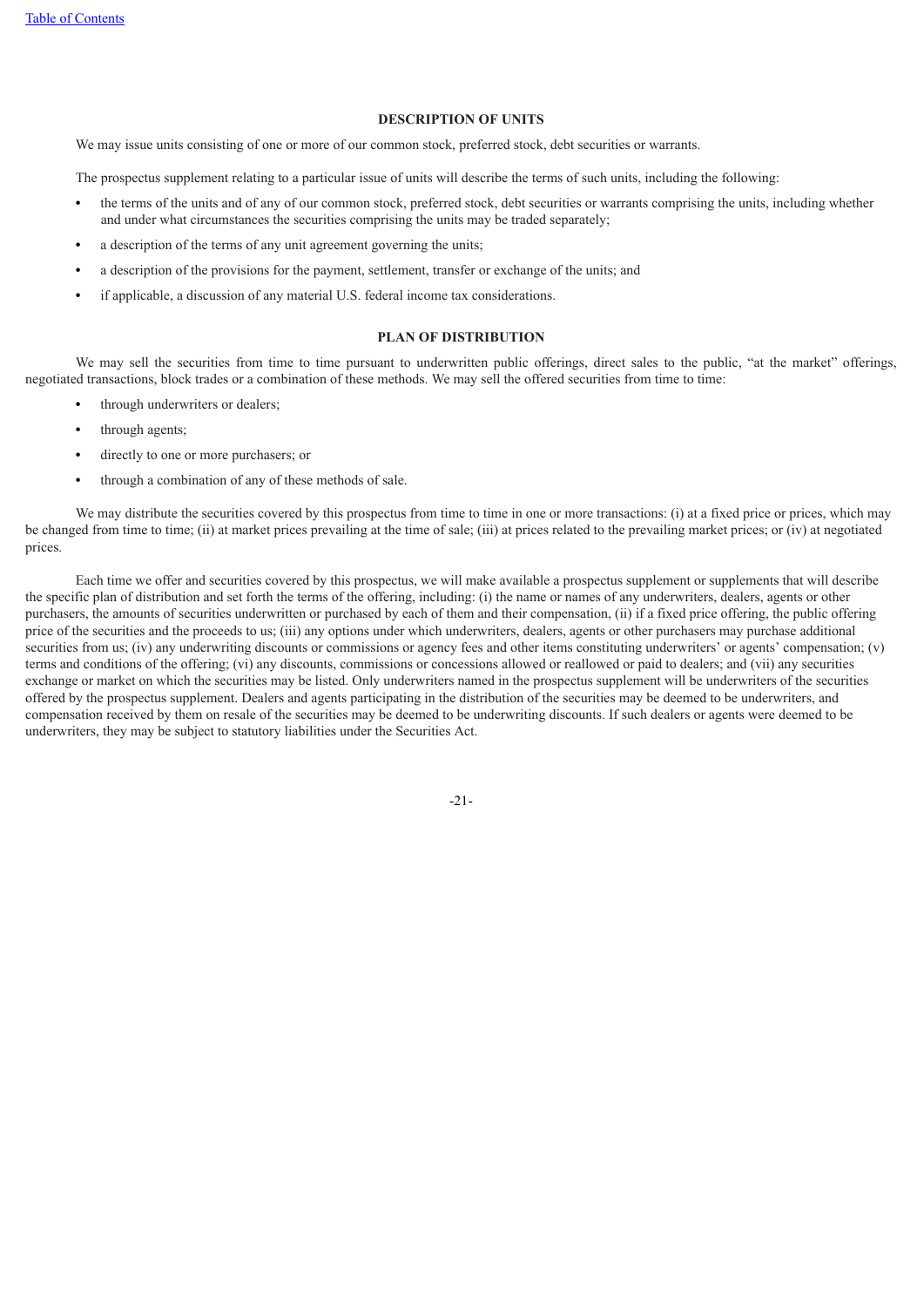## DESCRIPTION OF UNITS

We may issue units consisting of one or more of our common stock, preferred stock, debt securities or warrants.

The prospectus supplement relating to a particular issue of units will describe the terms of such units, including the following:

- the terms of the units and of any of our common stock, preferred stock, debt securities or warrants comprising the units, including whether and under what circumstances the securities comprising the units may be traded separately;
- a description of the terms of any unit agreement governing the units;
- a description of the provisions for the payment, settlement, transfer or exchange of the units; and
- if applicable, a discussion of any material U.S. federal income tax considerations.

## PLAN OF DISTRIBUTION

We may sell the securities from time to time pursuant to underwritten public offerings, direct sales to the public, "at the market" offerings, negotiated transactions, block trades or a combination of these methods. We may sell the offered securities from time to time:

- through underwriters or dealers;
- through agents;
- directly to one or more purchasers; or
- through a combination of any of these methods of sale.

We may distribute the securities covered by this prospectus from time to time in one or more transactions: (i) at a fixed price or prices, which may be changed from time to time; (ii) at market prices prevailing at the time of sale; (iii) at prices related to the prevailing market prices; or (iv) at negotiated prices.

Each time we offer and securities covered by this prospectus, we will make available a prospectus supplement or supplements that will describe the specific plan of distribution and set forth the terms of the offering, including: (i) the name or names of any underwriters, dealers, agents or other purchasers, the amounts of securities underwritten or purchased by each of them and their compensation, (ii) if a fixed price offering, the public offering price of the securities and the proceeds to us; (iii) any options under which underwriters, dealers, agents or other purchasers may purchase additional securities from us; (iv) any underwriting discounts or commissions or agency fees and other items constituting underwriters' or agents' compensation; (v) terms and conditions of the offering; (vi) any discounts, commissions or concessions allowed or reallowed or paid to dealers; and (vii) any securities exchange or market on which the securities may be listed. Only underwriters named in the prospectus supplement will be underwriters of the securities offered by the prospectus supplement. Dealers and agents participating in the distribution of the securities may be deemed to be underwriters, and compensation received by them on resale of the securities may be deemed to be underwriting discounts. If such dealers or agents were deemed to be underwriters, they may be subject to statutory liabilities under the Securities Act.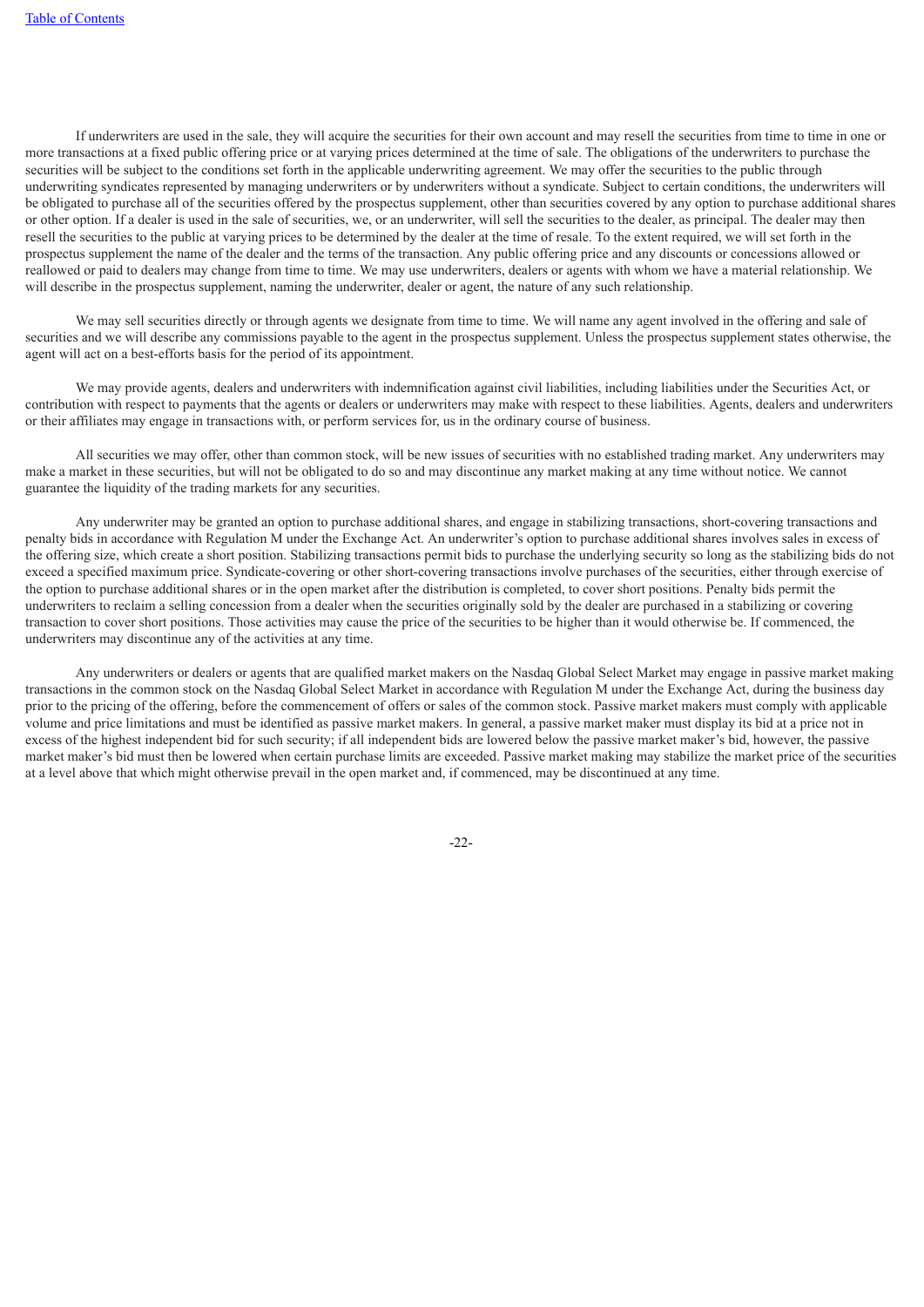If underwriters are used in the sale, they will acquire the securities for their own account and may resell the securities from time to time in one or more transactions at a fixed public offering price or at varying prices determined at the time of sale. The obligations of the underwriters to purchase the securities will be subject to the conditions set forth in the applicable underwriting agreement. We may offer the securities to the public through underwriting syndicates represented by managing underwriters or by underwriters without a syndicate. Subject to certain conditions, the underwriters will be obligated to purchase all of the securities offered by the prospectus supplement, other than securities covered by any option to purchase additional shares or other option. If a dealer is used in the sale of securities, we, or an underwriter, will sell the securities to the dealer, as principal. The dealer may then resell the securities to the public at varying prices to be determined by the dealer at the time of resale. To the extent required, we will set forth in the prospectus supplement the name of the dealer and the terms of the transaction. Any public offering price and any discounts or concessions allowed or reallowed or paid to dealers may change from time to time. We may use underwriters, dealers or agents with whom we have a material relationship. We will describe in the prospectus supplement, naming the underwriter, dealer or agent, the nature of any such relationship.

We may sell securities directly or through agents we designate from time to time. We will name any agent involved in the offering and sale of securities and we will describe any commissions payable to the agent in the prospectus supplement. Unless the prospectus supplement states otherwise, the agent will act on a best-efforts basis for the period of its appointment.

We may provide agents, dealers and underwriters with indemnification against civil liabilities, including liabilities under the Securities Act, or contribution with respect to payments that the agents or dealers or underwriters may make with respect to these liabilities. Agents, dealers and underwriters or their affiliates may engage in transactions with, or perform services for, us in the ordinary course of business.

All securities we may offer, other than common stock, will be new issues of securities with no established trading market. Any underwriters may make a market in these securities, but will not be obligated to do so and may discontinue any market making at any time without notice. We cannot guarantee the liquidity of the trading markets for any securities.

Any underwriter may be granted an option to purchase additional shares, and engage in stabilizing transactions, short-covering transactions and penalty bids in accordance with Regulation M under the Exchange Act. An underwriter's option to purchase additional shares involves sales in excess of the offering size, which create a short position. Stabilizing transactions permit bids to purchase the underlying security so long as the stabilizing bids do not exceed a specified maximum price. Syndicate-covering or other short-covering transactions involve purchases of the securities, either through exercise of the option to purchase additional shares or in the open market after the distribution is completed, to cover short positions. Penalty bids permit the underwriters to reclaim a selling concession from a dealer when the securities originally sold by the dealer are purchased in a stabilizing or covering transaction to cover short positions. Those activities may cause the price of the securities to be higher than it would otherwise be. If commenced, the underwriters may discontinue any of the activities at any time.

Any underwriters or dealers or agents that are qualified market makers on the Nasdaq Global Select Market may engage in passive market making transactions in the common stock on the Nasdaq Global Select Market in accordance with Regulation M under the Exchange Act, during the business day prior to the pricing of the offering, before the commencement of offers or sales of the common stock. Passive market makers must comply with applicable volume and price limitations and must be identified as passive market makers. In general, a passive market maker must display its bid at a price not in excess of the highest independent bid for such security; if all independent bids are lowered below the passive market maker's bid, however, the passive market maker's bid must then be lowered when certain purchase limits are exceeded. Passive market making may stabilize the market price of the securities at a level above that which might otherwise prevail in the open market and, if commenced, may be discontinued at any time.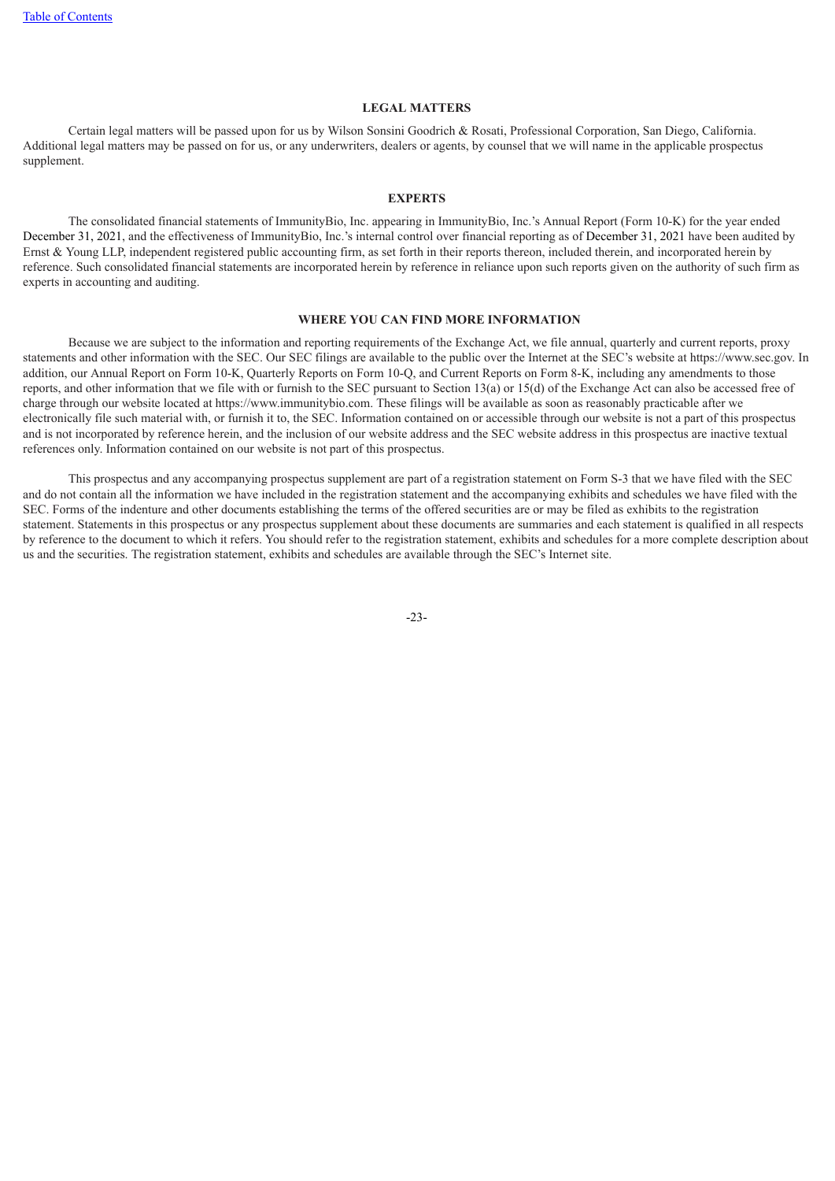## LEGAL MATTERS

Certain legal matters will be passed upon for us by Wilson Sonsini Goodrich & Rosati, Professional Corporation, San Diego, California. Additional legal matters may be passed on for us, or any underwriters, dealers or agents, by counsel that we will name in the applicable prospectus supplement.

## EXPERTS

The consolidated financial statements of ImmunityBio, Inc. appearing in ImmunityBio, Inc.'s Annual Report (Form 10-K) for the year ended December 31, 2021, and the effectiveness of ImmunityBio, Inc.'s internal control over financial reporting as of December 31, 2021 have been audited by Ernst & Young LLP, independent registered public accounting firm, as set forth in their reports thereon, included therein, and incorporated herein by reference. Such consolidated financial statements are incorporated herein by reference in reliance upon such reports given on the authority of such firm as experts in accounting and auditing.

## WHERE YOU CAN FIND MORE INFORMATION

Because we are subject to the information and reporting requirements of the Exchange Act, we file annual, quarterly and current reports, proxy statements and other information with the SEC. Our SEC filings are available to the public over the Internet at the SEC's website at https://www.sec.gov. In addition, our Annual Report on Form 10-K, Quarterly Reports on Form 10-Q, and Current Reports on Form 8-K, including any amendments to those reports, and other information that we file with or furnish to the SEC pursuant to Section 13(a) or 15(d) of the Exchange Act can also be accessed free of charge through our website located at https://www.immunitybio.com. These filings will be available as soon as reasonably practicable after we electronically file such material with, or furnish it to, the SEC. Information contained on or accessible through our website is not a part of this prospectus and is not incorporated by reference herein, and the inclusion of our website address and the SEC website address in this prospectus are inactive textual references only. Information contained on our website is not part of this prospectus.

This prospectus and any accompanying prospectus supplement are part of a registration statement on Form S-3 that we have filed with the SEC and do not contain all the information we have included in the registration statement and the accompanying exhibits and schedules we have filed with the SEC. Forms of the indenture and other documents establishing the terms of the offered securities are or may be filed as exhibits to the registration statement. Statements in this prospectus or any prospectus supplement about these documents are summaries and each statement is qualified in all respects by reference to the document to which it refers. You should refer to the registration statement, exhibits and schedules for a more complete description about us and the securities. The registration statement, exhibits and schedules are available through the SEC's Internet site.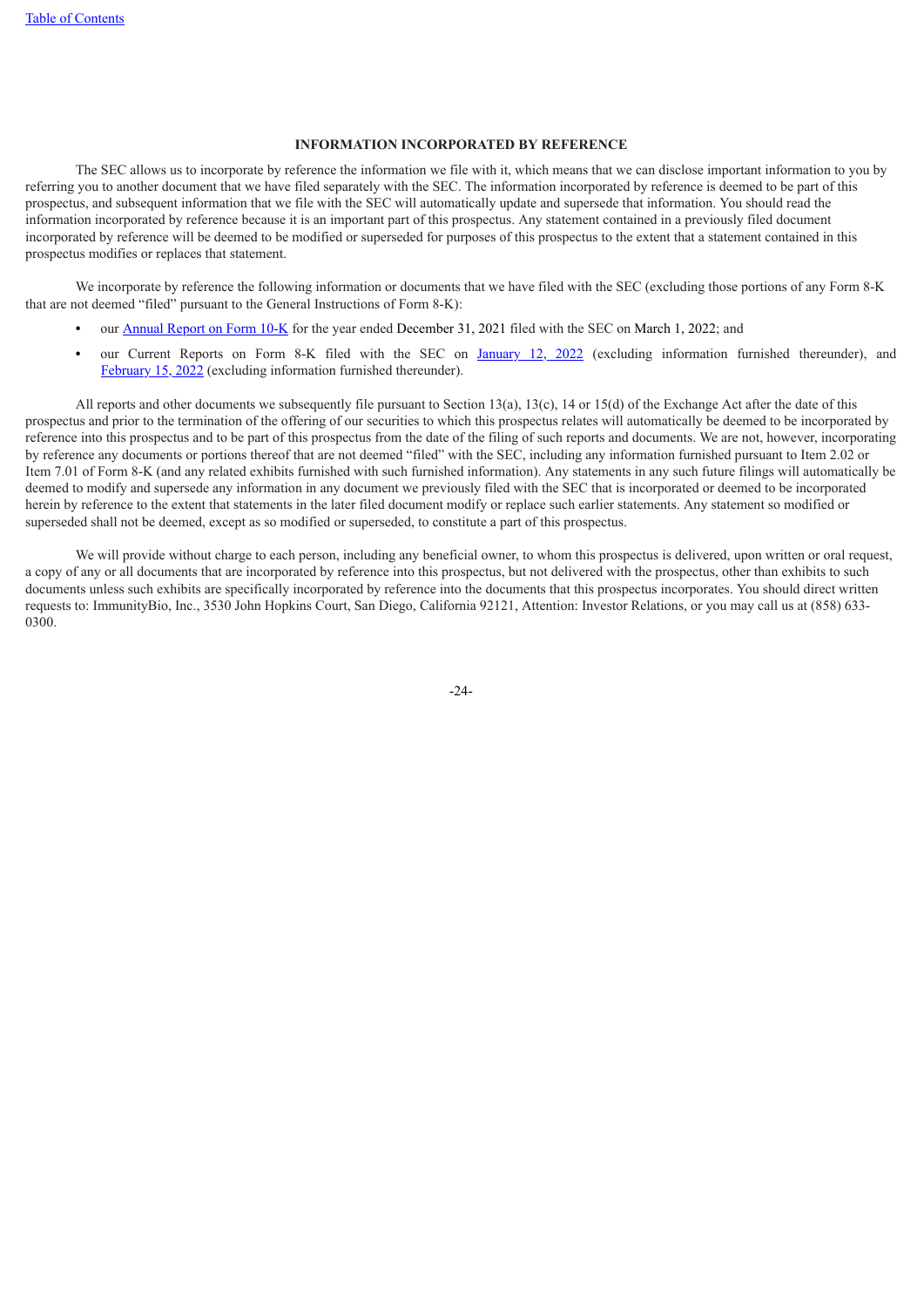## INFORMATION INCORPORATED BY REFERENCE

The SEC allows us to incorporate by reference the information we file with it, which means that we can disclose important information to you by referring you to another document that we have filed separately with the SEC. The information incorporated by reference is deemed to be part of this prospectus, and subsequent information that we file with the SEC will automatically update and supersede that information. You should read the information incorporated by reference because it is an important part of this prospectus. Any statement contained in a previously filed document incorporated by reference will be deemed to be modified or superseded for purposes of this prospectus to the extent that a statement contained in this prospectus modifies or replaces that statement.

We incorporate by reference the following information or documents that we have filed with the SEC (excluding those portions of any Form 8-K that are not deemed "filed" pursuant to the General Instructions of Form 8-K):

- our Annual Report on Form 10-K for the year ended December 31, 2021 filed with the SEC on March 1, 2022; and
- our Current Reports on Form 8-K filed with the SEC on January 12, 2022 (excluding information furnished thereunder), and February 15, 2022 (excluding information furnished thereunder).

All reports and other documents we subsequently file pursuant to Section 13(a), 13(c), 14 or 15(d) of the Exchange Act after the date of this prospectus and prior to the termination of the offering of our securities to which this prospectus relates will automatically be deemed to be incorporated by reference into this prospectus and to be part of this prospectus from the date of the filing of such reports and documents. We are not, however, incorporating by reference any documents or portions thereof that are not deemed "filed" with the SEC, including any information furnished pursuant to Item 2.02 or Item 7.01 of Form 8-K (and any related exhibits furnished with such furnished information). Any statements in any such future filings will automatically be deemed to modify and supersede any information in any document we previously filed with the SEC that is incorporated or deemed to be incorporated herein by reference to the extent that statements in the later filed document modify or replace such earlier statements. Any statement so modified or superseded shall not be deemed, except as so modified or superseded, to constitute a part of this prospectus.

We will provide without charge to each person, including any beneficial owner, to whom this prospectus is delivered, upon written or oral request, a copy of any or all documents that are incorporated by reference into this prospectus, but not delivered with the prospectus, other than exhibits to such documents unless such exhibits are specifically incorporated by reference into the documents that this prospectus incorporates. You should direct written requests to: ImmunityBio, Inc., 3530 John Hopkins Court, San Diego, California 92121, Attention: Investor Relations, or you may call us at (858) 633-0300.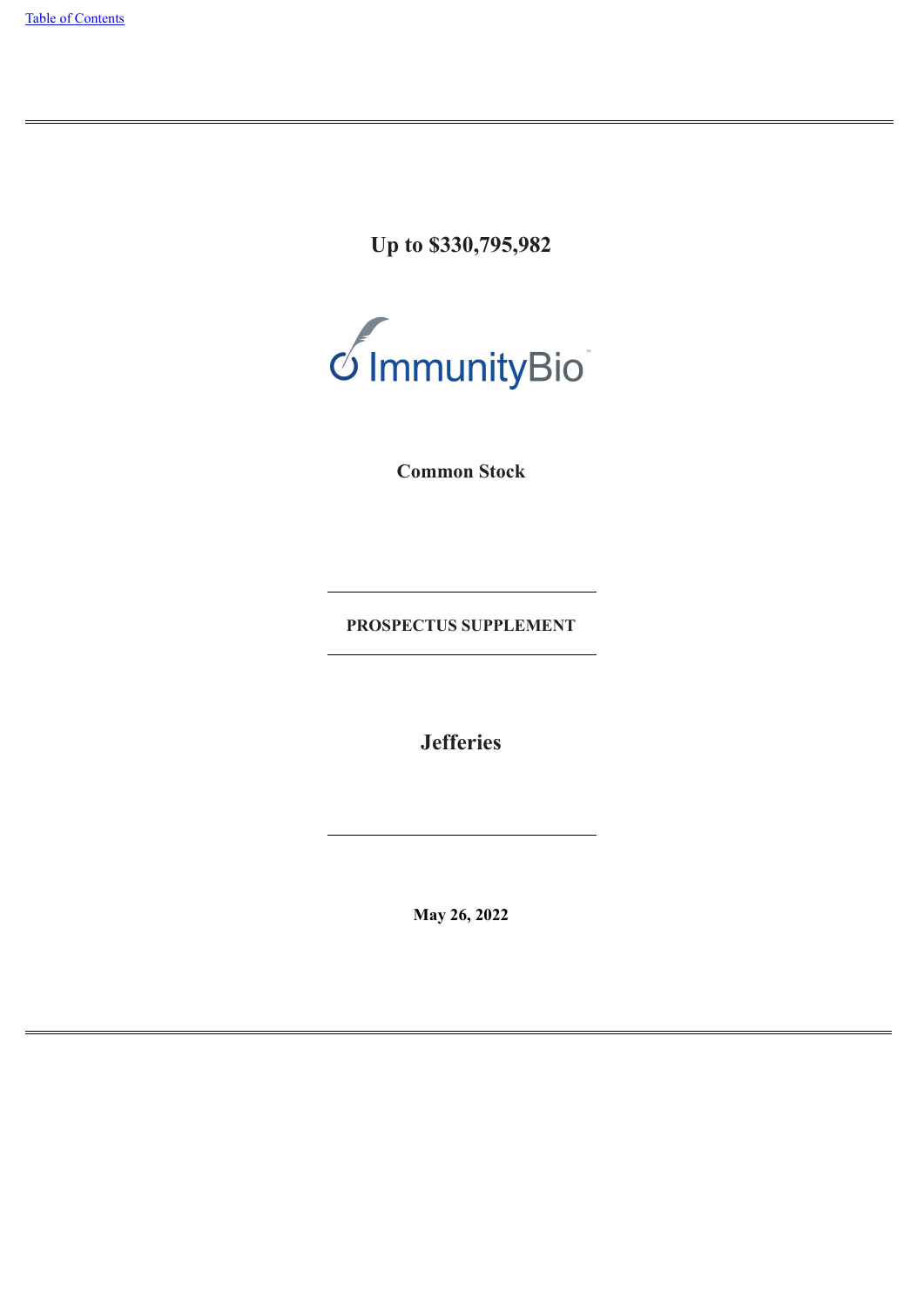**Up to $330,795,982**

ImmunityBio

**Common Stock**

---

**PROSPECTUS SUPPLEMENT**

---

**Jefferies**

---

**May 26, 2022**